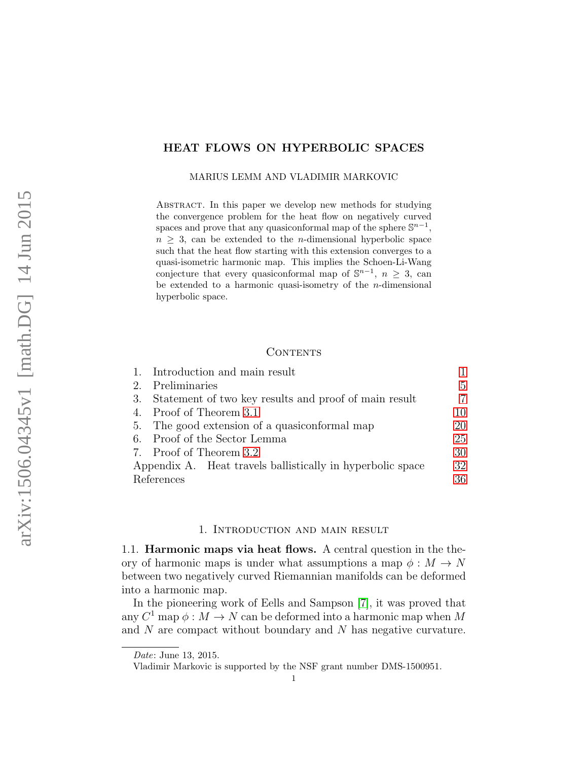# HEAT FLOWS ON HYPERBOLIC SPACES

MARIUS LEMM AND VLADIMIR MARKOVIC

Abstract. In this paper we develop new methods for studying the convergence problem for the heat flow on negatively curved spaces and prove that any quasiconformal map of the sphere $\mathbb{S}^{n-1}$, $n \geq 3$, can be extended to the $n$-dimensional hyperbolic space such that the heat flow starting with this extension converges to a quasi-isometric harmonic map. This implies the Schoen-Li-Wang conjecture that every quasiconformal map of $\mathbb{S}^{n-1}$, $n \geq 3$, can be extended to a harmonic quasi-isometry of the $n$-dimensional hyperbolic space.

## Contents

1. Introduction and main result — 1
2. Preliminaries — 5
3. Statement of two key results and proof of main result — 7
4. Proof of Theorem 3.1 — 10
5. The good extension of a quasiconformal map — 20
6. Proof of the Sector Lemma — 25
7. Proof of Theorem 3.2 — 30

Appendix A. Heat travels ballistically in hyperbolic space — 32

References — 36

## 1. Introduction and main result

1.1. **Harmonic maps via heat flows.** A central question in the theory of harmonic maps is under what assumptions a map $\phi : M \to N$ between two negatively curved Riemannian manifolds can be deformed into a harmonic map.

In the pioneering work of Eells and Sampson [7], it was proved that any $C^1$ map $\phi : M \to N$ can be deformed into a harmonic map when $M$ and $N$ are compact without boundary and $N$ has negative curvature.

*Date*: June 13, 2015.

Vladimir Markovic is supported by the NSF grant number DMS-1500951.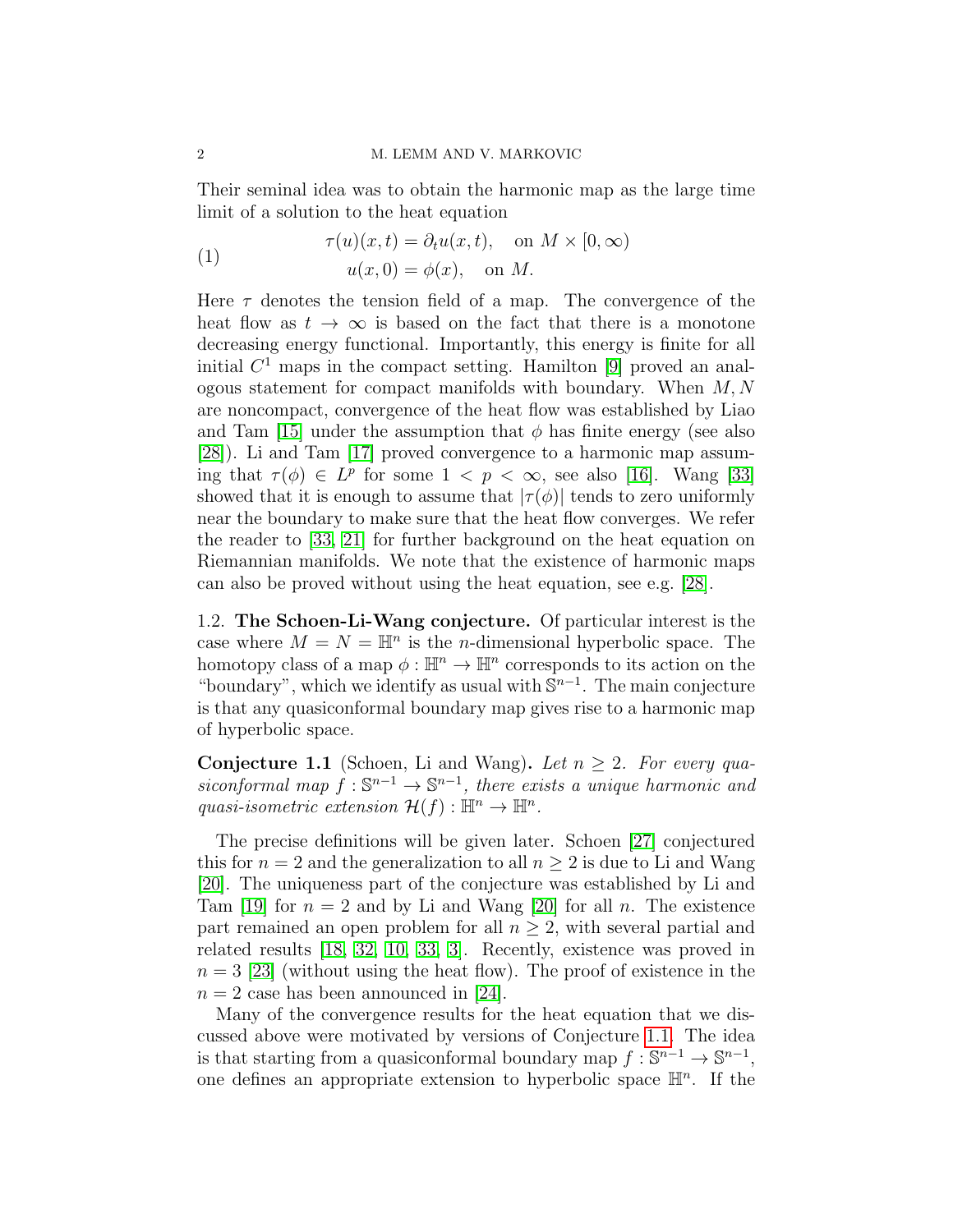Their seminal idea was to obtain the harmonic map as the large time limit of a solution to the heat equation

$$
\tau(u)(x,t) = \partial_t u(x,t), \quad \text{on } M \times [0,\infty) \tag{1}
$$
$$
u(x,0) = \phi(x), \quad \text{on } M.
$$

Here $\tau$ denotes the tension field of a map. The convergence of the heat flow as $t \to \infty$ is based on the fact that there is a monotone decreasing energy functional. Importantly, this energy is finite for all initial $C^1$ maps in the compact setting. Hamilton [9] proved an analogous statement for compact manifolds with boundary. When $M, N$ are noncompact, convergence of the heat flow was established by Liao and Tam [15] under the assumption that $\phi$ has finite energy (see also [28]). Li and Tam [17] proved convergence to a harmonic map assuming that $\tau(\phi) \in L^p$ for some $1 < p < \infty$, see also [16]. Wang [33] showed that it is enough to assume that $|\tau(\phi)|$ tends to zero uniformly near the boundary to make sure that the heat flow converges. We refer the reader to [33, 21] for further background on the heat equation on Riemannian manifolds. We note that the existence of harmonic maps can also be proved without using the heat equation, see e.g. [28].

## 1.2. The Schoen-Li-Wang conjecture.

Of particular interest is the case where $M = N = \mathbb{H}^n$ is the $n$-dimensional hyperbolic space. The homotopy class of a map $\phi : \mathbb{H}^n \to \mathbb{H}^n$ corresponds to its action on the "boundary", which we identify as usual with $\mathbb{S}^{n-1}$. The main conjecture is that any quasiconformal boundary map gives rise to a harmonic map of hyperbolic space.

**Conjecture 1.1** (Schoen, Li and Wang). *Let $n \geq 2$. For every quasiconformal map $f : \mathbb{S}^{n-1} \to \mathbb{S}^{n-1}$, there exists a unique harmonic and quasi-isometric extension $\mathcal{H}(f) : \mathbb{H}^n \to \mathbb{H}^n$.*

The precise definitions will be given later. Schoen [27] conjectured this for $n = 2$ and the generalization to all $n \geq 2$ is due to Li and Wang [20]. The uniqueness part of the conjecture was established by Li and Tam [19] for $n = 2$ and by Li and Wang [20] for all $n$. The existence part remained an open problem for all $n \geq 2$, with several partial and related results [18, 32, 10, 33, 3]. Recently, existence was proved in $n = 3$ [23] (without using the heat flow). The proof of existence in the $n = 2$ case has been announced in [24].

Many of the convergence results for the heat equation that we discussed above were motivated by versions of Conjecture 1.1. The idea is that starting from a quasiconformal boundary map $f : \mathbb{S}^{n-1} \to \mathbb{S}^{n-1}$, one defines an appropriate extension to hyperbolic space $\mathbb{H}^n$. If the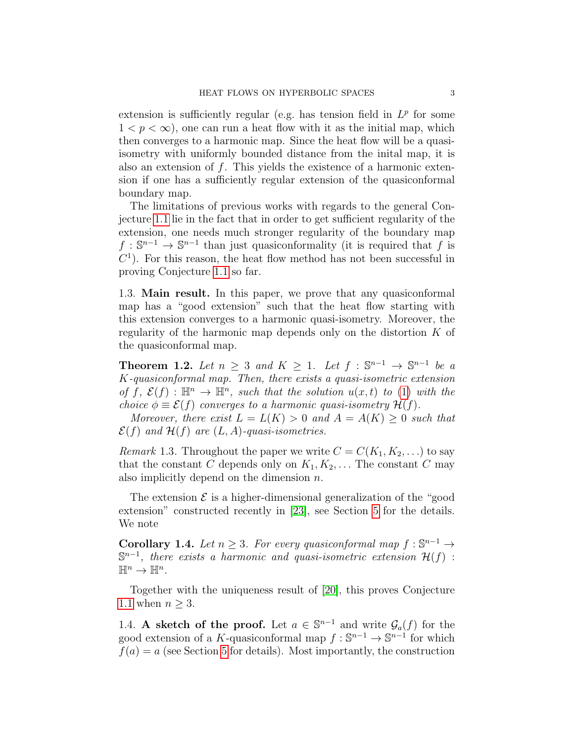extension is sufficiently regular (e.g. has tension field in $L^p$ for some $1 < p < \infty$), one can run a heat flow with it as the initial map, which then converges to a harmonic map. Since the heat flow will be a quasi-isometry with uniformly bounded distance from the inital map, it is also an extension of $f$. This yields the existence of a harmonic extension if one has a sufficiently regular extension of the quasiconformal boundary map.

The limitations of previous works with regards to the general Conjecture 1.1 lie in the fact that in order to get sufficient regularity of the extension, one needs much stronger regularity of the boundary map $f : \mathbb{S}^{n-1} \to \mathbb{S}^{n-1}$ than just quasiconformality (it is required that $f$ is $C^1$). For this reason, the heat flow method has not been successful in proving Conjecture 1.1 so far.

1.3. **Main result.** In this paper, we prove that any quasiconformal map has a "good extension" such that the heat flow starting with this extension converges to a harmonic quasi-isometry. Moreover, the regularity of the harmonic map depends only on the distortion $K$ of the quasiconformal map.

**Theorem 1.2.** *Let $n \geq 3$ and $K \geq 1$. Let $f : \mathbb{S}^{n-1} \to \mathbb{S}^{n-1}$ be a $K$-quasiconformal map. Then, there exists a quasi-isometric extension of $f$, $\mathcal{E}(f) : \mathbb{H}^n \to \mathbb{H}^n$, such that the solution $u(x,t)$ to (1) with the choice $\phi \equiv \mathcal{E}(f)$ converges to a harmonic quasi-isometry $\mathcal{H}(f)$.*

*Moreover, there exist $L = L(K) > 0$ and $A = A(K) \geq 0$ such that $\mathcal{E}(f)$ and $\mathcal{H}(f)$ are $(L, A)$-quasi-isometries.*

*Remark* 1.3. Throughout the paper we write $C = C(K_1, K_2, \ldots)$ to say that the constant $C$ depends only on $K_1, K_2, \ldots$ The constant $C$ may also implicitly depend on the dimension $n$.

The extension $\mathcal{E}$ is a higher-dimensional generalization of the "good extension" constructed recently in [23], see Section 5 for the details. We note

**Corollary 1.4.** *Let $n \geq 3$. For every quasiconformal map $f : \mathbb{S}^{n-1} \to \mathbb{S}^{n-1}$, there exists a harmonic and quasi-isometric extension $\mathcal{H}(f) : \mathbb{H}^n \to \mathbb{H}^n$.*

Together with the uniqueness result of [20], this proves Conjecture 1.1 when $n \geq 3$.

1.4. **A sketch of the proof.** Let $a \in \mathbb{S}^{n-1}$ and write $\mathcal{G}_a(f)$ for the good extension of a $K$-quasiconformal map $f : \mathbb{S}^{n-1} \to \mathbb{S}^{n-1}$ for which $f(a) = a$ (see Section 5 for details). Most importantly, the construction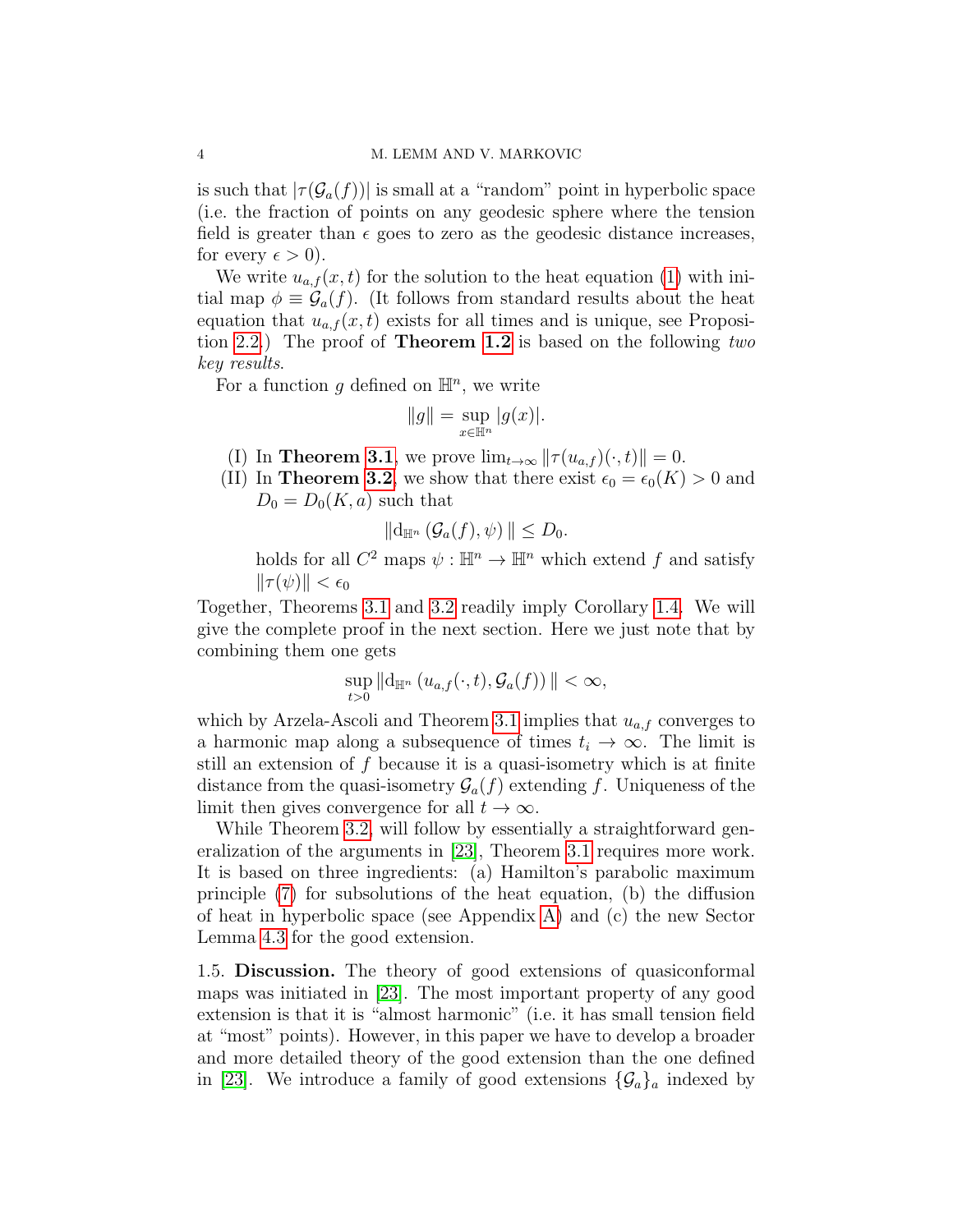is such that $|\tau(\mathcal{G}_a(f))|$ is small at a "random" point in hyperbolic space (i.e. the fraction of points on any geodesic sphere where the tension field is greater than $\epsilon$ goes to zero as the geodesic distance increases, for every $\epsilon > 0$).

We write $u_{a,f}(x,t)$ for the solution to the heat equation (1) with initial map $\phi \equiv \mathcal{G}_a(f)$. (It follows from standard results about the heat equation that $u_{a,f}(x,t)$ exists for all times and is unique, see Proposition 2.2.) The proof of **Theorem 1.2** is based on the following *two key results*.

For a function $g$ defined on $\mathbb{H}^n$, we write

$$\|g\| = \sup_{x\in\mathbb{H}^n} |g(x)|.$$

(I) In **Theorem 3.1**, we prove $\lim_{t\to\infty} \|\tau(u_{a,f})(\cdot,t)\| = 0$.

(II) In **Theorem 3.2**, we show that there exist $\epsilon_0 = \epsilon_0(K) > 0$ and $D_0 = D_0(K,a)$ such that

$$\|\mathrm{d}_{\mathbb{H}^n}\left(\mathcal{G}_a(f), \psi\right)\| \leq D_0.$$

holds for all $C^2$ maps $\psi : \mathbb{H}^n \to \mathbb{H}^n$ which extend $f$ and satisfy $\|\tau(\psi)\| < \epsilon_0$

Together, Theorems 3.1 and 3.2 readily imply Corollary 1.4. We will give the complete proof in the next section. Here we just note that by combining them one gets

$$\sup_{t>0} \|\mathrm{d}_{\mathbb{H}^n}\left(u_{a,f}(\cdot,t), \mathcal{G}_a(f)\right)\| < \infty,$$

which by Arzela-Ascoli and Theorem 3.1 implies that $u_{a,f}$ converges to a harmonic map along a subsequence of times $t_i \to \infty$. The limit is still an extension of $f$ because it is a quasi-isometry which is at finite distance from the quasi-isometry $\mathcal{G}_a(f)$ extending $f$. Uniqueness of the limit then gives convergence for all $t \to \infty$.

While Theorem 3.2, will follow by essentially a straightforward generalization of the arguments in [23], Theorem 3.1 requires more work. It is based on three ingredients: (a) Hamilton's parabolic maximum principle (7) for subsolutions of the heat equation, (b) the diffusion of heat in hyperbolic space (see Appendix A) and (c) the new Sector Lemma 4.3 for the good extension.

1.5. **Discussion.** The theory of good extensions of quasiconformal maps was initiated in [23]. The most important property of any good extension is that it is "almost harmonic" (i.e. it has small tension field at "most" points). However, in this paper we have to develop a broader and more detailed theory of the good extension than the one defined in [23]. We introduce a family of good extensions $\{\mathcal{G}_a\}_a$ indexed by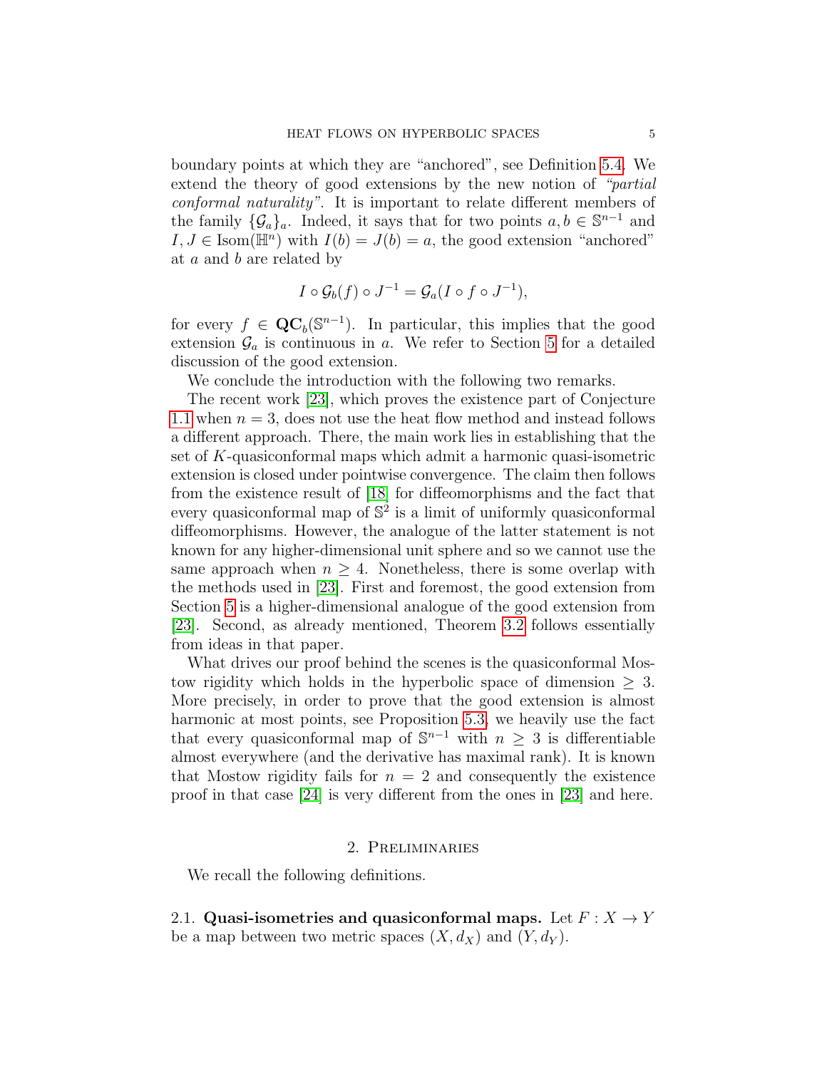boundary points at which they are "anchored", see Definition 5.4. We extend the theory of good extensions by the new notion of *"partial conformal naturality"*. It is important to relate different members of the family $\{\mathcal{G}_a\}_a$. Indeed, it says that for two points $a, b \in \mathbb{S}^{n-1}$ and $I, J \in \mathrm{Isom}(\mathbb{H}^n)$ with $I(b) = J(b) = a$, the good extension "anchored" at $a$ and $b$ are related by

$$I \circ \mathcal{G}_b(f) \circ J^{-1} = \mathcal{G}_a(I \circ f \circ J^{-1}),$$

for every $f \in \mathbf{QC}_b(\mathbb{S}^{n-1})$. In particular, this implies that the good extension $\mathcal{G}_a$ is continuous in $a$. We refer to Section 5 for a detailed discussion of the good extension.

We conclude the introduction with the following two remarks.

The recent work [23], which proves the existence part of Conjecture 1.1 when $n = 3$, does not use the heat flow method and instead follows a different approach. There, the main work lies in establishing that the set of $K$-quasiconformal maps which admit a harmonic quasi-isometric extension is closed under pointwise convergence. The claim then follows from the existence result of [18] for diffeomorphisms and the fact that every quasiconformal map of $\mathbb{S}^2$ is a limit of uniformly quasiconformal diffeomorphisms. However, the analogue of the latter statement is not known for any higher-dimensional unit sphere and so we cannot use the same approach when $n \geq 4$. Nonetheless, there is some overlap with the methods used in [23]. First and foremost, the good extension from Section 5 is a higher-dimensional analogue of the good extension from [23]. Second, as already mentioned, Theorem 3.2 follows essentially from ideas in that paper.

What drives our proof behind the scenes is the quasiconformal Mostow rigidity which holds in the hyperbolic space of dimension $\geq 3$. More precisely, in order to prove that the good extension is almost harmonic at most points, see Proposition 5.3, we heavily use the fact that every quasiconformal map of $\mathbb{S}^{n-1}$ with $n \geq 3$ is differentiable almost everywhere (and the derivative has maximal rank). It is known that Mostow rigidity fails for $n = 2$ and consequently the existence proof in that case [24] is very different from the ones in [23] and here.

## 2. Preliminaries

We recall the following definitions.

### 2.1. Quasi-isometries and quasiconformal maps.

Let $F : X \to Y$ be a map between two metric spaces $(X, d_X)$ and $(Y, d_Y)$.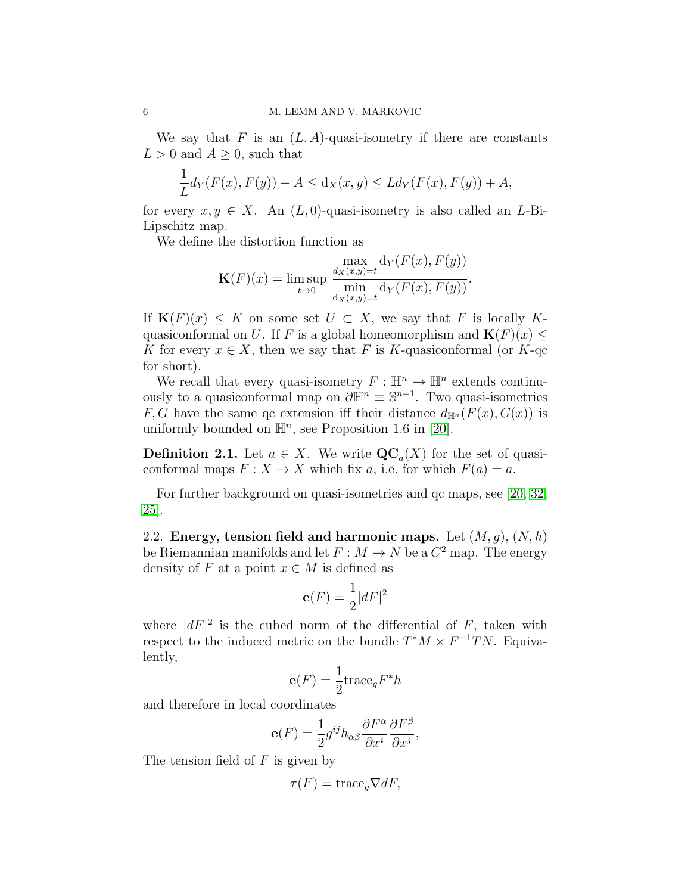We say that $F$ is an $(L, A)$-quasi-isometry if there are constants $L > 0$ and $A \geq 0$, such that

$$\frac{1}{L} d_Y(F(x), F(y)) - A \leq \mathrm{d}_X(x, y) \leq L d_Y(F(x), F(y)) + A,$$

for every $x, y \in X$. An $(L, 0)$-quasi-isometry is also called an $L$-Bi-Lipschitz map.

We define the distortion function as

$$\mathbf{K}(F)(x) = \limsup_{t \to 0} \frac{\max\limits_{d_X(x,y)=t} \mathrm{d}_Y(F(x), F(y))}{\min\limits_{\mathrm{d}_X(x,y)=t} \mathrm{d}_Y(F(x), F(y))}.$$

If $\mathbf{K}(F)(x) \leq K$ on some set $U \subset X$, we say that $F$ is locally $K$-quasiconformal on $U$. If $F$ is a global homeomorphism and $\mathbf{K}(F)(x) \leq K$ for every $x \in X$, then we say that $F$ is $K$-quasiconformal (or $K$-qc for short).

We recall that every quasi-isometry $F : \mathbb{H}^n \to \mathbb{H}^n$ extends continuously to a quasiconformal map on $\partial \mathbb{H}^n \equiv \mathbb{S}^{n-1}$. Two quasi-isometries $F, G$ have the same qc extension iff their distance $d_{\mathbb{H}^n}(F(x), G(x))$ is uniformly bounded on $\mathbb{H}^n$, see Proposition 1.6 in [20].

**Definition 2.1.** Let $a \in X$. We write $\mathbf{QC}_a(X)$ for the set of quasiconformal maps $F : X \to X$ which fix $a$, i.e. for which $F(a) = a$.

For further background on quasi-isometries and qc maps, see [20, 32, 25].

2.2. **Energy, tension field and harmonic maps.** Let $(M, g)$, $(N, h)$ be Riemannian manifolds and let $F : M \to N$ be a $C^2$ map. The energy density of $F$ at a point $x \in M$ is defined as

$$\mathbf{e}(F) = \frac{1}{2} |dF|^2$$

where $|dF|^2$ is the cubed norm of the differential of $F$, taken with respect to the induced metric on the bundle $T^*M \times F^{-1}TN$. Equivalently,

$$\mathbf{e}(F) = \frac{1}{2} \mathrm{trace}_g F^* h$$

and therefore in local coordinates

$$\mathbf{e}(F) = \frac{1}{2} g^{ij} h_{\alpha\beta} \frac{\partial F^\alpha}{\partial x^i} \frac{\partial F^\beta}{\partial x^j},$$

The tension field of $F$ is given by

$$\tau(F) = \mathrm{trace}_g \nabla dF,$$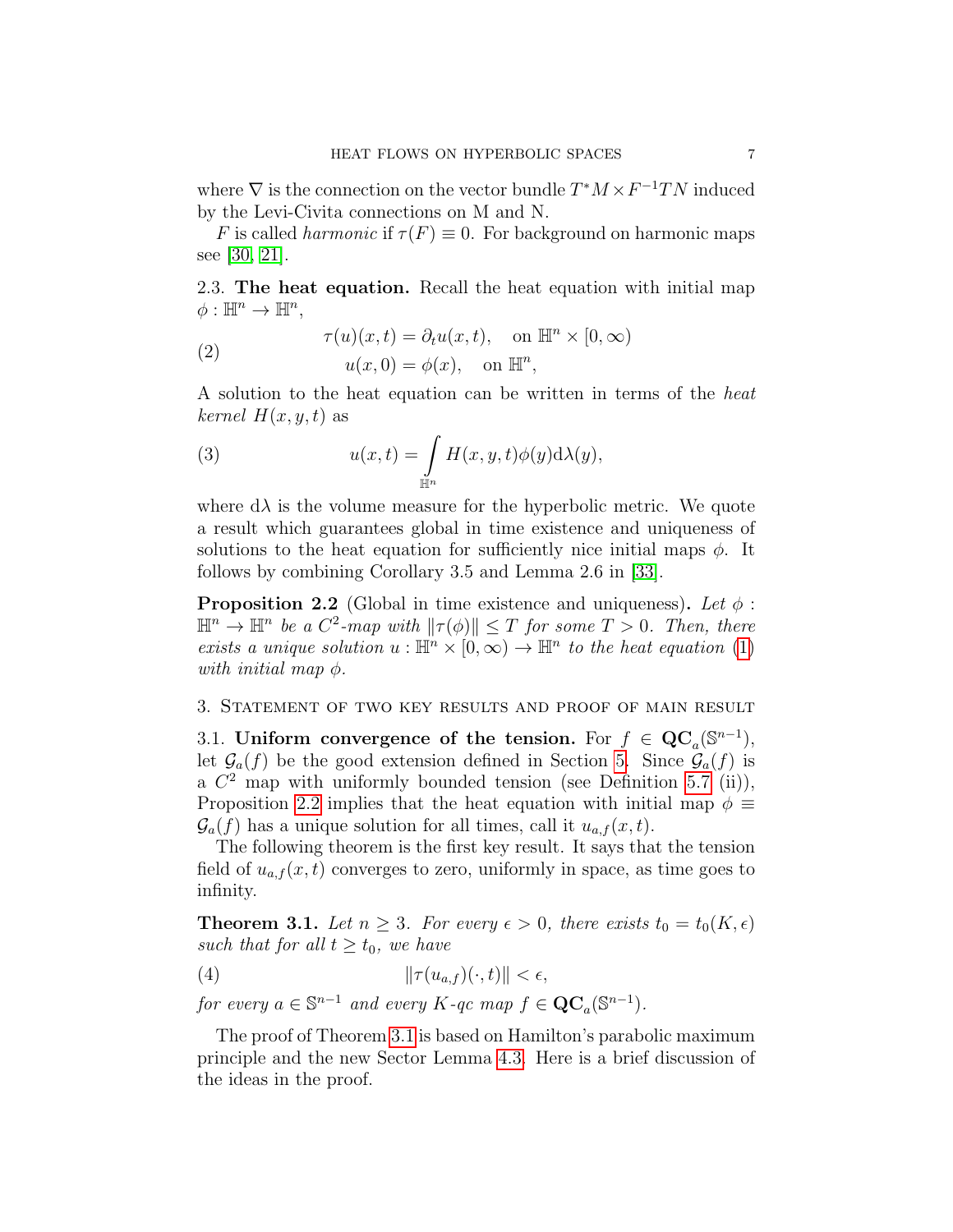where $\nabla$ is the connection on the vector bundle $T^*M \times F^{-1}TN$ induced by the Levi-Civita connections on M and N.

$F$ is called *harmonic* if $\tau(F) \equiv 0$. For background on harmonic maps see [30, 21].

2.3. **The heat equation.** Recall the heat equation with initial map $\phi : \mathbb{H}^n \to \mathbb{H}^n$,

$$
\begin{aligned}
\tau(u)(x,t) &= \partial_t u(x,t), \quad \text{on } \mathbb{H}^n \times [0,\infty) \\
u(x,0) &= \phi(x), \quad \text{on } \mathbb{H}^n,
\end{aligned}
\tag{2}
$$

A solution to the heat equation can be written in terms of the *heat kernel* $H(x,y,t)$ as

$$
u(x,t) = \int_{\mathbb{H}^n} H(x,y,t)\phi(y)\mathrm{d}\lambda(y),
\tag{3}
$$

where $\mathrm{d}\lambda$ is the volume measure for the hyperbolic metric. We quote a result which guarantees global in time existence and uniqueness of solutions to the heat equation for sufficiently nice initial maps $\phi$. It follows by combining Corollary 3.5 and Lemma 2.6 in [33].

**Proposition 2.2** (Global in time existence and uniqueness)**.** *Let $\phi : \mathbb{H}^n \to \mathbb{H}^n$ be a $C^2$-map with $\|\tau(\phi)\| \leq T$ for some $T > 0$. Then, there exists a unique solution $u : \mathbb{H}^n \times [0,\infty) \to \mathbb{H}^n$ to the heat equation (1) with initial map $\phi$.*

## 3. Statement of two key results and proof of main result

3.1. **Uniform convergence of the tension.** For $f \in \mathbf{QC}_a(\mathbb{S}^{n-1})$, let $\mathcal{G}_a(f)$ be the good extension defined in Section 5. Since $\mathcal{G}_a(f)$ is a $C^2$ map with uniformly bounded tension (see Definition 5.7 (ii)), Proposition 2.2 implies that the heat equation with initial map $\phi \equiv \mathcal{G}_a(f)$ has a unique solution for all times, call it $u_{a,f}(x,t)$.

The following theorem is the first key result. It says that the tension field of $u_{a,f}(x,t)$ converges to zero, uniformly in space, as time goes to infinity.

**Theorem 3.1.** *Let $n \geq 3$. For every $\epsilon > 0$, there exists $t_0 = t_0(K,\epsilon)$ such that for all $t \geq t_0$, we have*

$$
\|\tau(u_{a,f})(\cdot,t)\| < \epsilon,
\tag{4}
$$

*for every $a \in \mathbb{S}^{n-1}$ and every $K$-qc map $f \in \mathbf{QC}_a(\mathbb{S}^{n-1})$.*

The proof of Theorem 3.1 is based on Hamilton's parabolic maximum principle and the new Sector Lemma 4.3. Here is a brief discussion of the ideas in the proof.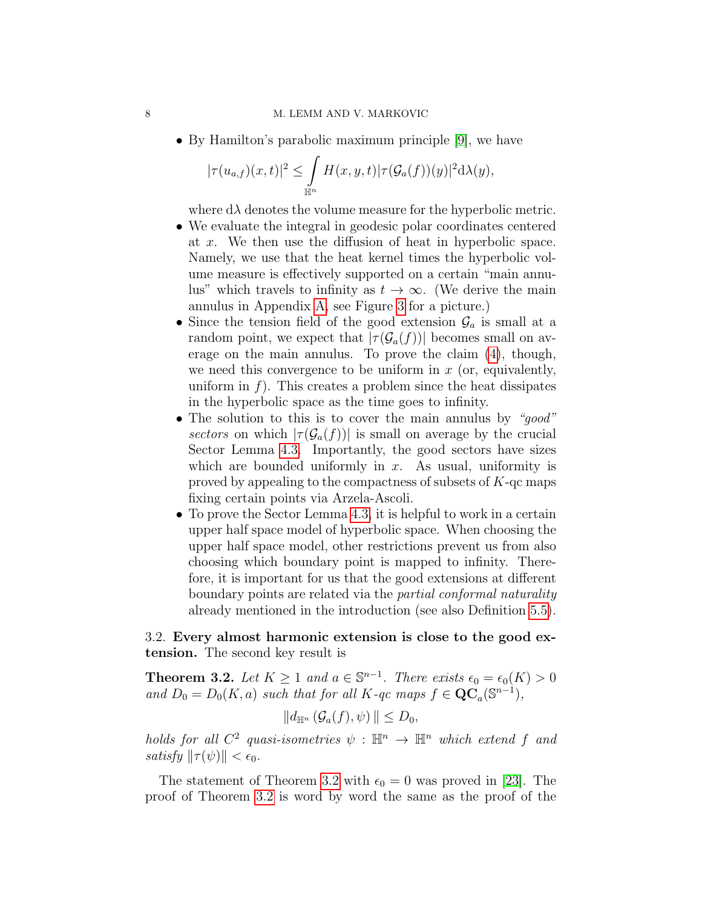- By Hamilton's parabolic maximum principle [9], we have

$$|\tau(u_{a,f})(x,t)|^2 \leq \int_{\mathbb{H}^n} H(x,y,t)|\tau(\mathcal{G}_a(f))(y)|^2 \mathrm{d}\lambda(y),$$

  where $\mathrm{d}\lambda$ denotes the volume measure for the hyperbolic metric.
- We evaluate the integral in geodesic polar coordinates centered at $x$. We then use the diffusion of heat in hyperbolic space. Namely, we use that the heat kernel times the hyperbolic volume measure is effectively supported on a certain "main annulus" which travels to infinity as $t \to \infty$. (We derive the main annulus in Appendix A, see Figure 3 for a picture.)
- Since the tension field of the good extension $\mathcal{G}_a$ is small at a random point, we expect that $|\tau(\mathcal{G}_a(f))|$ becomes small on average on the main annulus. To prove the claim (4), though, we need this convergence to be uniform in $x$ (or, equivalently, uniform in $f$). This creates a problem since the heat dissipates in the hyperbolic space as the time goes to infinity.
- The solution to this is to cover the main annulus by *"good" sectors* on which $|\tau(\mathcal{G}_a(f))|$ is small on average by the crucial Sector Lemma 4.3. Importantly, the good sectors have sizes which are bounded uniformly in $x$. As usual, uniformity is proved by appealing to the compactness of subsets of $K$-qc maps fixing certain points via Arzela-Ascoli.
- To prove the Sector Lemma 4.3, it is helpful to work in a certain upper half space model of hyperbolic space. When choosing the upper half space model, other restrictions prevent us from also choosing which boundary point is mapped to infinity. Therefore, it is important for us that the good extensions at different boundary points are related via the *partial conformal naturality* already mentioned in the introduction (see also Definition 5.5).

## 3.2. Every almost harmonic extension is close to the good extension.

The second key result is

**Theorem 3.2.** *Let $K \geq 1$ and $a \in \mathbb{S}^{n-1}$. There exists $\epsilon_0 = \epsilon_0(K) > 0$ and $D_0 = D_0(K,a)$ such that for all $K$-qc maps $f \in \mathbf{QC}_a(\mathbb{S}^{n-1})$,*

$$\| d_{\mathbb{H}^n}\left(\mathcal{G}_a(f), \psi\right) \| \leq D_0,$$

*holds for all $C^2$ quasi-isometries $\psi : \mathbb{H}^n \to \mathbb{H}^n$ which extend $f$ and satisfy $\|\tau(\psi)\| < \epsilon_0$.*

The statement of Theorem 3.2 with $\epsilon_0 = 0$ was proved in [23]. The proof of Theorem 3.2 is word by word the same as the proof of the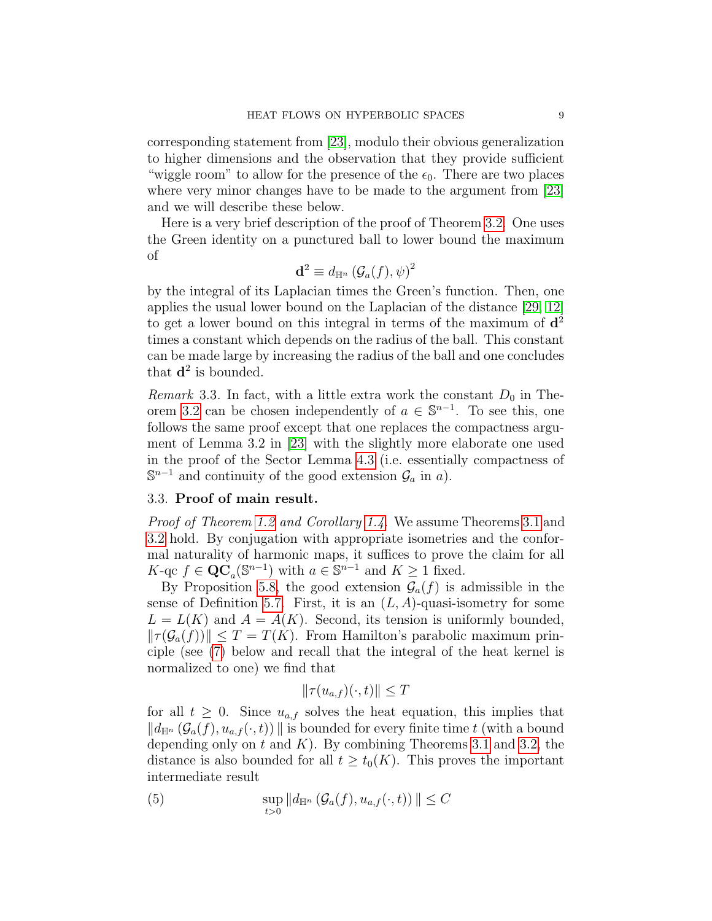corresponding statement from [23], modulo their obvious generalization to higher dimensions and the observation that they provide sufficient "wiggle room" to allow for the presence of the $\epsilon_0$. There are two places where very minor changes have to be made to the argument from [23] and we will describe these below.

Here is a very brief description of the proof of Theorem 3.2. One uses the Green identity on a punctured ball to lower bound the maximum of

$$\mathbf{d}^2 \equiv d_{\mathbb{H}^n}\left(\mathcal{G}_a(f), \psi\right)^2$$

by the integral of its Laplacian times the Green's function. Then, one applies the usual lower bound on the Laplacian of the distance [29, 12] to get a lower bound on this integral in terms of the maximum of $\mathbf{d}^2$ times a constant which depends on the radius of the ball. This constant can be made large by increasing the radius of the ball and one concludes that $\mathbf{d}^2$ is bounded.

*Remark* 3.3. In fact, with a little extra work the constant $D_0$ in Theorem 3.2 can be chosen independently of $a \in \mathbb{S}^{n-1}$. To see this, one follows the same proof except that one replaces the compactness argument of Lemma 3.2 in [23] with the slightly more elaborate one used in the proof of the Sector Lemma 4.3 (i.e. essentially compactness of $\mathbb{S}^{n-1}$ and continuity of the good extension $\mathcal{G}_a$ in $a$).

### 3.3. **Proof of main result.**

*Proof of Theorem 1.2 and Corollary 1.4.* We assume Theorems 3.1 and 3.2 hold. By conjugation with appropriate isometries and the conformal naturality of harmonic maps, it suffices to prove the claim for all $K$-qc $f \in \mathbf{QC}_a(\mathbb{S}^{n-1})$ with $a \in \mathbb{S}^{n-1}$ and $K \geq 1$ fixed.

By Proposition 5.8, the good extension $\mathcal{G}_a(f)$ is admissible in the sense of Definition 5.7. First, it is an $(L, A)$-quasi-isometry for some $L = L(K)$ and $A = A(K)$. Second, its tension is uniformly bounded, $\|\tau(\mathcal{G}_a(f))\| \leq T = T(K)$. From Hamilton's parabolic maximum principle (see (7) below and recall that the integral of the heat kernel is normalized to one) we find that

$$\|\tau(u_{a,f})(\cdot, t)\| \leq T$$

for all $t \geq 0$. Since $u_{a,f}$ solves the heat equation, this implies that $\|d_{\mathbb{H}^n}\left(\mathcal{G}_a(f), u_{a,f}(\cdot, t)\right)\|$ is bounded for every finite time $t$ (with a bound depending only on $t$ and $K$). By combining Theorems 3.1 and 3.2, the distance is also bounded for all $t \geq t_0(K)$. This proves the important intermediate result

$$\sup_{t>0} \|d_{\mathbb{H}^n}\left(\mathcal{G}_a(f), u_{a,f}(\cdot, t)\right)\| \leq C \tag{5}$$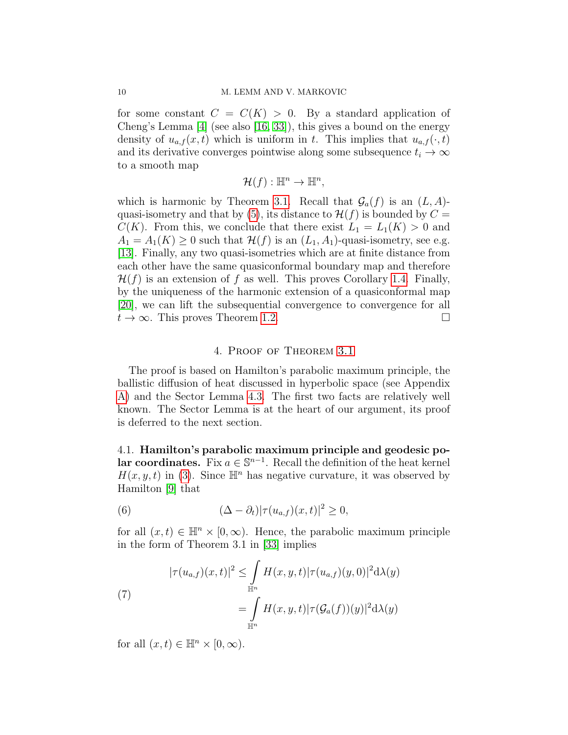for some constant $C = C(K) > 0$. By a standard application of Cheng's Lemma [4] (see also [16, 33]), this gives a bound on the energy density of $u_{a,f}(x,t)$ which is uniform in $t$. This implies that $u_{a,f}(\cdot,t)$ and its derivative converges pointwise along some subsequence $t_i \to \infty$ to a smooth map

$$\mathcal{H}(f) : \mathbb{H}^n \to \mathbb{H}^n,$$

which is harmonic by Theorem 3.1. Recall that $\mathcal{G}_a(f)$ is an $(L,A)$-quasi-isometry and that by (5), its distance to $\mathcal{H}(f)$ is bounded by $C = C(K)$. From this, we conclude that there exist $L_1 = L_1(K) > 0$ and $A_1 = A_1(K) \geq 0$ such that $\mathcal{H}(f)$ is an $(L_1, A_1)$-quasi-isometry, see e.g. [13]. Finally, any two quasi-isometries which are at finite distance from each other have the same quasiconformal boundary map and therefore $\mathcal{H}(f)$ is an extension of $f$ as well. This proves Corollary 1.4. Finally, by the uniqueness of the harmonic extension of a quasiconformal map [20], we can lift the subsequential convergence to convergence for all $t \to \infty$. This proves Theorem 1.2. □

## 4. Proof of Theorem 3.1

The proof is based on Hamilton's parabolic maximum principle, the ballistic diffusion of heat discussed in hyperbolic space (see Appendix A) and the Sector Lemma 4.3. The first two facts are relatively well known. The Sector Lemma is at the heart of our argument, its proof is deferred to the next section.

4.1. **Hamilton's parabolic maximum principle and geodesic polar coordinates.** Fix $a \in \mathbb{S}^{n-1}$. Recall the definition of the heat kernel $H(x,y,t)$ in (3). Since $\mathbb{H}^n$ has negative curvature, it was observed by Hamilton [9] that

$$(\Delta - \partial_t)|\tau(u_{a,f})(x,t)|^2 \geq 0, \tag{6}$$

for all $(x,t) \in \mathbb{H}^n \times [0,\infty)$. Hence, the parabolic maximum principle in the form of Theorem 3.1 in [33] implies

$$\begin{aligned} |\tau(u_{a,f})(x,t)|^2 &\leq \int_{\mathbb{H}^n} H(x,y,t)|\tau(u_{a,f})(y,0)|^2 \mathrm{d}\lambda(y) \\ &= \int_{\mathbb{H}^n} H(x,y,t)|\tau(\mathcal{G}_a(f))(y)|^2 \mathrm{d}\lambda(y) \end{aligned} \tag{7}$$

for all $(x,t) \in \mathbb{H}^n \times [0,\infty)$.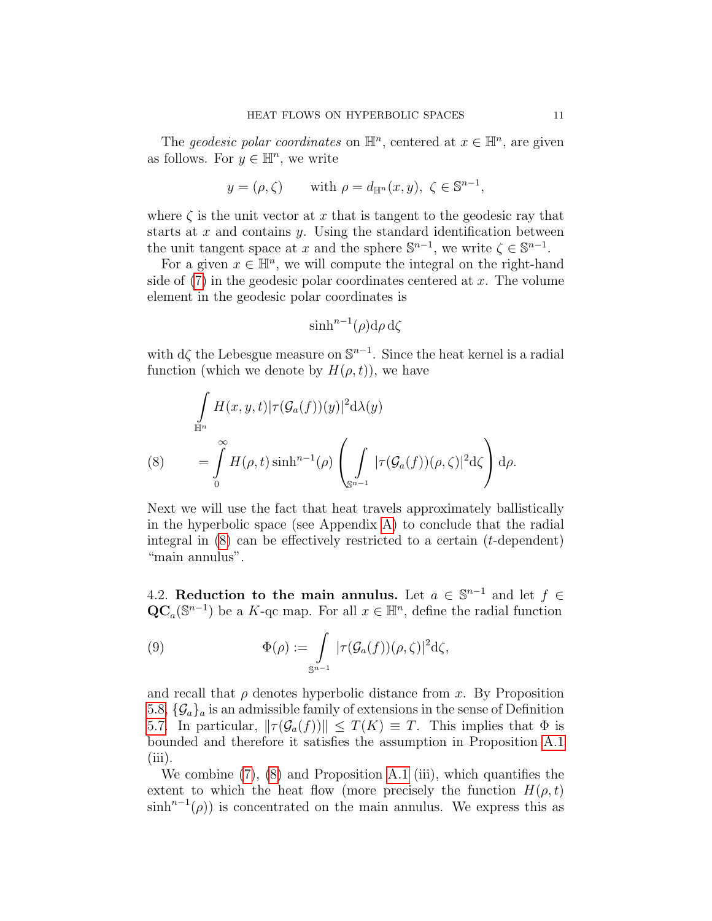The *geodesic polar coordinates* on $\mathbb{H}^n$, centered at $x \in \mathbb{H}^n$, are given as follows. For $y \in \mathbb{H}^n$, we write

$$y = (\rho, \zeta) \qquad \text{with } \rho = d_{\mathbb{H}^n}(x, y),\ \zeta \in \mathbb{S}^{n-1},$$

where $\zeta$ is the unit vector at $x$ that is tangent to the geodesic ray that starts at $x$ and contains $y$. Using the standard identification between the unit tangent space at $x$ and the sphere $\mathbb{S}^{n-1}$, we write $\zeta \in \mathbb{S}^{n-1}$.

For a given $x \in \mathbb{H}^n$, we will compute the integral on the right-hand side of (7) in the geodesic polar coordinates centered at $x$. The volume element in the geodesic polar coordinates is

$$\sinh^{n-1}(\rho)\mathrm{d}\rho\,\mathrm{d}\zeta$$

with $\mathrm{d}\zeta$ the Lebesgue measure on $\mathbb{S}^{n-1}$. Since the heat kernel is a radial function (which we denote by $H(\rho, t)$), we have

$$\begin{aligned}
&\int_{\mathbb{H}^n} H(x, y, t)|\tau(\mathcal{G}_a(f))(y)|^2 \mathrm{d}\lambda(y) \\
(8) \qquad &= \int_0^\infty H(\rho, t)\sinh^{n-1}(\rho)\left(\int_{\mathbb{S}^{n-1}} |\tau(\mathcal{G}_a(f))(\rho, \zeta)|^2 \mathrm{d}\zeta\right)\mathrm{d}\rho.
\end{aligned}$$

Next we will use the fact that heat travels approximately ballistically in the hyperbolic space (see Appendix A) to conclude that the radial integral in (8) can be effectively restricted to a certain ($t$-dependent) "main annulus".

### 4.2. Reduction to the main annulus.

Let $a \in \mathbb{S}^{n-1}$ and let $f \in \mathbf{QC}_a(\mathbb{S}^{n-1})$ be a $K$-qc map. For all $x \in \mathbb{H}^n$, define the radial function

$$(9) \qquad \Phi(\rho) := \int_{\mathbb{S}^{n-1}} |\tau(\mathcal{G}_a(f))(\rho, \zeta)|^2 \mathrm{d}\zeta,$$

and recall that $\rho$ denotes hyperbolic distance from $x$. By Proposition 5.8, $\{\mathcal{G}_a\}_a$ is an admissible family of extensions in the sense of Definition 5.7. In particular, $\|\tau(\mathcal{G}_a(f))\| \leq T(K) \equiv T$. This implies that $\Phi$ is bounded and therefore it satisfies the assumption in Proposition A.1 (iii).

We combine (7), (8) and Proposition A.1 (iii), which quantifies the extent to which the heat flow (more precisely the function $H(\rho, t)$ $\sinh^{n-1}(\rho)$) is concentrated on the main annulus. We express this as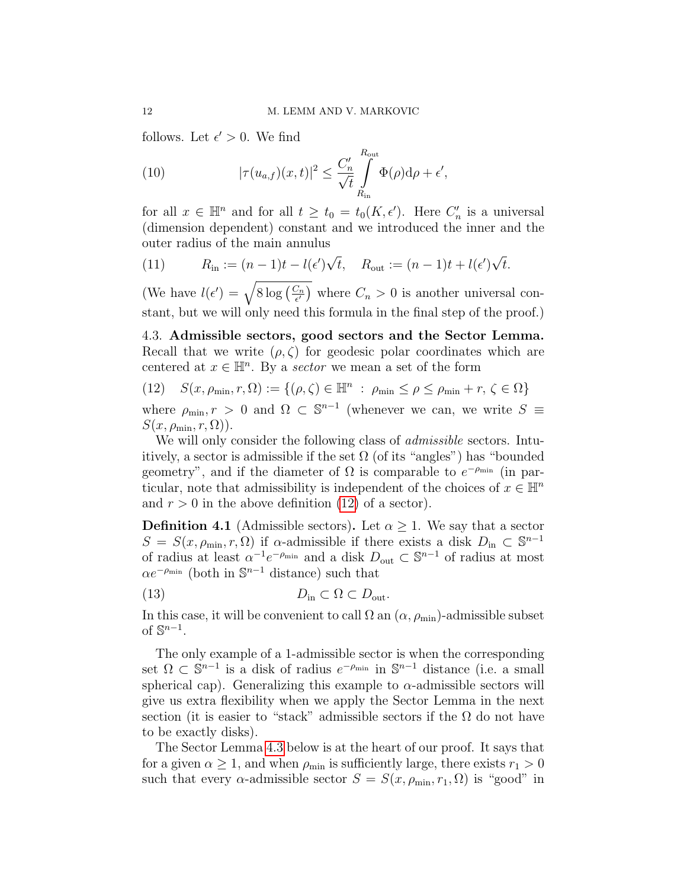follows. Let $\epsilon' > 0$. We find

$$|\tau(u_{a,f})(x,t)|^2 \le \frac{C_n'}{\sqrt{t}} \int_{R_{\text{in}}}^{R_{\text{out}}} \Phi(\rho) \mathrm{d}\rho + \epsilon', \tag{10}$$

for all $x \in \mathbb{H}^n$ and for all $t \geq t_0 = t_0(K, \epsilon')$. Here $C_n'$ is a universal (dimension dependent) constant and we introduced the inner and the outer radius of the main annulus

$$R_{\text{in}} := (n-1)t - l(\epsilon')\sqrt{t}, \quad R_{\text{out}} := (n-1)t + l(\epsilon')\sqrt{t}. \tag{11}$$

(We have $l(\epsilon') = \sqrt{8 \log\left(\frac{C_n}{\epsilon'}\right)}$ where $C_n > 0$ is another universal constant, but we will only need this formula in the final step of the proof.)

### 4.3. Admissible sectors, good sectors and the Sector Lemma.

Recall that we write $(\rho, \zeta)$ for geodesic polar coordinates which are centered at $x \in \mathbb{H}^n$. By a *sector* we mean a set of the form

$$S(x, \rho_{\min}, r, \Omega) := \{(\rho, \zeta) \in \mathbb{H}^n \;:\; \rho_{\min} \le \rho \le \rho_{\min} + r, \, \zeta \in \Omega\} \tag{12}$$

where $\rho_{\min}, r > 0$ and $\Omega \subset \mathbb{S}^{n-1}$ (whenever we can, we write $S \equiv S(x, \rho_{\min}, r, \Omega)$).

We will only consider the following class of *admissible* sectors. Intuitively, a sector is admissible if the set $\Omega$ (of its "angles") has "bounded geometry", and if the diameter of $\Omega$ is comparable to $e^{-\rho_{\min}}$ (in particular, note that admissibility is independent of the choices of $x \in \mathbb{H}^n$ and $r > 0$ in the above definition (12) of a sector).

**Definition 4.1** (Admissible sectors)**.** Let $\alpha \geq 1$. We say that a sector $S = S(x, \rho_{\min}, r, \Omega)$ if $\alpha$-admissible if there exists a disk $D_{\text{in}} \subset \mathbb{S}^{n-1}$ of radius at least $\alpha^{-1} e^{-\rho_{\min}}$ and a disk $D_{\text{out}} \subset \mathbb{S}^{n-1}$ of radius at most $\alpha e^{-\rho_{\min}}$ (both in $\mathbb{S}^{n-1}$ distance) such that

$$D_{\text{in}} \subset \Omega \subset D_{\text{out}}. \tag{13}$$

In this case, it will be convenient to call $\Omega$ an $(\alpha, \rho_{\min})$-admissible subset of $\mathbb{S}^{n-1}$.

The only example of a 1-admissible sector is when the corresponding set $\Omega \subset \mathbb{S}^{n-1}$ is a disk of radius $e^{-\rho_{\min}}$ in $\mathbb{S}^{n-1}$ distance (i.e. a small spherical cap). Generalizing this example to $\alpha$-admissible sectors will give us extra flexibility when we apply the Sector Lemma in the next section (it is easier to "stack" admissible sectors if the $\Omega$ do not have to be exactly disks).

The Sector Lemma 4.3 below is at the heart of our proof. It says that for a given $\alpha \geq 1$, and when $\rho_{\min}$ is sufficiently large, there exists $r_1 > 0$ such that every $\alpha$-admissible sector $S = S(x, \rho_{\min}, r_1, \Omega)$ is "good" in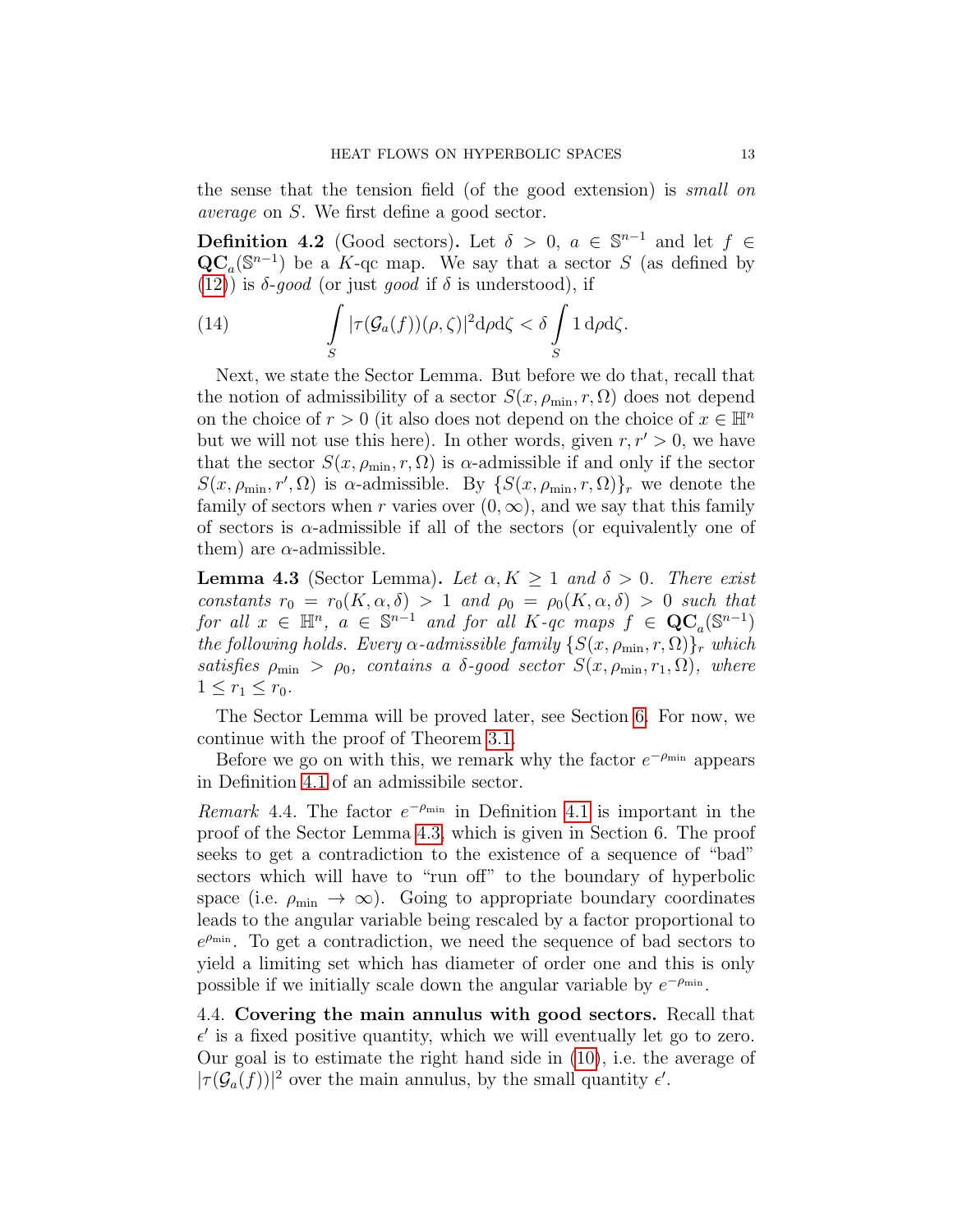the sense that the tension field (of the good extension) is *small on average* on $S$. We first define a good sector.

**Definition 4.2** (Good sectors)**.** Let $\delta > 0$, $a \in \mathbb{S}^{n-1}$ and let $f \in \mathbf{QC}_a(\mathbb{S}^{n-1})$ be a $K$-qc map. We say that a sector $S$ (as defined by (12)) is $\delta$-*good* (or just *good* if $\delta$ is understood), if

$$\int_S |\tau(\mathcal{G}_a(f))(\rho,\zeta)|^2 \mathrm{d}\rho \mathrm{d}\zeta < \delta \int_S 1 \,\mathrm{d}\rho \mathrm{d}\zeta. \tag{14}$$

Next, we state the Sector Lemma. But before we do that, recall that the notion of admissibility of a sector $S(x, \rho_{\min}, r, \Omega)$ does not depend on the choice of $r > 0$ (it also does not depend on the choice of $x \in \mathbb{H}^n$ but we will not use this here). In other words, given $r, r' > 0$, we have that the sector $S(x, \rho_{\min}, r, \Omega)$ is $\alpha$-admissible if and only if the sector $S(x, \rho_{\min}, r', \Omega)$ is $\alpha$-admissible. By $\{S(x, \rho_{\min}, r, \Omega)\}_r$ we denote the family of sectors when $r$ varies over $(0, \infty)$, and we say that this family of sectors is $\alpha$-admissible if all of the sectors (or equivalently one of them) are $\alpha$-admissible.

**Lemma 4.3** (Sector Lemma)**.** *Let $\alpha, K \geq 1$ and $\delta > 0$. There exist constants $r_0 = r_0(K, \alpha, \delta) > 1$ and $\rho_0 = \rho_0(K, \alpha, \delta) > 0$ such that for all $x \in \mathbb{H}^n$, $a \in \mathbb{S}^{n-1}$ and for all $K$-qc maps $f \in \mathbf{QC}_a(\mathbb{S}^{n-1})$ the following holds. Every $\alpha$-admissible family $\{S(x, \rho_{\min}, r, \Omega)\}_r$ which satisfies $\rho_{\min} > \rho_0$, contains a $\delta$-good sector $S(x, \rho_{\min}, r_1, \Omega)$, where $1 \leq r_1 \leq r_0$.*

The Sector Lemma will be proved later, see Section 6. For now, we continue with the proof of Theorem 3.1.

Before we go on with this, we remark why the factor $e^{-\rho_{\min}}$ appears in Definition 4.1 of an admissibile sector.

*Remark* 4.4. The factor $e^{-\rho_{\min}}$ in Definition 4.1 is important in the proof of the Sector Lemma 4.3, which is given in Section 6. The proof seeks to get a contradiction to the existence of a sequence of "bad" sectors which will have to "run off" to the boundary of hyperbolic space (i.e. $\rho_{\min} \to \infty$). Going to appropriate boundary coordinates leads to the angular variable being rescaled by a factor proportional to $e^{\rho_{\min}}$. To get a contradiction, we need the sequence of bad sectors to yield a limiting set which has diameter of order one and this is only possible if we initially scale down the angular variable by $e^{-\rho_{\min}}$.

4.4. **Covering the main annulus with good sectors.** Recall that $\epsilon'$ is a fixed positive quantity, which we will eventually let go to zero. Our goal is to estimate the right hand side in (10), i.e. the average of $|\tau(\mathcal{G}_a(f))|^2$ over the main annulus, by the small quantity $\epsilon'$.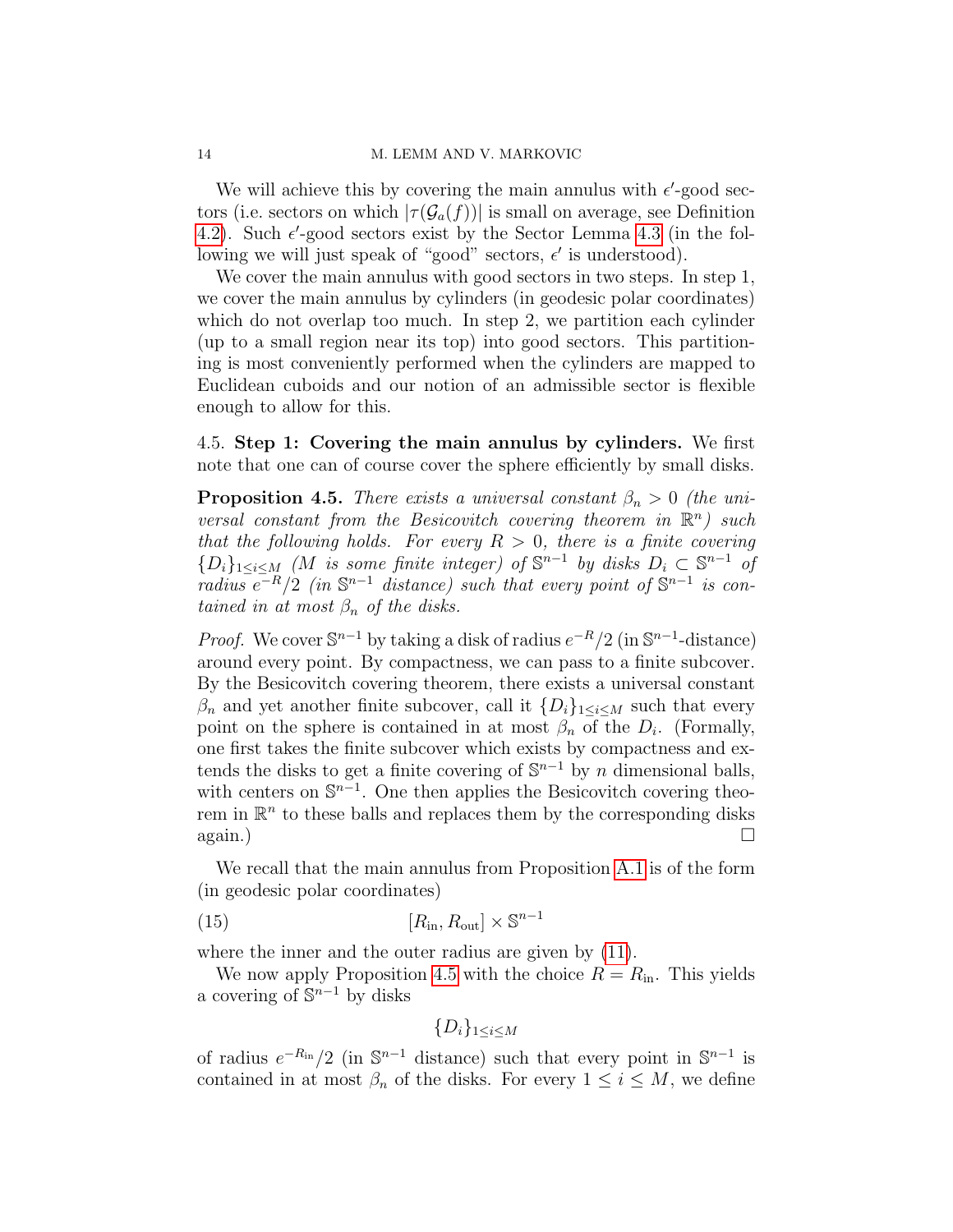We will achieve this by covering the main annulus with $\epsilon'$-good sectors (i.e. sectors on which $|\tau(\mathcal{G}_a(f))|$ is small on average, see Definition 4.2). Such $\epsilon'$-good sectors exist by the Sector Lemma 4.3 (in the following we will just speak of "good" sectors, $\epsilon'$ is understood).

We cover the main annulus with good sectors in two steps. In step 1, we cover the main annulus by cylinders (in geodesic polar coordinates) which do not overlap too much. In step 2, we partition each cylinder (up to a small region near its top) into good sectors. This partitioning is most conveniently performed when the cylinders are mapped to Euclidean cuboids and our notion of an admissible sector is flexible enough to allow for this.

4.5. **Step 1: Covering the main annulus by cylinders.** We first note that one can of course cover the sphere efficiently by small disks.

**Proposition 4.5.** *There exists a universal constant $\beta_n > 0$ (the universal constant from the Besicovitch covering theorem in $\mathbb{R}^n$) such that the following holds. For every $R > 0$, there is a finite covering $\{D_i\}_{1\leq i\leq M}$ ($M$ is some finite integer) of $\mathbb{S}^{n-1}$ by disks $D_i \subset \mathbb{S}^{n-1}$ of radius $e^{-R}/2$ (in $\mathbb{S}^{n-1}$ distance) such that every point of $\mathbb{S}^{n-1}$ is contained in at most $\beta_n$ of the disks.*

*Proof.* We cover $\mathbb{S}^{n-1}$ by taking a disk of radius $e^{-R}/2$ (in $\mathbb{S}^{n-1}$-distance) around every point. By compactness, we can pass to a finite subcover. By the Besicovitch covering theorem, there exists a universal constant $\beta_n$ and yet another finite subcover, call it $\{D_i\}_{1\leq i\leq M}$ such that every point on the sphere is contained in at most $\beta_n$ of the $D_i$. (Formally, one first takes the finite subcover which exists by compactness and extends the disks to get a finite covering of $\mathbb{S}^{n-1}$ by $n$ dimensional balls, with centers on $\mathbb{S}^{n-1}$. One then applies the Besicovitch covering theorem in $\mathbb{R}^n$ to these balls and replaces them by the corresponding disks again.) $\square$

We recall that the main annulus from Proposition A.1 is of the form (in geodesic polar coordinates)

$$[R_{\text{in}}, R_{\text{out}}] \times \mathbb{S}^{n-1} \tag{15}$$

where the inner and the outer radius are given by (11).

We now apply Proposition 4.5 with the choice $R = R_{\text{in}}$. This yields a covering of $\mathbb{S}^{n-1}$ by disks

$$\{D_i\}_{1\leq i\leq M}$$

of radius $e^{-R_{\text{in}}}/2$ (in $\mathbb{S}^{n-1}$ distance) such that every point in $\mathbb{S}^{n-1}$ is contained in at most $\beta_n$ of the disks. For every $1 \leq i \leq M$, we define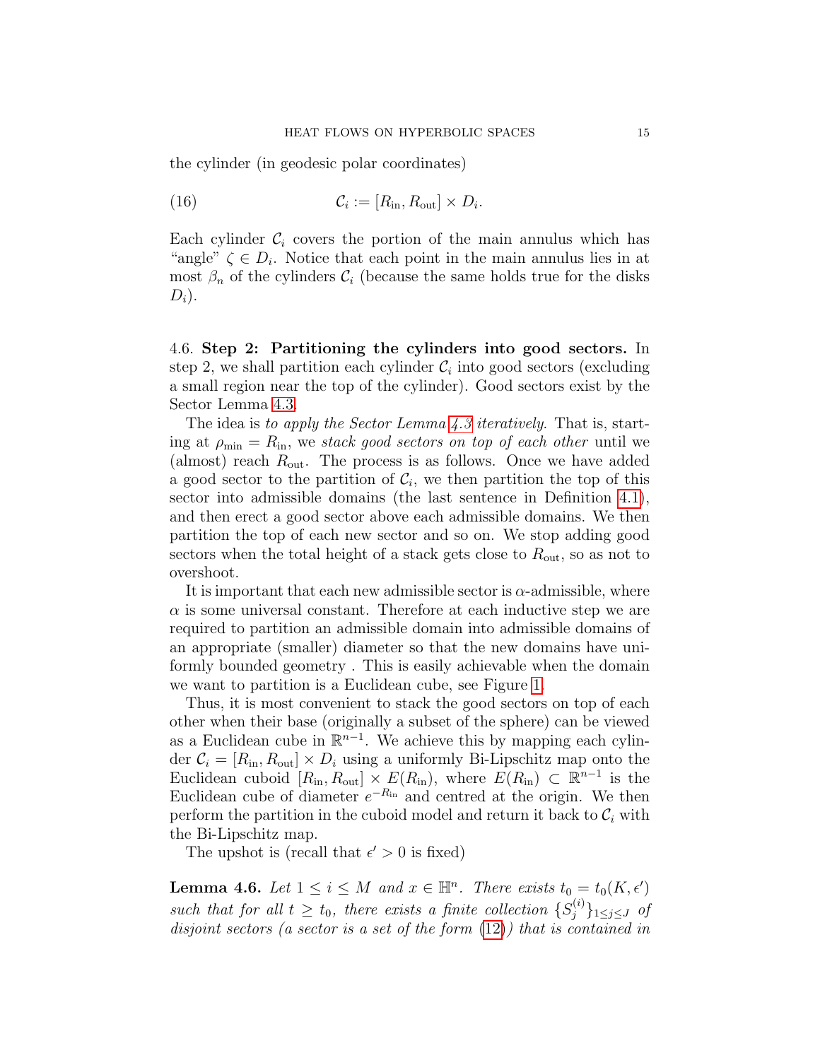the cylinder (in geodesic polar coordinates)

$$\mathcal{C}_i := [R_{\text{in}}, R_{\text{out}}] \times D_i. \tag{16}$$

Each cylinder $\mathcal{C}_i$ covers the portion of the main annulus which has "angle" $\zeta \in D_i$. Notice that each point in the main annulus lies in at most $\beta_n$ of the cylinders $\mathcal{C}_i$ (because the same holds true for the disks $D_i$).

4.6. **Step 2: Partitioning the cylinders into good sectors.** In step 2, we shall partition each cylinder $\mathcal{C}_i$ into good sectors (excluding a small region near the top of the cylinder). Good sectors exist by the Sector Lemma 4.3.

The idea is *to apply the Sector Lemma 4.3 iteratively*. That is, starting at $\rho_{\min} = R_{\text{in}}$, we *stack good sectors on top of each other* until we (almost) reach $R_{\text{out}}$. The process is as follows. Once we have added a good sector to the partition of $\mathcal{C}_i$, we then partition the top of this sector into admissible domains (the last sentence in Definition 4.1), and then erect a good sector above each admissible domains. We then partition the top of each new sector and so on. We stop adding good sectors when the total height of a stack gets close to $R_{\text{out}}$, so as not to overshoot.

It is important that each new admissible sector is $\alpha$-admissible, where $\alpha$ is some universal constant. Therefore at each inductive step we are required to partition an admissible domain into admissible domains of an appropriate (smaller) diameter so that the new domains have uniformly bounded geometry . This is easily achievable when the domain we want to partition is a Euclidean cube, see Figure 1.

Thus, it is most convenient to stack the good sectors on top of each other when their base (originally a subset of the sphere) can be viewed as a Euclidean cube in $\mathbb{R}^{n-1}$. We achieve this by mapping each cylinder $\mathcal{C}_i = [R_{\text{in}}, R_{\text{out}}] \times D_i$ using a uniformly Bi-Lipschitz map onto the Euclidean cuboid $[R_{\text{in}}, R_{\text{out}}] \times E(R_{\text{in}})$, where $E(R_{\text{in}}) \subset \mathbb{R}^{n-1}$ is the Euclidean cube of diameter $e^{-R_{\text{in}}}$ and centred at the origin. We then perform the partition in the cuboid model and return it back to $\mathcal{C}_i$ with the Bi-Lipschitz map.

The upshot is (recall that $\epsilon' > 0$ is fixed)

**Lemma 4.6.** *Let $1 \leq i \leq M$ and $x \in \mathbb{H}^n$. There exists $t_0 = t_0(K, \epsilon')$ such that for all $t \geq t_0$, there exists a finite collection $\{S_j^{(i)}\}_{1 \leq j \leq J}$ of disjoint sectors (a sector is a set of the form (12)) that is contained in*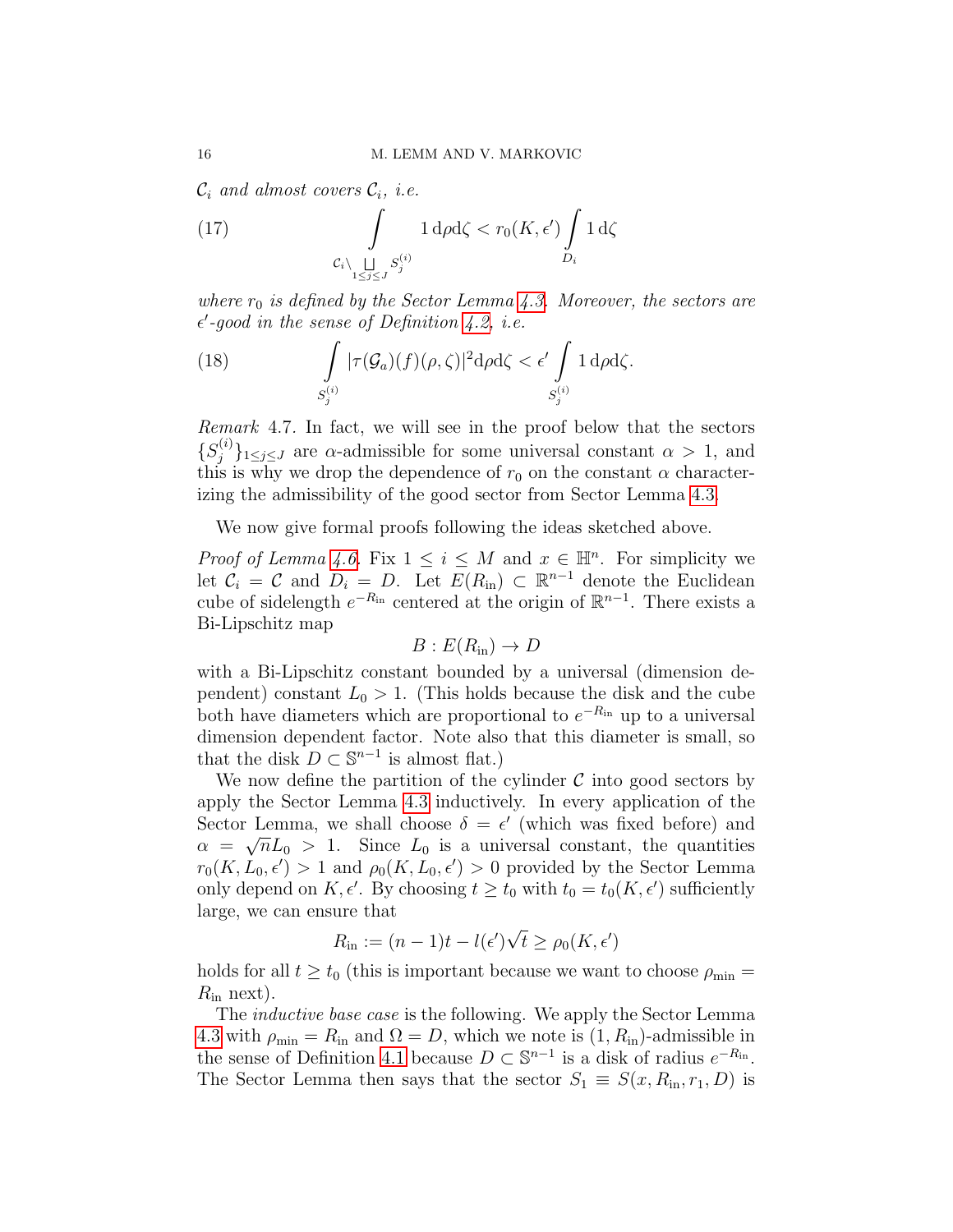$\mathcal{C}_i$ *and almost covers* $\mathcal{C}_i$*, i.e.*

$$\int\limits_{\mathcal{C}_i \setminus \bigsqcup_{1\leq j\leq J} S_j^{(i)}} 1 \,\mathrm{d}\rho \mathrm{d}\zeta < r_0(K,\epsilon') \int\limits_{D_i} 1 \,\mathrm{d}\zeta \tag{17}$$

*where* $r_0$ *is defined by the Sector Lemma 4.3. Moreover, the sectors are* $\epsilon'$*-good in the sense of Definition 4.2, i.e.*

$$\int\limits_{S_j^{(i)}} |\tau(\mathcal{G}_a)(f)(\rho,\zeta)|^2 \mathrm{d}\rho \mathrm{d}\zeta < \epsilon' \int\limits_{S_j^{(i)}} 1 \,\mathrm{d}\rho \mathrm{d}\zeta. \tag{18}$$

*Remark* 4.7. In fact, we will see in the proof below that the sectors $\{S_j^{(i)}\}_{1\leq j\leq J}$ are $\alpha$-admissible for some universal constant $\alpha > 1$, and this is why we drop the dependence of $r_0$ on the constant $\alpha$ characterizing the admissibility of the good sector from Sector Lemma 4.3.

We now give formal proofs following the ideas sketched above.

*Proof of Lemma 4.6.* Fix $1 \leq i \leq M$ and $x \in \mathbb{H}^n$. For simplicity we let $\mathcal{C}_i = \mathcal{C}$ and $D_i = D$. Let $E(R_{\text{in}}) \subset \mathbb{R}^{n-1}$ denote the Euclidean cube of sidelength $e^{-R_{\text{in}}}$ centered at the origin of $\mathbb{R}^{n-1}$. There exists a Bi-Lipschitz map

$$B : E(R_{\text{in}}) \to D$$

with a Bi-Lipschitz constant bounded by a universal (dimension dependent) constant $L_0 > 1$. (This holds because the disk and the cube both have diameters which are proportional to $e^{-R_{\text{in}}}$ up to a universal dimension dependent factor. Note also that this diameter is small, so that the disk $D \subset \mathbb{S}^{n-1}$ is almost flat.)

We now define the partition of the cylinder $\mathcal{C}$ into good sectors by apply the Sector Lemma 4.3 inductively. In every application of the Sector Lemma, we shall choose $\delta = \epsilon'$ (which was fixed before) and $\alpha = \sqrt{n}L_0 > 1$. Since $L_0$ is a universal constant, the quantities $r_0(K, L_0, \epsilon') > 1$ and $\rho_0(K, L_0, \epsilon') > 0$ provided by the Sector Lemma only depend on $K, \epsilon'$. By choosing $t \geq t_0$ with $t_0 = t_0(K, \epsilon')$ sufficiently large, we can ensure that

$$R_{\text{in}} := (n-1)t - l(\epsilon')\sqrt{t} \geq \rho_0(K, \epsilon')$$

holds for all $t \geq t_0$ (this is important because we want to choose $\rho_{\min} = R_{\text{in}}$ next).

The *inductive base case* is the following. We apply the Sector Lemma 4.3 with $\rho_{\min} = R_{\text{in}}$ and $\Omega = D$, which we note is $(1, R_{\text{in}})$-admissible in the sense of Definition 4.1 because $D \subset \mathbb{S}^{n-1}$ is a disk of radius $e^{-R_{\text{in}}}$. The Sector Lemma then says that the sector $S_1 \equiv S(x, R_{\text{in}}, r_1, D)$ is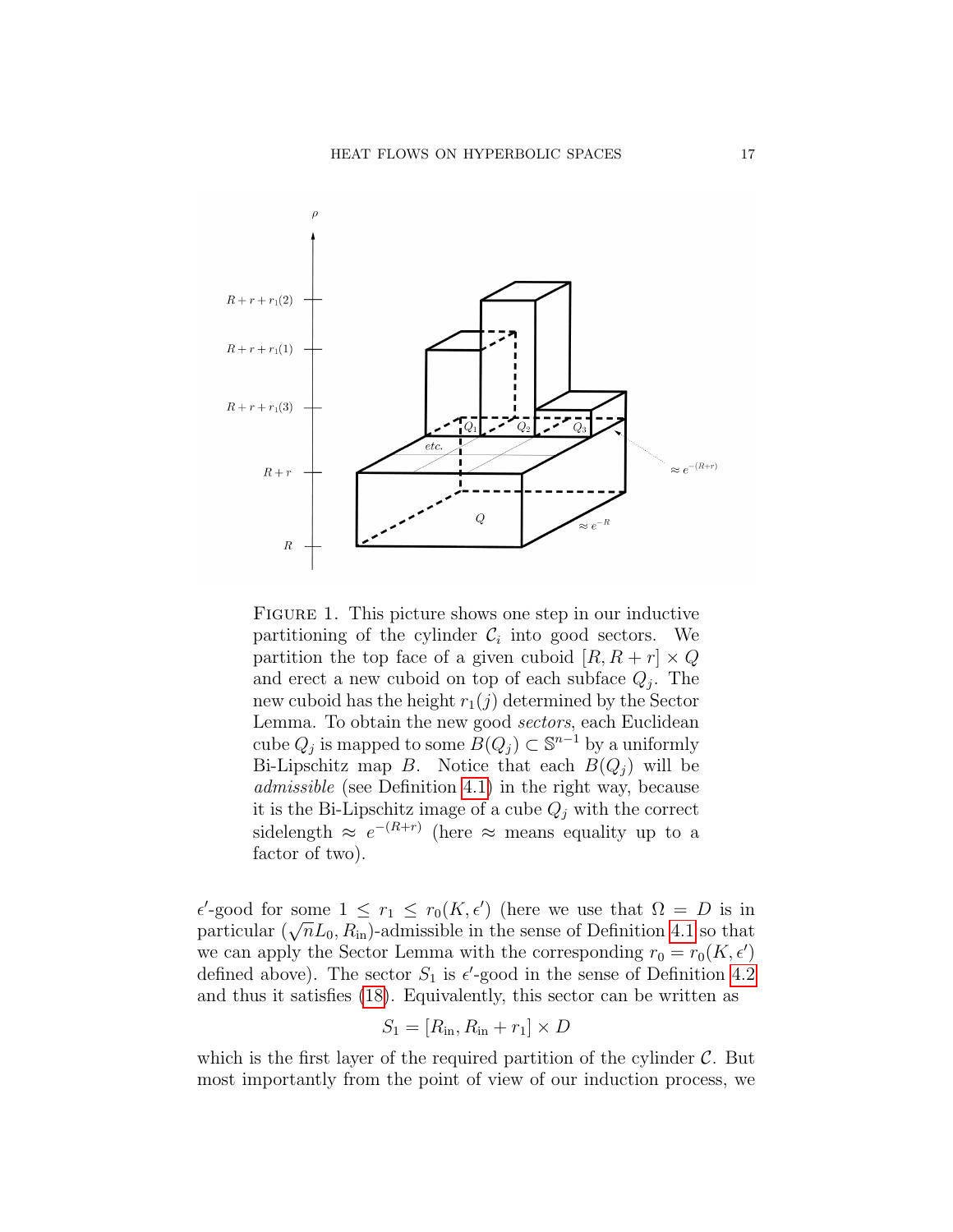FIGURE 1. This picture shows one step in our inductive partitioning of the cylinder $\mathcal{C}_i$ into good sectors. We partition the top face of a given cuboid $[R, R+r] \times Q$ and erect a new cuboid on top of each subface $Q_j$. The new cuboid has the height $r_1(j)$ determined by the Sector Lemma. To obtain the new good *sectors*, each Euclidean cube $Q_j$ is mapped to some $B(Q_j) \subset \mathbb{S}^{n-1}$ by a uniformly Bi-Lipschitz map $B$. Notice that each $B(Q_j)$ will be *admissible* (see Definition 4.1) in the right way, because it is the Bi-Lipschitz image of a cube $Q_j$ with the correct sidelength $\approx e^{-(R+r)}$ (here $\approx$ means equality up to a factor of two).

$\epsilon'$-good for some $1 \leq r_1 \leq r_0(K, \epsilon')$ (here we use that $\Omega = D$ is in particular $(\sqrt{n}L_0, R_{\text{in}})$-admissible in the sense of Definition 4.1 so that we can apply the Sector Lemma with the corresponding $r_0 = r_0(K, \epsilon')$ defined above). The sector $S_1$ is $\epsilon'$-good in the sense of Definition 4.2 and thus it satisfies (18). Equivalently, this sector can be written as

$$S_1 = [R_{\text{in}}, R_{\text{in}} + r_1] \times D$$

which is the first layer of the required partition of the cylinder $\mathcal{C}$. But most importantly from the point of view of our induction process, we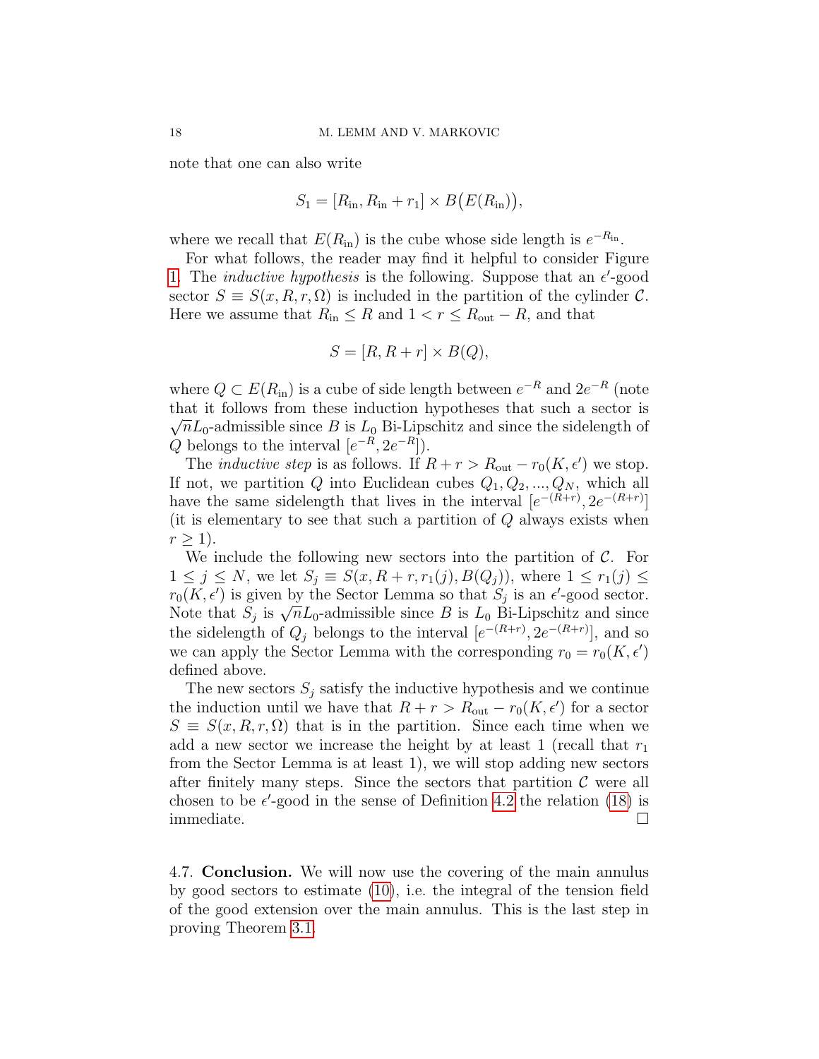note that one can also write

$$S_1 = [R_{\text{in}}, R_{\text{in}} + r_1] \times B\big(E(R_{\text{in}})\big),$$

where we recall that $E(R_{\text{in}})$ is the cube whose side length is $e^{-R_{\text{in}}}$.

For what follows, the reader may find it helpful to consider Figure 1. The *inductive hypothesis* is the following. Suppose that an $\epsilon'$-good sector $S \equiv S(x, R, r, \Omega)$ is included in the partition of the cylinder $\mathcal{C}$. Here we assume that $R_{\text{in}} \leq R$ and $1 < r \leq R_{\text{out}} - R$, and that

$$S = [R, R + r] \times B(Q),$$

where $Q \subset E(R_{\text{in}})$ is a cube of side length between $e^{-R}$ and $2e^{-R}$ (note that it follows from these induction hypotheses that such a sector is $\sqrt{n}L_0$-admissible since $B$ is $L_0$ Bi-Lipschitz and since the sidelength of $Q$ belongs to the interval $[e^{-R}, 2e^{-R}]$).

The *inductive step* is as follows. If $R + r > R_{\text{out}} - r_0(K, \epsilon')$ we stop. If not, we partition $Q$ into Euclidean cubes $Q_1, Q_2, ..., Q_N$, which all have the same sidelength that lives in the interval $[e^{-(R+r)}, 2e^{-(R+r)}]$ (it is elementary to see that such a partition of $Q$ always exists when $r \geq 1$).

We include the following new sectors into the partition of $\mathcal{C}$. For $1 \leq j \leq N$, we let $S_j \equiv S(x, R + r, r_1(j), B(Q_j))$, where $1 \leq r_1(j) \leq r_0(K, \epsilon')$ is given by the Sector Lemma so that $S_j$ is an $\epsilon'$-good sector. Note that $S_j$ is $\sqrt{n}L_0$-admissible since $B$ is $L_0$ Bi-Lipschitz and since the sidelength of $Q_j$ belongs to the interval $[e^{-(R+r)}, 2e^{-(R+r)}]$, and so we can apply the Sector Lemma with the corresponding $r_0 = r_0(K, \epsilon')$ defined above.

The new sectors $S_j$ satisfy the inductive hypothesis and we continue the induction until we have that $R + r > R_{\text{out}} - r_0(K, \epsilon')$ for a sector $S \equiv S(x, R, r, \Omega)$ that is in the partition. Since each time when we add a new sector we increase the height by at least 1 (recall that $r_1$ from the Sector Lemma is at least 1), we will stop adding new sectors after finitely many steps. Since the sectors that partition $\mathcal{C}$ were all chosen to be $\epsilon'$-good in the sense of Definition 4.2 the relation (18) is immediate. $\square$

4.7. **Conclusion.** We will now use the covering of the main annulus by good sectors to estimate (10), i.e. the integral of the tension field of the good extension over the main annulus. This is the last step in proving Theorem 3.1.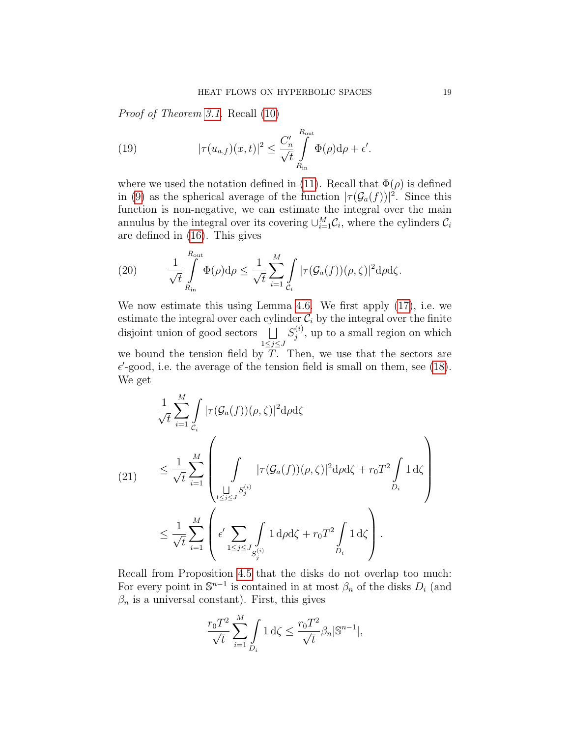*Proof of Theorem 3.1.* Recall (10)

$$
|\tau(u_{a,f})(x,t)|^2 \leq \frac{C_n'}{\sqrt{t}} \int_{R_{\mathrm{in}}}^{R_{\mathrm{out}}} \Phi(\rho) \mathrm{d}\rho + \epsilon'. \tag{19}
$$

where we used the notation defined in (11). Recall that $\Phi(\rho)$ is defined in (9) as the spherical average of the function $|\tau(\mathcal{G}_a(f))|^2$. Since this function is non-negative, we can estimate the integral over the main annulus by the integral over its covering $\cup_{i=1}^M \mathcal{C}_i$, where the cylinders $\mathcal{C}_i$ are defined in (16). This gives

$$
\frac{1}{\sqrt{t}} \int_{R_{\mathrm{in}}}^{R_{\mathrm{out}}} \Phi(\rho) \mathrm{d}\rho \leq \frac{1}{\sqrt{t}} \sum_{i=1}^{M} \int_{\mathcal{C}_i} |\tau(\mathcal{G}_a(f))(\rho,\zeta)|^2 \mathrm{d}\rho \mathrm{d}\zeta. \tag{20}
$$

We now estimate this using Lemma 4.6. We first apply (17), i.e. we estimate the integral over each cylinder $\mathcal{C}_i$ by the integral over the finite disjoint union of good sectors $\bigsqcup_{1\leq j\leq J} S_j^{(i)}$, up to a small region on which we bound the tension field by $T$. Then, we use that the sectors are $\epsilon'$-good, i.e. the average of the tension field is small on them, see (18). We get

$$
\begin{aligned}
&\frac{1}{\sqrt{t}} \sum_{i=1}^{M} \int_{\mathcal{C}_i} |\tau(\mathcal{G}_a(f))(\rho,\zeta)|^2 \mathrm{d}\rho \mathrm{d}\zeta \\
&\leq \frac{1}{\sqrt{t}} \sum_{i=1}^{M} \left( \int_{\bigsqcup_{1\leq j\leq J} S_j^{(i)}} |\tau(\mathcal{G}_a(f))(\rho,\zeta)|^2 \mathrm{d}\rho \mathrm{d}\zeta + r_0 T^2 \int_{D_i} 1 \, \mathrm{d}\zeta \right) \\
&\leq \frac{1}{\sqrt{t}} \sum_{i=1}^{M} \left( \epsilon' \sum_{1\leq j\leq J} \int_{S_j^{(i)}} 1 \, \mathrm{d}\rho \mathrm{d}\zeta + r_0 T^2 \int_{D_i} 1 \, \mathrm{d}\zeta \right).
\end{aligned} \tag{21}
$$

Recall from Proposition 4.5 that the disks do not overlap too much: For every point in $\mathbb{S}^{n-1}$ is contained in at most $\beta_n$ of the disks $D_i$ (and $\beta_n$ is a universal constant). First, this gives

$$
\frac{r_0 T^2}{\sqrt{t}} \sum_{i=1}^{M} \int_{D_i} 1 \, \mathrm{d}\zeta \leq \frac{r_0 T^2}{\sqrt{t}} \beta_n |\mathbb{S}^{n-1}|,
$$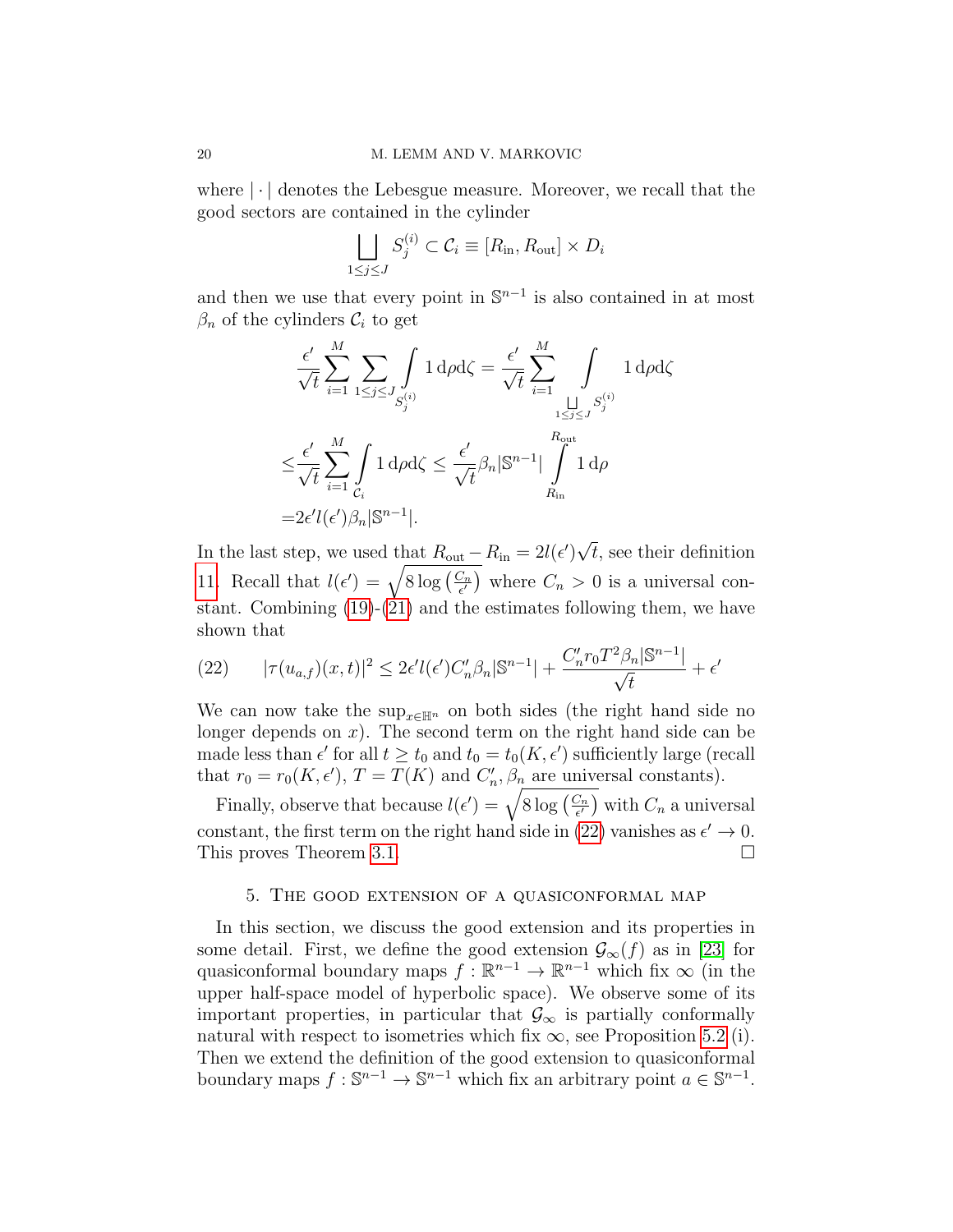where $|\cdot|$ denotes the Lebesgue measure. Moreover, we recall that the good sectors are contained in the cylinder

$$\bigsqcup_{1\leq j\leq J} S_j^{(i)} \subset \mathcal{C}_i \equiv [R_{\text{in}}, R_{\text{out}}] \times D_i$$

and then we use that every point in $\mathbb{S}^{n-1}$ is also contained in at most $\beta_n$ of the cylinders $\mathcal{C}_i$ to get

$$\begin{aligned}
&\frac{\epsilon'}{\sqrt{t}} \sum_{i=1}^{M} \sum_{1\leq j\leq J} \int_{S_j^{(i)}} 1 \,\mathrm{d}\rho \mathrm{d}\zeta = \frac{\epsilon'}{\sqrt{t}} \sum_{i=1}^{M} \int_{\bigsqcup_{1\leq j\leq J} S_j^{(i)}} 1 \,\mathrm{d}\rho \mathrm{d}\zeta \\
\leq & \frac{\epsilon'}{\sqrt{t}} \sum_{i=1}^{M} \int_{\mathcal{C}_i} 1 \,\mathrm{d}\rho \mathrm{d}\zeta \leq \frac{\epsilon'}{\sqrt{t}} \beta_n |\mathbb{S}^{n-1}| \int_{R_{\text{in}}}^{R_{\text{out}}} 1 \,\mathrm{d}\rho \\
= & 2\epsilon' l(\epsilon') \beta_n |\mathbb{S}^{n-1}|.
\end{aligned}$$

In the last step, we used that $R_{\text{out}} - R_{\text{in}} = 2l(\epsilon')\sqrt{t}$, see their definition 11. Recall that $l(\epsilon') = \sqrt{8 \log\left(\frac{C_n}{\epsilon'}\right)}$ where $C_n > 0$ is a universal constant. Combining (19)-(21) and the estimates following them, we have shown that

$$|\tau(u_{a,f})(x,t)|^2 \leq 2\epsilon' l(\epsilon') C_n' \beta_n |\mathbb{S}^{n-1}| + \frac{C_n' r_0 T^2 \beta_n |\mathbb{S}^{n-1}|}{\sqrt{t}} + \epsilon' \tag{22}$$

We can now take the $\sup_{x\in\mathbb{H}^n}$ on both sides (the right hand side no longer depends on $x$). The second term on the right hand side can be made less than $\epsilon'$ for all $t \geq t_0$ and $t_0 = t_0(K, \epsilon')$ sufficiently large (recall that $r_0 = r_0(K, \epsilon')$, $T = T(K)$ and $C_n', \beta_n$ are universal constants).

Finally, observe that because $l(\epsilon') = \sqrt{8 \log\left(\frac{C_n}{\epsilon'}\right)}$ with $C_n$ a universal constant, the first term on the right hand side in (22) vanishes as $\epsilon' \to 0$. This proves Theorem 3.1. □

## 5. The good extension of a quasiconformal map

In this section, we discuss the good extension and its properties in some detail. First, we define the good extension $\mathcal{G}_\infty(f)$ as in [23] for quasiconformal boundary maps $f : \mathbb{R}^{n-1} \to \mathbb{R}^{n-1}$ which fix $\infty$ (in the upper half-space model of hyperbolic space). We observe some of its important properties, in particular that $\mathcal{G}_\infty$ is partially conformally natural with respect to isometries which fix $\infty$, see Proposition 5.2 (i). Then we extend the definition of the good extension to quasiconformal boundary maps $f : \mathbb{S}^{n-1} \to \mathbb{S}^{n-1}$ which fix an arbitrary point $a \in \mathbb{S}^{n-1}$.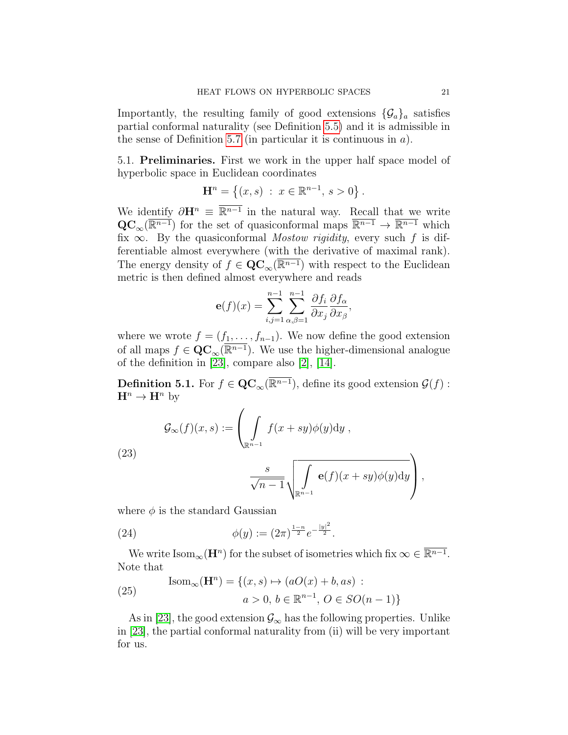Importantly, the resulting family of good extensions $\{\mathcal{G}_a\}_a$ satisfies partial conformal naturality (see Definition 5.5) and it is admissible in the sense of Definition 5.7 (in particular it is continuous in $a$).

5.1. **Preliminaries.** First we work in the upper half space model of hyperbolic space in Euclidean coordinates

$$\mathbf{H}^n = \left\{(x,s) \;:\; x \in \mathbb{R}^{n-1},\, s > 0\right\}.$$

We identify $\partial\mathbf{H}^n \equiv \overline{\mathbb{R}^{n-1}}$ in the natural way. Recall that we write $\mathbf{QC}_\infty(\overline{\mathbb{R}^{n-1}})$ for the set of quasiconformal maps $\overline{\mathbb{R}^{n-1}} \to \overline{\mathbb{R}^{n-1}}$ which fix $\infty$. By the quasiconformal *Mostow rigidity*, every such $f$ is differentiable almost everywhere (with the derivative of maximal rank). The energy density of $f \in \mathbf{QC}_\infty(\overline{\mathbb{R}^{n-1}})$ with respect to the Euclidean metric is then defined almost everywhere and reads

$$\mathbf{e}(f)(x) = \sum_{i,j=1}^{n-1} \sum_{\alpha,\beta=1}^{n-1} \frac{\partial f_i}{\partial x_j}\frac{\partial f_\alpha}{\partial x_\beta},$$

where we wrote $f = (f_1, \ldots, f_{n-1})$. We now define the good extension of all maps $f \in \mathbf{QC}_\infty(\overline{\mathbb{R}^{n-1}})$. We use the higher-dimensional analogue of the definition in [23], compare also [2], [14].

**Definition 5.1.** For $f \in \mathbf{QC}_\infty(\overline{\mathbb{R}^{n-1}})$, define its good extension $\mathcal{G}(f) : \mathbf{H}^n \to \mathbf{H}^n$ by

$$\mathcal{G}_\infty(f)(x,s) := \left( \int_{\mathbb{R}^{n-1}} f(x+sy)\phi(y)\mathrm{d}y\;, \quad \frac{s}{\sqrt{n-1}}\sqrt{\int_{\mathbb{R}^{n-1}} \mathbf{e}(f)(x+sy)\phi(y)\mathrm{d}y} \right), \tag{23}$$

where $\phi$ is the standard Gaussian

$$\phi(y) := (2\pi)^{\frac{1-n}{2}} e^{-\frac{|y|^2}{2}}. \tag{24}$$

We write $\mathrm{Isom}_\infty(\mathbf{H}^n)$ for the subset of isometries which fix $\infty \in \overline{\mathbb{R}^{n-1}}$. Note that

$$\mathrm{Isom}_\infty(\mathbf{H}^n) = \{(x,s) \mapsto (aO(x)+b, as) \;:\; a > 0,\, b \in \mathbb{R}^{n-1},\, O \in SO(n-1)\} \tag{25}$$

As in [23], the good extension $\mathcal{G}_\infty$ has the following properties. Unlike in [23], the partial conformal naturality from (ii) will be very important for us.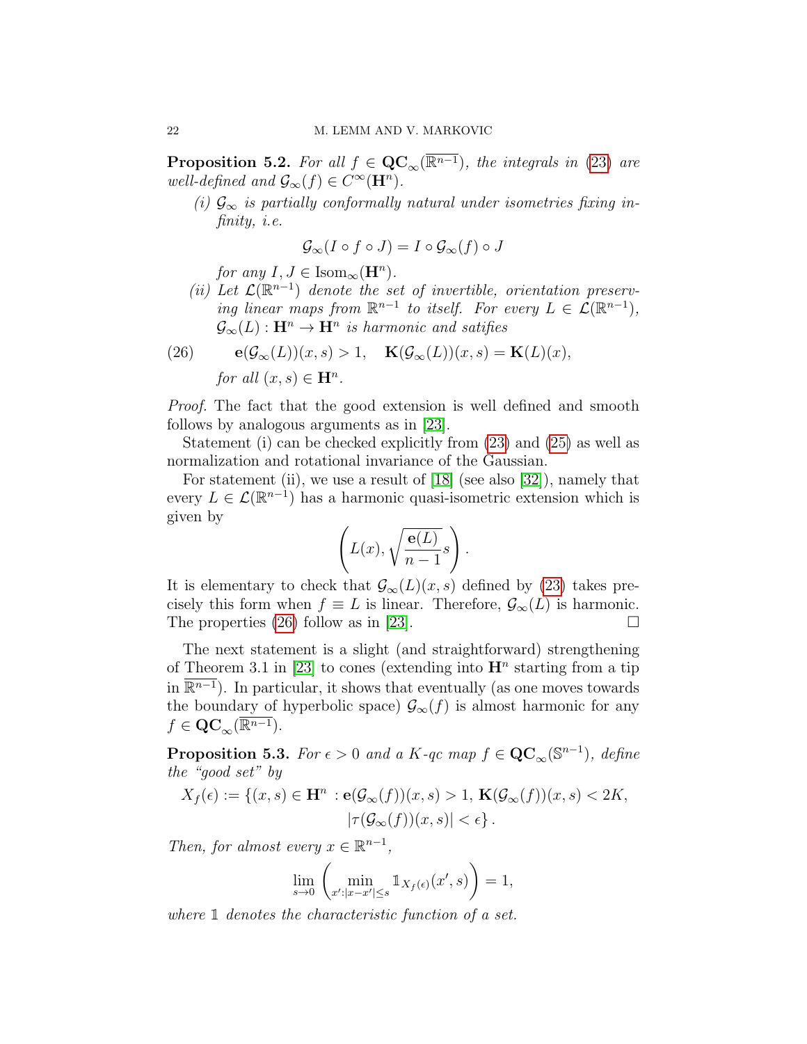**Proposition 5.2.** *For all $f \in \mathbf{QC}_\infty(\overline{\mathbb{R}^{n-1}})$, the integrals in (23) are well-defined and $\mathcal{G}_\infty(f) \in C^\infty(\mathbf{H}^n)$.*

*(i) $\mathcal{G}_\infty$ is partially conformally natural under isometries fixing infinity, i.e.*

$$\mathcal{G}_\infty(I \circ f \circ J) = I \circ \mathcal{G}_\infty(f) \circ J$$

*for any $I, J \in \mathrm{Isom}_\infty(\mathbf{H}^n)$.*

*(ii) Let $\mathcal{L}(\mathbb{R}^{n-1})$ denote the set of invertible, orientation preserving linear maps from $\mathbb{R}^{n-1}$ to itself. For every $L \in \mathcal{L}(\mathbb{R}^{n-1})$, $\mathcal{G}_\infty(L) : \mathbf{H}^n \to \mathbf{H}^n$ is harmonic and satifies*

$$\mathbf{e}(\mathcal{G}_\infty(L))(x,s) > 1, \quad \mathbf{K}(\mathcal{G}_\infty(L))(x,s) = \mathbf{K}(L)(x), \tag{26}$$

*for all $(x,s) \in \mathbf{H}^n$.*

*Proof.* The fact that the good extension is well defined and smooth follows by analogous arguments as in [23].

Statement (i) can be checked explicitly from (23) and (25) as well as normalization and rotational invariance of the Gaussian.

For statement (ii), we use a result of [18] (see also [32]), namely that every $L \in \mathcal{L}(\mathbb{R}^{n-1})$ has a harmonic quasi-isometric extension which is given by

$$\left( L(x), \sqrt{\frac{\mathbf{e}(L)}{n-1}} s \right).$$

It is elementary to check that $\mathcal{G}_\infty(L)(x,s)$ defined by (23) takes precisely this form when $f \equiv L$ is linear. Therefore, $\mathcal{G}_\infty(L)$ is harmonic. The properties (26) follow as in [23]. $\square$

The next statement is a slight (and straightforward) strengthening of Theorem 3.1 in [23] to cones (extending into $\mathbf{H}^n$ starting from a tip in $\overline{\mathbb{R}^{n-1}}$). In particular, it shows that eventually (as one moves towards the boundary of hyperbolic space) $\mathcal{G}_\infty(f)$ is almost harmonic for any $f \in \mathbf{QC}_\infty(\overline{\mathbb{R}^{n-1}})$.

**Proposition 5.3.** *For $\epsilon > 0$ and a $K$-qc map $f \in \mathbf{QC}_\infty(\mathbb{S}^{n-1})$, define the "good set" by*

$$X_f(\epsilon) := \{(x,s) \in \mathbf{H}^n \, : \mathbf{e}(\mathcal{G}_\infty(f))(x,s) > 1, \, \mathbf{K}(\mathcal{G}_\infty(f))(x,s) < 2K, \\ |\tau(\mathcal{G}_\infty(f))(x,s)| < \epsilon\}.$$

*Then, for almost every $x \in \mathbb{R}^{n-1}$,*

$$\lim_{s \to 0} \left( \min_{x' : |x - x'| \le s} \mathbb{1}_{X_f(\epsilon)}(x', s) \right) = 1,$$

*where $\mathbb{1}$ denotes the characteristic function of a set.*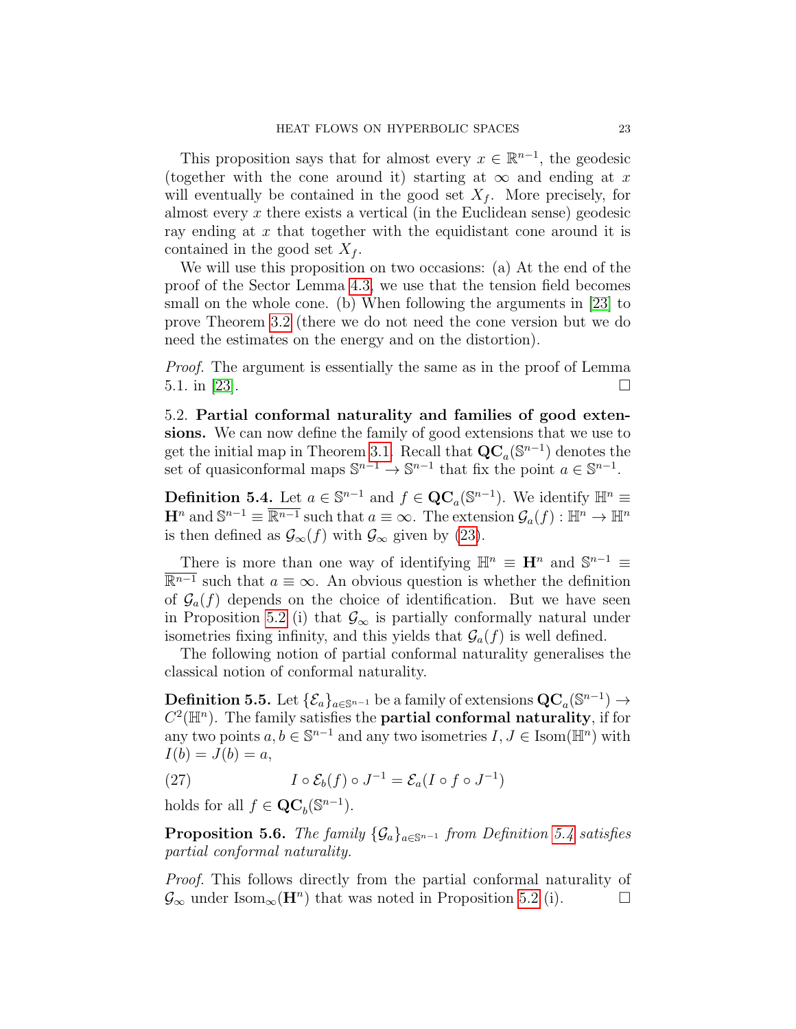This proposition says that for almost every $x \in \mathbb{R}^{n-1}$, the geodesic (together with the cone around it) starting at $\infty$ and ending at $x$ will eventually be contained in the good set $X_f$. More precisely, for almost every $x$ there exists a vertical (in the Euclidean sense) geodesic ray ending at $x$ that together with the equidistant cone around it is contained in the good set $X_f$.

We will use this proposition on two occasions: (a) At the end of the proof of the Sector Lemma 4.3, we use that the tension field becomes small on the whole cone. (b) When following the arguments in [23] to prove Theorem 3.2 (there we do not need the cone version but we do need the estimates on the energy and on the distortion).

*Proof.* The argument is essentially the same as in the proof of Lemma 5.1. in [23]. □

5.2. **Partial conformal naturality and families of good extensions.** We can now define the family of good extensions that we use to get the initial map in Theorem 3.1. Recall that $\mathbf{QC}_a(\mathbb{S}^{n-1})$ denotes the set of quasiconformal maps $\mathbb{S}^{n-1} \to \mathbb{S}^{n-1}$ that fix the point $a \in \mathbb{S}^{n-1}$.

**Definition 5.4.** Let $a \in \mathbb{S}^{n-1}$ and $f \in \mathbf{QC}_a(\mathbb{S}^{n-1})$. We identify $\mathbb{H}^n \equiv \mathbf{H}^n$ and $\mathbb{S}^{n-1} \equiv \overline{\mathbb{R}^{n-1}}$ such that $a \equiv \infty$. The extension $\mathcal{G}_a(f) : \mathbb{H}^n \to \mathbb{H}^n$ is then defined as $\mathcal{G}_\infty(f)$ with $\mathcal{G}_\infty$ given by (23).

There is more than one way of identifying $\mathbb{H}^n \equiv \mathbf{H}^n$ and $\mathbb{S}^{n-1} \equiv \overline{\mathbb{R}^{n-1}}$ such that $a \equiv \infty$. An obvious question is whether the definition of $\mathcal{G}_a(f)$ depends on the choice of identification. But we have seen in Proposition 5.2 (i) that $\mathcal{G}_\infty$ is partially conformally natural under isometries fixing infinity, and this yields that $\mathcal{G}_a(f)$ is well defined.

The following notion of partial conformal naturality generalises the classical notion of conformal naturality.

**Definition 5.5.** Let $\{\mathcal{E}_a\}_{a \in \mathbb{S}^{n-1}}$ be a family of extensions $\mathbf{QC}_a(\mathbb{S}^{n-1}) \to C^2(\mathbb{H}^n)$. The family satisfies the **partial conformal naturality**, if for any two points $a, b \in \mathbb{S}^{n-1}$ and any two isometries $I, J \in \mathrm{Isom}(\mathbb{H}^n)$ with $I(b) = J(b) = a$,

$$I \circ \mathcal{E}_b(f) \circ J^{-1} = \mathcal{E}_a(I \circ f \circ J^{-1}) \tag{27}$$

holds for all $f \in \mathbf{QC}_b(\mathbb{S}^{n-1})$.

**Proposition 5.6.** *The family $\{\mathcal{G}_a\}_{a \in \mathbb{S}^{n-1}}$ from Definition 5.4 satisfies partial conformal naturality.*

*Proof.* This follows directly from the partial conformal naturality of $\mathcal{G}_\infty$ under $\mathrm{Isom}_\infty(\mathbf{H}^n)$ that was noted in Proposition 5.2 (i). □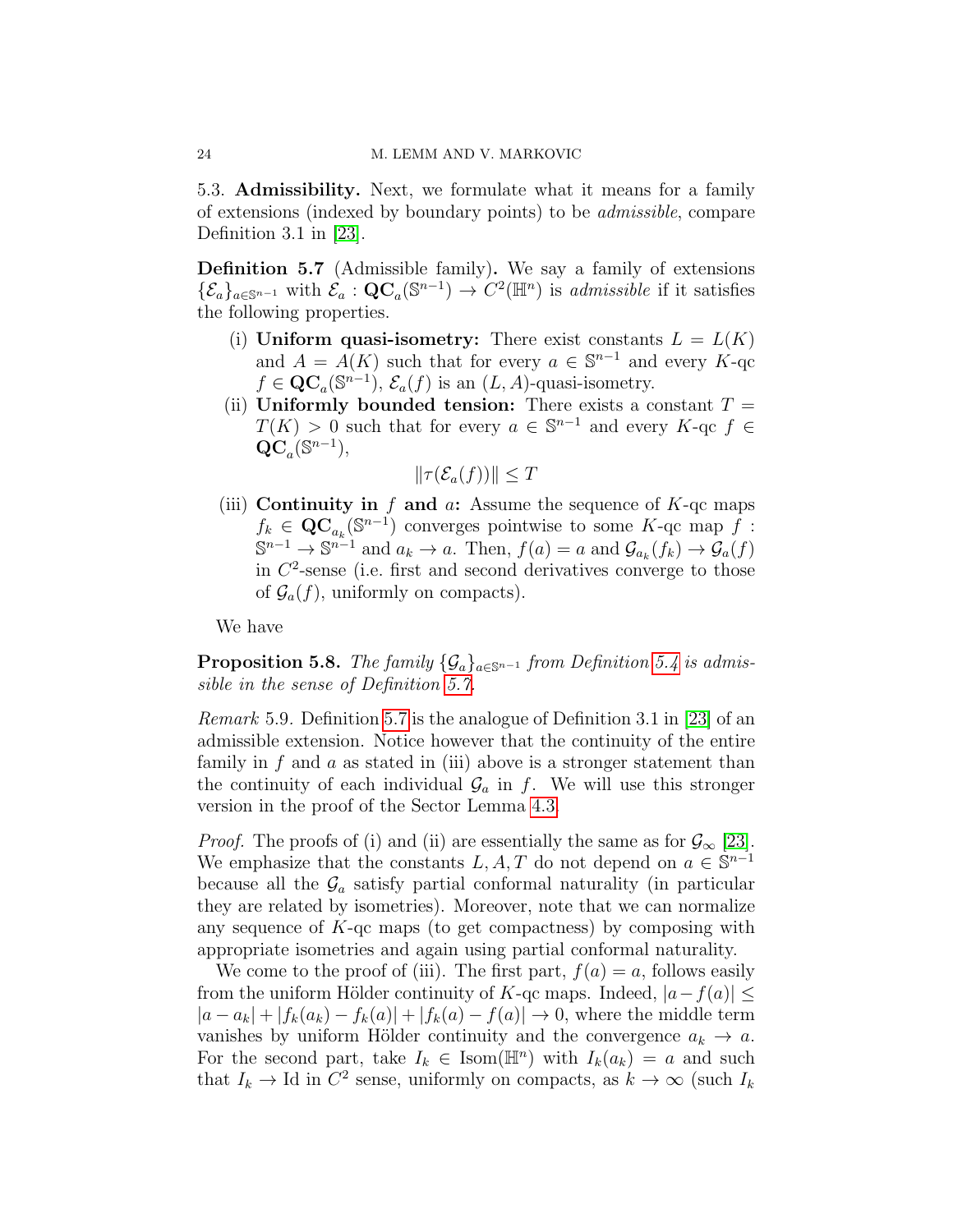5.3. **Admissibility.** Next, we formulate what it means for a family of extensions (indexed by boundary points) to be *admissible*, compare Definition 3.1 in [23].

**Definition 5.7** (Admissible family)**.** We say a family of extensions $\{\mathcal{E}_a\}_{a\in\mathbb{S}^{n-1}}$ with $\mathcal{E}_a : \mathbf{QC}_a(\mathbb{S}^{n-1}) \to C^2(\mathbb{H}^n)$ is *admissible* if it satisfies the following properties.

- (i) **Uniform quasi-isometry:** There exist constants $L = L(K)$ and $A = A(K)$ such that for every $a \in \mathbb{S}^{n-1}$ and every $K$-qc $f \in \mathbf{QC}_a(\mathbb{S}^{n-1})$, $\mathcal{E}_a(f)$ is an $(L, A)$-quasi-isometry.
- (ii) **Uniformly bounded tension:** There exists a constant $T = T(K) > 0$ such that for every $a \in \mathbb{S}^{n-1}$ and every $K$-qc $f \in \mathbf{QC}_a(\mathbb{S}^{n-1})$,
$$\|\tau(\mathcal{E}_a(f))\| \leq T$$
- (iii) **Continuity in $f$ and $a$:** Assume the sequence of $K$-qc maps $f_k \in \mathbf{QC}_{a_k}(\mathbb{S}^{n-1})$ converges pointwise to some $K$-qc map $f : \mathbb{S}^{n-1} \to \mathbb{S}^{n-1}$ and $a_k \to a$. Then, $f(a) = a$ and $\mathcal{G}_{a_k}(f_k) \to \mathcal{G}_a(f)$ in $C^2$-sense (i.e. first and second derivatives converge to those of $\mathcal{G}_a(f)$, uniformly on compacts).

We have

**Proposition 5.8.** *The family $\{\mathcal{G}_a\}_{a\in\mathbb{S}^{n-1}}$ from Definition 5.4 is admissible in the sense of Definition 5.7.*

*Remark* 5.9. Definition 5.7 is the analogue of Definition 3.1 in [23] of an admissible extension. Notice however that the continuity of the entire family in $f$ and $a$ as stated in (iii) above is a stronger statement than the continuity of each individual $\mathcal{G}_a$ in $f$. We will use this stronger version in the proof of the Sector Lemma 4.3.

*Proof.* The proofs of (i) and (ii) are essentially the same as for $\mathcal{G}_\infty$ [23]. We emphasize that the constants $L, A, T$ do not depend on $a \in \mathbb{S}^{n-1}$ because all the $\mathcal{G}_a$ satisfy partial conformal naturality (in particular they are related by isometries). Moreover, note that we can normalize any sequence of $K$-qc maps (to get compactness) by composing with appropriate isometries and again using partial conformal naturality.

We come to the proof of (iii). The first part, $f(a) = a$, follows easily from the uniform Hölder continuity of $K$-qc maps. Indeed, $|a - f(a)| \leq |a - a_k| + |f_k(a_k) - f_k(a)| + |f_k(a) - f(a)| \to 0$, where the middle term vanishes by uniform Hölder continuity and the convergence $a_k \to a$. For the second part, take $I_k \in \mathrm{Isom}(\mathbb{H}^n)$ with $I_k(a_k) = a$ and such that $I_k \to \mathrm{Id}$ in $C^2$ sense, uniformly on compacts, as $k \to \infty$ (such $I_k$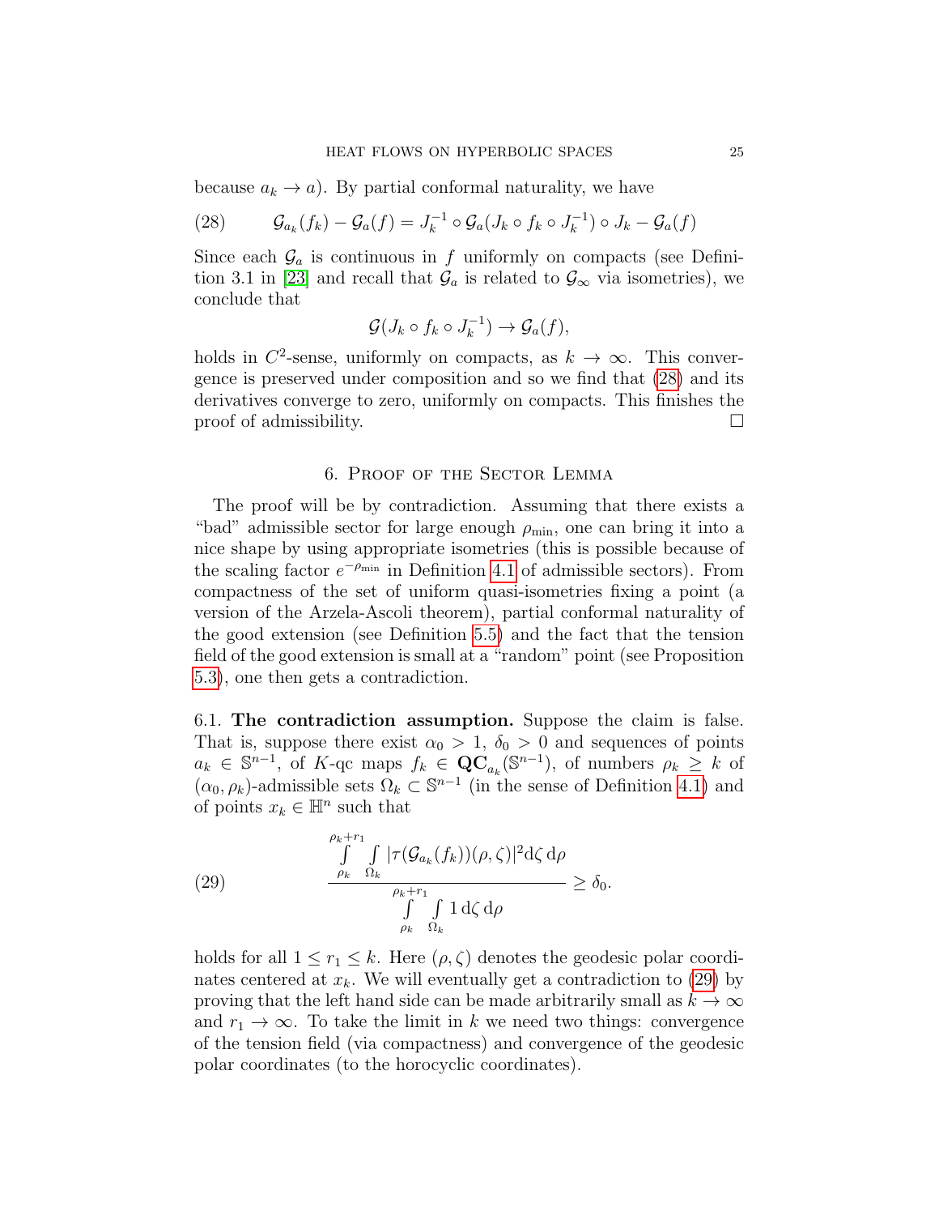because $a_k \to a$). By partial conformal naturality, we have

$$\mathcal{G}_{a_k}(f_k) - \mathcal{G}_a(f) = J_k^{-1} \circ \mathcal{G}_a(J_k \circ f_k \circ J_k^{-1}) \circ J_k - \mathcal{G}_a(f) \tag{28}$$

Since each $\mathcal{G}_a$ is continuous in $f$ uniformly on compacts (see Definition 3.1 in [23] and recall that $\mathcal{G}_a$ is related to $\mathcal{G}_\infty$ via isometries), we conclude that

$$\mathcal{G}(J_k \circ f_k \circ J_k^{-1}) \to \mathcal{G}_a(f),$$

holds in $C^2$-sense, uniformly on compacts, as $k \to \infty$. This convergence is preserved under composition and so we find that (28) and its derivatives converge to zero, uniformly on compacts. This finishes the proof of admissibility. □

## 6. Proof of the Sector Lemma

The proof will be by contradiction. Assuming that there exists a "bad" admissible sector for large enough $\rho_{\min}$, one can bring it into a nice shape by using appropriate isometries (this is possible because of the scaling factor $e^{-\rho_{\min}}$ in Definition 4.1 of admissible sectors). From compactness of the set of uniform quasi-isometries fixing a point (a version of the Arzela-Ascoli theorem), partial conformal naturality of the good extension (see Definition 5.5) and the fact that the tension field of the good extension is small at a "random" point (see Proposition 5.3), one then gets a contradiction.

6.1. **The contradiction assumption.** Suppose the claim is false. That is, suppose there exist $\alpha_0 > 1$, $\delta_0 > 0$ and sequences of points $a_k \in \mathbb{S}^{n-1}$, of $K$-qc maps $f_k \in \mathbf{QC}_{a_k}(\mathbb{S}^{n-1})$, of numbers $\rho_k \geq k$ of $(\alpha_0, \rho_k)$-admissible sets $\Omega_k \subset \mathbb{S}^{n-1}$ (in the sense of Definition 4.1) and of points $x_k \in \mathbb{H}^n$ such that

$$\frac{\int\limits_{\rho_k}^{\rho_k+r_1} \int\limits_{\Omega_k} |\tau(\mathcal{G}_{a_k}(f_k))(\rho,\zeta)|^2 \mathrm{d}\zeta \, \mathrm{d}\rho}{\int\limits_{\rho_k}^{\rho_k+r_1} \int\limits_{\Omega_k} 1 \, \mathrm{d}\zeta \, \mathrm{d}\rho} \geq \delta_0. \tag{29}$$

holds for all $1 \leq r_1 \leq k$. Here $(\rho, \zeta)$ denotes the geodesic polar coordinates centered at $x_k$. We will eventually get a contradiction to (29) by proving that the left hand side can be made arbitrarily small as $k \to \infty$ and $r_1 \to \infty$. To take the limit in $k$ we need two things: convergence of the tension field (via compactness) and convergence of the geodesic polar coordinates (to the horocyclic coordinates).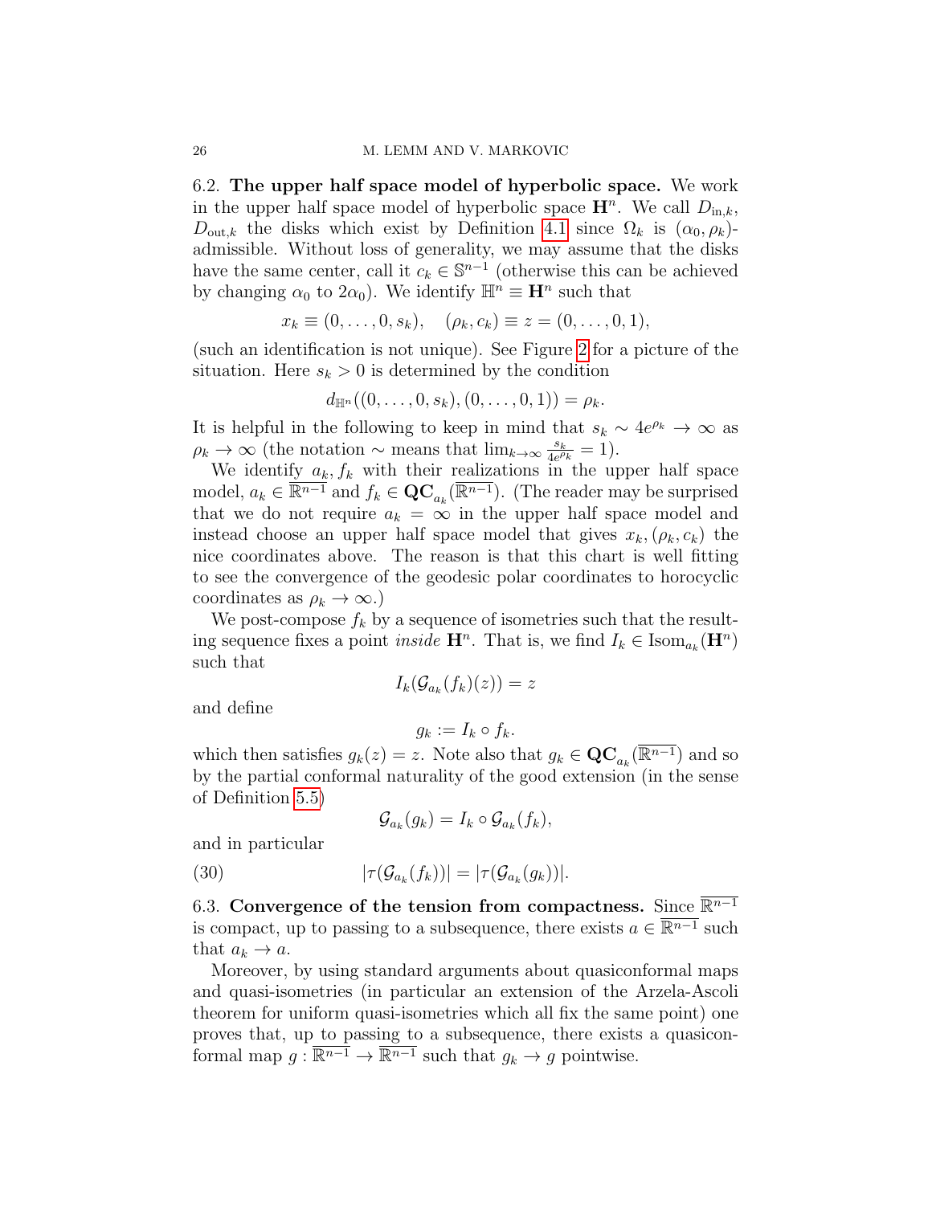## 6.2. The upper half space model of hyperbolic space.

We work in the upper half space model of hyperbolic space $\mathbf{H}^n$. We call $D_{\mathrm{in},k}$, $D_{\mathrm{out},k}$ the disks which exist by Definition 4.1 since $\Omega_k$ is $(\alpha_0, \rho_k)$-admissible. Without loss of generality, we may assume that the disks have the same center, call it $c_k \in \mathbb{S}^{n-1}$ (otherwise this can be achieved by changing $\alpha_0$ to $2\alpha_0$). We identify $\mathbb{H}^n \equiv \mathbf{H}^n$ such that

$$x_k \equiv (0, \ldots, 0, s_k), \quad (\rho_k, c_k) \equiv z = (0, \ldots, 0, 1),$$

(such an identification is not unique). See Figure 2 for a picture of the situation. Here $s_k > 0$ is determined by the condition

$$d_{\mathbb{H}^n}((0, \ldots, 0, s_k), (0, \ldots, 0, 1)) = \rho_k.$$

It is helpful in the following to keep in mind that $s_k \sim 4e^{\rho_k} \to \infty$ as $\rho_k \to \infty$ (the notation $\sim$ means that $\lim_{k\to\infty} \frac{s_k}{4e^{\rho_k}} = 1$).

We identify $a_k, f_k$ with their realizations in the upper half space model, $a_k \in \overline{\mathbb{R}^{n-1}}$ and $f_k \in \mathbf{QC}_{a_k}(\overline{\mathbb{R}^{n-1}})$. (The reader may be surprised that we do not require $a_k = \infty$ in the upper half space model and instead choose an upper half space model that gives $x_k, (\rho_k, c_k)$ the nice coordinates above. The reason is that this chart is well fitting to see the convergence of the geodesic polar coordinates to horocyclic coordinates as $\rho_k \to \infty$.)

We post-compose $f_k$ by a sequence of isometries such that the resulting sequence fixes a point *inside* $\mathbf{H}^n$. That is, we find $I_k \in \mathrm{Isom}_{a_k}(\mathbf{H}^n)$ such that

$$I_k(\mathcal{G}_{a_k}(f_k)(z)) = z$$

and define

$$g_k := I_k \circ f_k.$$

which then satisfies $g_k(z) = z$. Note also that $g_k \in \mathbf{QC}_{a_k}(\overline{\mathbb{R}^{n-1}})$ and so by the partial conformal naturality of the good extension (in the sense of Definition 5.5)

$$\mathcal{G}_{a_k}(g_k) = I_k \circ \mathcal{G}_{a_k}(f_k),$$

and in particular

$$|\tau(\mathcal{G}_{a_k}(f_k))| = |\tau(\mathcal{G}_{a_k}(g_k))|. \tag{30}$$

## 6.3. Convergence of the tension from compactness.

Since $\overline{\mathbb{R}^{n-1}}$ is compact, up to passing to a subsequence, there exists $a \in \overline{\mathbb{R}^{n-1}}$ such that $a_k \to a$.

Moreover, by using standard arguments about quasiconformal maps and quasi-isometries (in particular an extension of the Arzela-Ascoli theorem for uniform quasi-isometries which all fix the same point) one proves that, up to passing to a subsequence, there exists a quasiconformal map $g : \overline{\mathbb{R}^{n-1}} \to \overline{\mathbb{R}^{n-1}}$ such that $g_k \to g$ pointwise.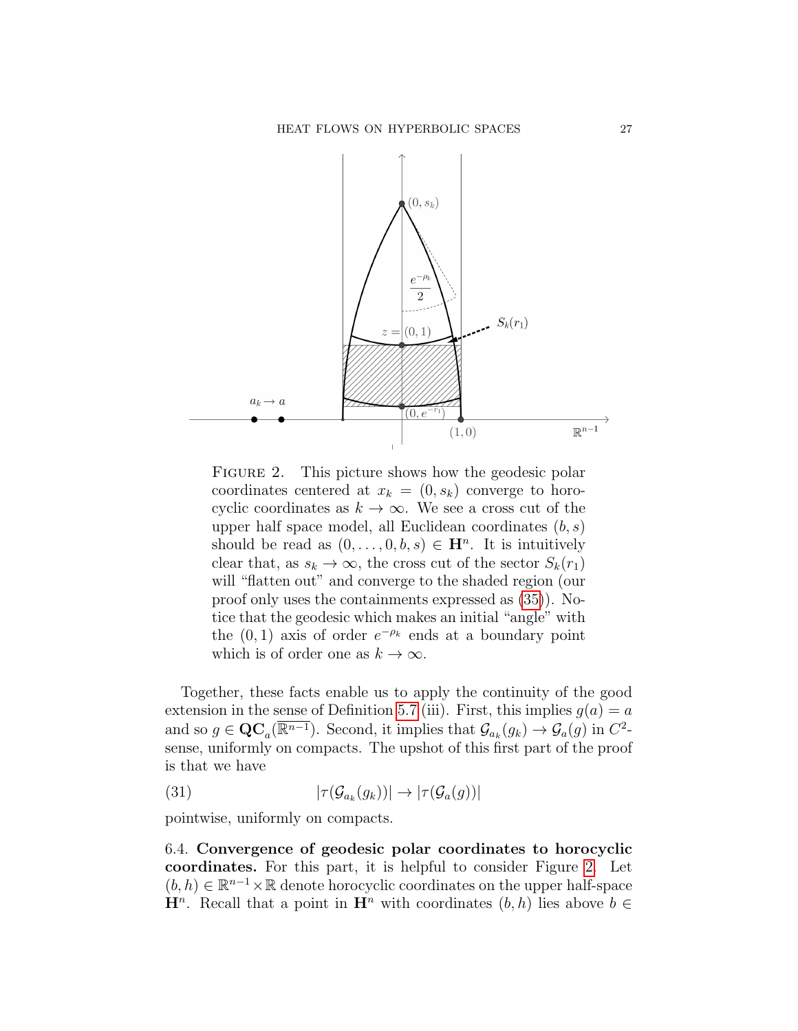FIGURE 2. This picture shows how the geodesic polar coordinates centered at $x_k = (0, s_k)$ converge to horocyclic coordinates as $k \to \infty$. We see a cross cut of the upper half space model, all Euclidean coordinates $(b, s)$ should be read as $(0, \ldots, 0, b, s) \in \mathbf{H}^n$. It is intuitively clear that, as $s_k \to \infty$, the cross cut of the sector $S_k(r_1)$ will "flatten out" and converge to the shaded region (our proof only uses the containments expressed as (35)). Notice that the geodesic which makes an initial "angle" with the $(0,1)$ axis of order $e^{-\rho_k}$ ends at a boundary point which is of order one as $k \to \infty$.

Together, these facts enable us to apply the continuity of the good extension in the sense of Definition 5.7 (iii). First, this implies $g(a) = a$ and so $g \in \mathbf{QC}_a(\overline{\mathbb{R}^{n-1}})$. Second, it implies that $\mathcal{G}_{a_k}(g_k) \to \mathcal{G}_a(g)$ in $C^2$-sense, uniformly on compacts. The upshot of this first part of the proof is that we have

$$|\tau(\mathcal{G}_{a_k}(g_k))| \to |\tau(\mathcal{G}_a(g))| \tag{31}$$

pointwise, uniformly on compacts.

6.4. **Convergence of geodesic polar coordinates to horocyclic coordinates.** For this part, it is helpful to consider Figure 2. Let $(b, h) \in \mathbb{R}^{n-1} \times \mathbb{R}$ denote horocyclic coordinates on the upper half-space $\mathbf{H}^n$. Recall that a point in $\mathbf{H}^n$ with coordinates $(b, h)$ lies above $b \in$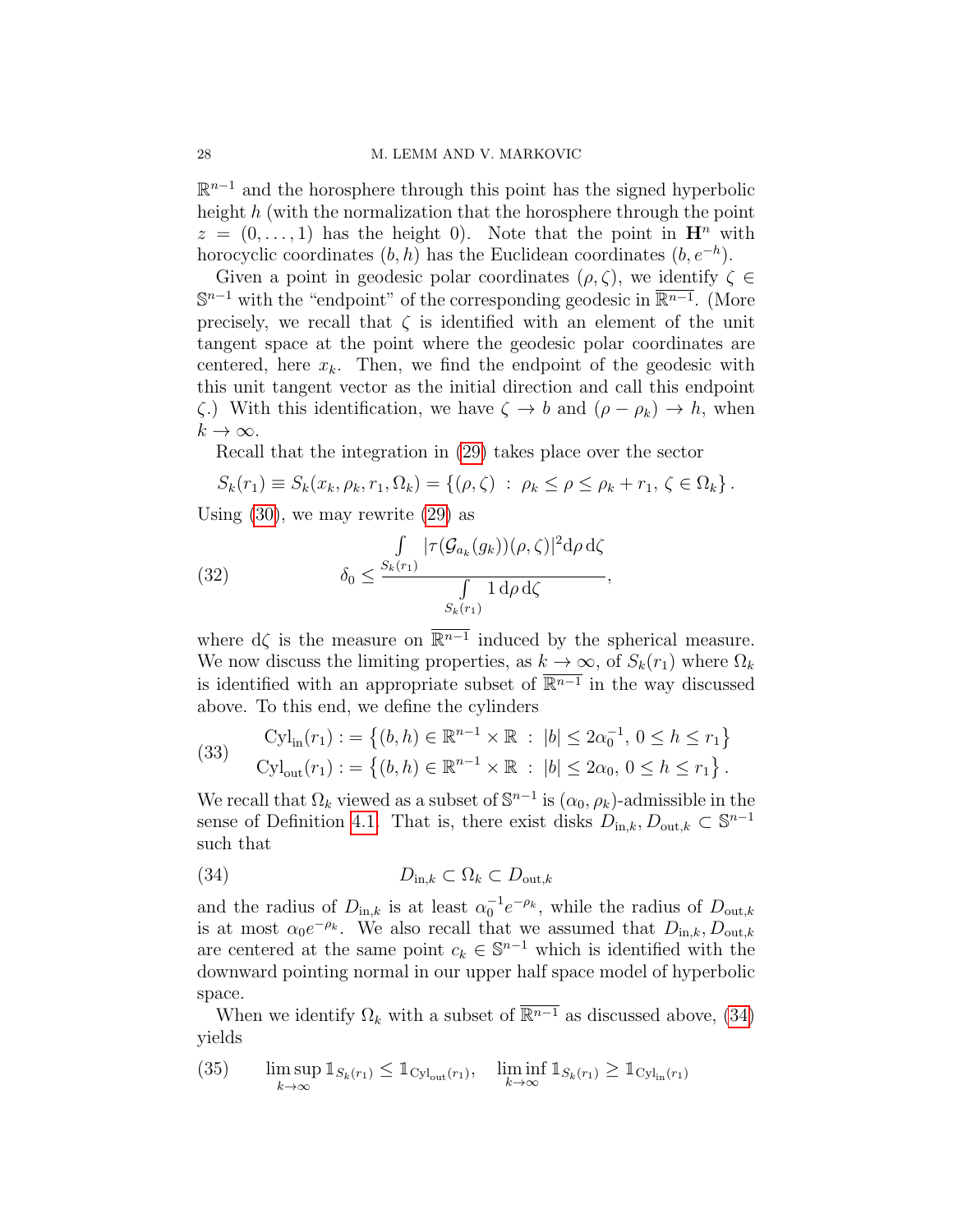$\mathbb{R}^{n-1}$ and the horosphere through this point has the signed hyperbolic height $h$ (with the normalization that the horosphere through the point $z = (0, \ldots, 1)$ has the height 0). Note that the point in $\mathbf{H}^n$ with horocyclic coordinates $(b, h)$ has the Euclidean coordinates $(b, e^{-h})$.

Given a point in geodesic polar coordinates $(\rho, \zeta)$, we identify $\zeta \in \mathbb{S}^{n-1}$ with the "endpoint" of the corresponding geodesic in $\overline{\mathbb{R}^{n-1}}$. (More precisely, we recall that $\zeta$ is identified with an element of the unit tangent space at the point where the geodesic polar coordinates are centered, here $x_k$. Then, we find the endpoint of the geodesic with this unit tangent vector as the initial direction and call this endpoint $\zeta$.) With this identification, we have $\zeta \to b$ and $(\rho - \rho_k) \to h$, when $k \to \infty$.

Recall that the integration in (29) takes place over the sector

$$S_k(r_1) \equiv S_k(x_k, \rho_k, r_1, \Omega_k) = \{(\rho, \zeta) \ : \ \rho_k \leq \rho \leq \rho_k + r_1, \, \zeta \in \Omega_k\}.$$

Using (30), we may rewrite (29) as

$$\delta_0 \leq \frac{\int\limits_{S_k(r_1)} |\tau(\mathcal{G}_{a_k}(g_k))(\rho, \zeta)|^2 \mathrm{d}\rho \, \mathrm{d}\zeta}{\int\limits_{S_k(r_1)} 1 \, \mathrm{d}\rho \, \mathrm{d}\zeta}, \tag{32}$$

where $\mathrm{d}\zeta$ is the measure on $\overline{\mathbb{R}^{n-1}}$ induced by the spherical measure. We now discuss the limiting properties, as $k \to \infty$, of $S_k(r_1)$ where $\Omega_k$ is identified with an appropriate subset of $\overline{\mathbb{R}^{n-1}}$ in the way discussed above. To this end, we define the cylinders

$$\begin{aligned} \mathrm{Cyl}_{\mathrm{in}}(r_1) &:= \left\{(b, h) \in \mathbb{R}^{n-1} \times \mathbb{R} \ : \ |b| \leq 2\alpha_0^{-1}, \, 0 \leq h \leq r_1\right\} \\ \mathrm{Cyl}_{\mathrm{out}}(r_1) &:= \left\{(b, h) \in \mathbb{R}^{n-1} \times \mathbb{R} \ : \ |b| \leq 2\alpha_0, \, 0 \leq h \leq r_1\right\}. \end{aligned} \tag{33}$$

We recall that $\Omega_k$ viewed as a subset of $\mathbb{S}^{n-1}$ is $(\alpha_0, \rho_k)$-admissible in the sense of Definition 4.1. That is, there exist disks $D_{\mathrm{in},k}, D_{\mathrm{out},k} \subset \mathbb{S}^{n-1}$ such that

$$D_{\mathrm{in},k} \subset \Omega_k \subset D_{\mathrm{out},k} \tag{34}$$

and the radius of $D_{\mathrm{in},k}$ is at least $\alpha_0^{-1} e^{-\rho_k}$, while the radius of $D_{\mathrm{out},k}$ is at most $\alpha_0 e^{-\rho_k}$. We also recall that we assumed that $D_{\mathrm{in},k}, D_{\mathrm{out},k}$ are centered at the same point $c_k \in \mathbb{S}^{n-1}$ which is identified with the downward pointing normal in our upper half space model of hyperbolic space.

When we identify $\Omega_k$ with a subset of $\overline{\mathbb{R}^{n-1}}$ as discussed above, (34) yields

$$\limsup_{k \to \infty} \mathbb{1}_{S_k(r_1)} \leq \mathbb{1}_{\mathrm{Cyl}_{\mathrm{out}}(r_1)}, \quad \liminf_{k \to \infty} \mathbb{1}_{S_k(r_1)} \geq \mathbb{1}_{\mathrm{Cyl}_{\mathrm{in}}(r_1)} \tag{35}$$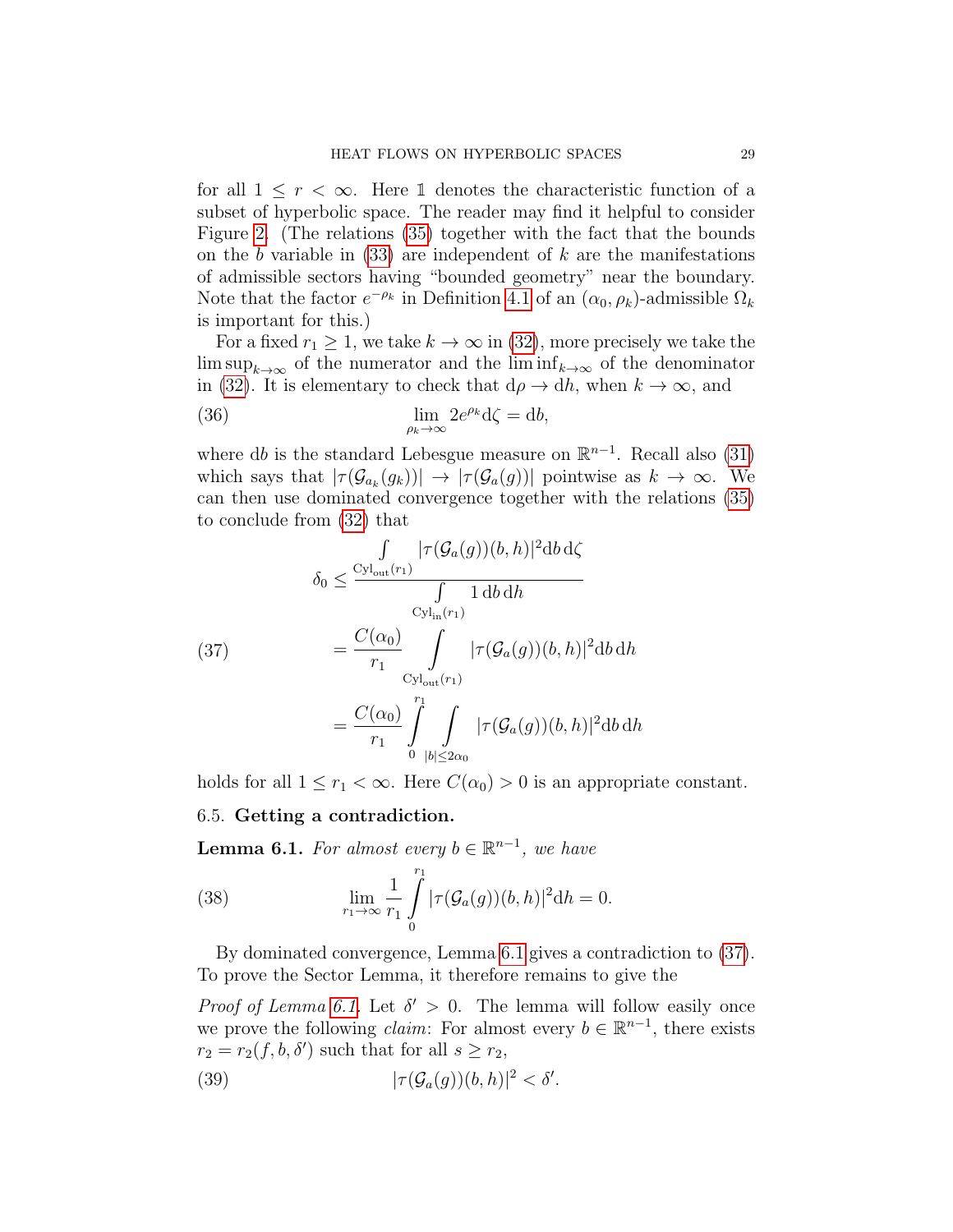for all $1 \leq r < \infty$. Here $\mathbb{1}$ denotes the characteristic function of a subset of hyperbolic space. The reader may find it helpful to consider Figure 2. (The relations (35) together with the fact that the bounds on the $b$ variable in (33) are independent of $k$ are the manifestations of admissible sectors having "bounded geometry" near the boundary. Note that the factor $e^{-\rho_k}$ in Definition 4.1 of an $(\alpha_0, \rho_k)$-admissible $\Omega_k$ is important for this.)

For a fixed $r_1 \geq 1$, we take $k \to \infty$ in (32), more precisely we take the $\limsup_{k\to\infty}$ of the numerator and the $\liminf_{k\to\infty}$ of the denominator in (32). It is elementary to check that $\mathrm{d}\rho \to \mathrm{d}h$, when $k \to \infty$, and

$$\lim_{\rho_k \to \infty} 2e^{\rho_k}\mathrm{d}\zeta = \mathrm{d}b, \tag{36}$$

where $\mathrm{d}b$ is the standard Lebesgue measure on $\mathbb{R}^{n-1}$. Recall also (31) which says that $|\tau(\mathcal{G}_{a_k}(g_k))| \to |\tau(\mathcal{G}_a(g))|$ pointwise as $k \to \infty$. We can then use dominated convergence together with the relations (35) to conclude from (32) that

$$\begin{aligned}
\delta_0 &\leq \frac{\displaystyle\int_{\mathrm{Cyl}_{\mathrm{out}}(r_1)} |\tau(\mathcal{G}_a(g))(b,h)|^2 \mathrm{d}b\,\mathrm{d}\zeta}{\displaystyle\int_{\mathrm{Cyl}_{\mathrm{in}}(r_1)} 1\,\mathrm{d}b\,\mathrm{d}h} \\
&= \frac{C(\alpha_0)}{r_1} \int_{\mathrm{Cyl}_{\mathrm{out}}(r_1)} |\tau(\mathcal{G}_a(g))(b,h)|^2 \mathrm{d}b\,\mathrm{d}h \\
&= \frac{C(\alpha_0)}{r_1} \int_0^{r_1} \int_{|b|\leq 2\alpha_0} |\tau(\mathcal{G}_a(g))(b,h)|^2 \mathrm{d}b\,\mathrm{d}h
\end{aligned} \tag{37}$$

holds for all $1 \leq r_1 < \infty$. Here $C(\alpha_0) > 0$ is an appropriate constant.

### 6.5. Getting a contradiction.

**Lemma 6.1.** *For almost every $b \in \mathbb{R}^{n-1}$, we have*

$$\lim_{r_1\to\infty} \frac{1}{r_1} \int_0^{r_1} |\tau(\mathcal{G}_a(g))(b,h)|^2 \mathrm{d}h = 0. \tag{38}$$

By dominated convergence, Lemma 6.1 gives a contradiction to (37). To prove the Sector Lemma, it therefore remains to give the

*Proof of Lemma 6.1.* Let $\delta' > 0$. The lemma will follow easily once we prove the following *claim*: For almost every $b \in \mathbb{R}^{n-1}$, there exists $r_2 = r_2(f, b, \delta')$ such that for all $s \geq r_2$,

$$|\tau(\mathcal{G}_a(g))(b,h)|^2 < \delta'. \tag{39}$$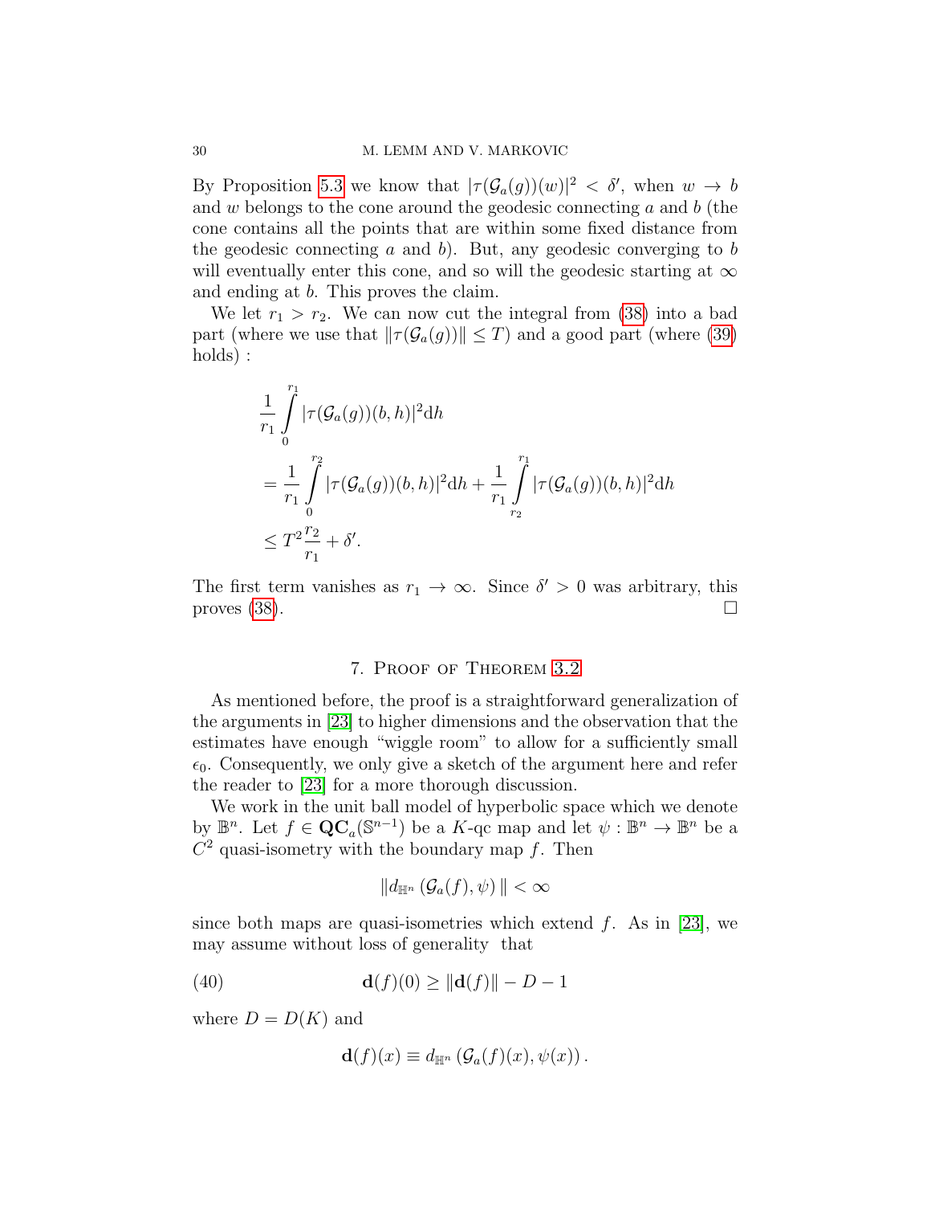By Proposition 5.3 we know that $|\tau(\mathcal{G}_a(g))(w)|^2 < \delta'$, when $w \to b$ and $w$ belongs to the cone around the geodesic connecting $a$ and $b$ (the cone contains all the points that are within some fixed distance from the geodesic connecting $a$ and $b$). But, any geodesic converging to $b$ will eventually enter this cone, and so will the geodesic starting at $\infty$ and ending at $b$. This proves the claim.

We let $r_1 > r_2$. We can now cut the integral from (38) into a bad part (where we use that $\|\tau(\mathcal{G}_a(g))\| \leq T$) and a good part (where (39) holds) :

$$
\begin{aligned}
&\frac{1}{r_1}\int_0^{r_1} |\tau(\mathcal{G}_a(g))(b,h)|^2 \mathrm{d}h \\
&= \frac{1}{r_1}\int_0^{r_2} |\tau(\mathcal{G}_a(g))(b,h)|^2 \mathrm{d}h + \frac{1}{r_1}\int_{r_2}^{r_1} |\tau(\mathcal{G}_a(g))(b,h)|^2 \mathrm{d}h \\
&\leq T^2 \frac{r_2}{r_1} + \delta'.
\end{aligned}
$$

The first term vanishes as $r_1 \to \infty$. Since $\delta' > 0$ was arbitrary, this proves (38). ☐

## 7. Proof of Theorem 3.2

As mentioned before, the proof is a straightforward generalization of the arguments in [23] to higher dimensions and the observation that the estimates have enough "wiggle room" to allow for a sufficiently small $\epsilon_0$. Consequently, we only give a sketch of the argument here and refer the reader to [23] for a more thorough discussion.

We work in the unit ball model of hyperbolic space which we denote by $\mathbb{B}^n$. Let $f \in \mathbf{QC}_a(\mathbb{S}^{n-1})$ be a $K$-qc map and let $\psi : \mathbb{B}^n \to \mathbb{B}^n$ be a $C^2$ quasi-isometry with the boundary map $f$. Then

$$
\| d_{\mathbb{H}^n}\left(\mathcal{G}_a(f), \psi\right) \| < \infty
$$

since both maps are quasi-isometries which extend $f$. As in [23], we may assume without loss of generality that

$$
\mathbf{d}(f)(0) \geq \|\mathbf{d}(f)\| - D - 1 \tag{40}
$$

where $D = D(K)$ and

$$
\mathbf{d}(f)(x) \equiv d_{\mathbb{H}^n}\left(\mathcal{G}_a(f)(x), \psi(x)\right).
$$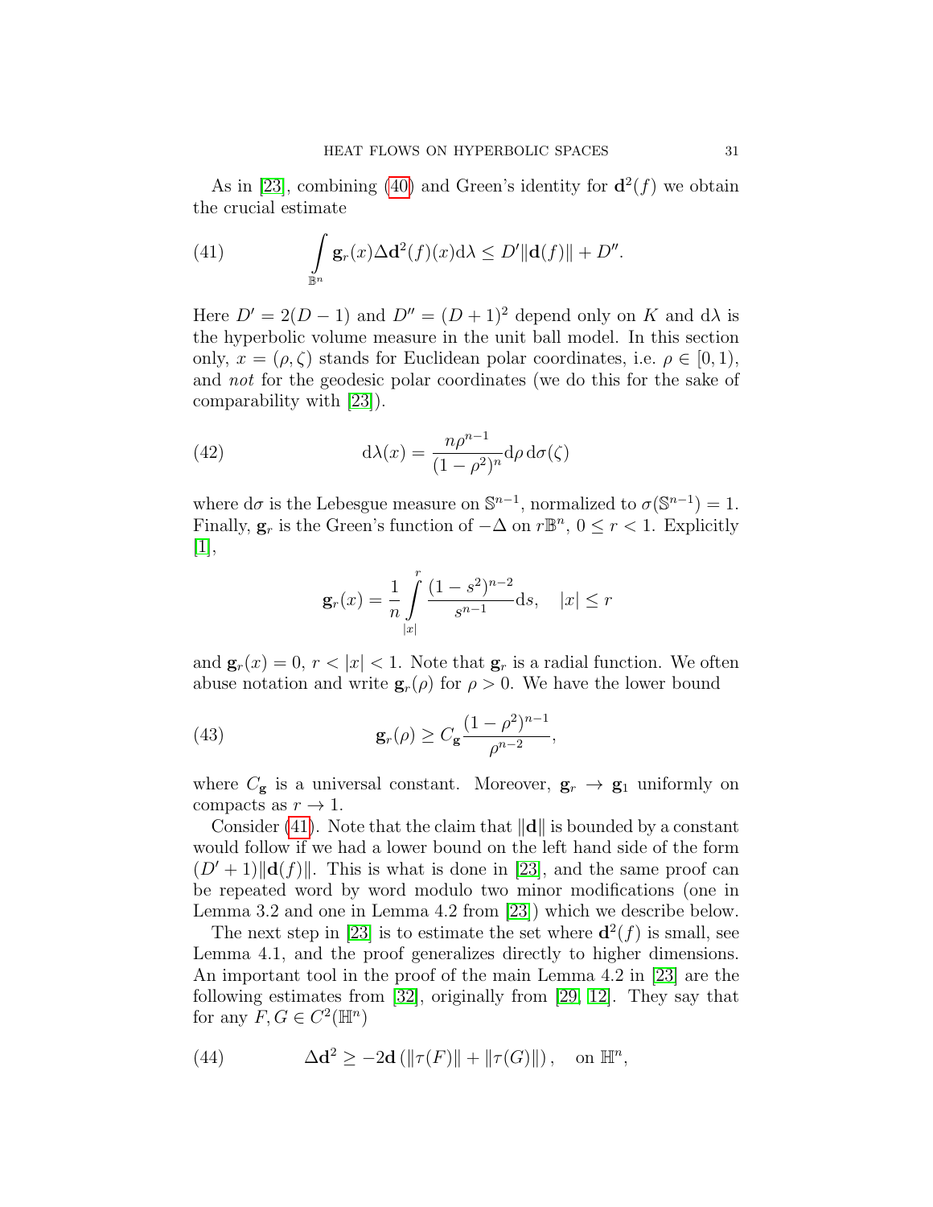As in [23], combining (40) and Green's identity for $\mathbf{d}^2(f)$ we obtain the crucial estimate

$$\int_{\mathbb{B}^n} \mathbf{g}_r(x)\Delta\mathbf{d}^2(f)(x)\mathrm{d}\lambda \leq D'\|\mathbf{d}(f)\| + D''. \tag{41}$$

Here $D' = 2(D-1)$ and $D'' = (D+1)^2$ depend only on $K$ and $\mathrm{d}\lambda$ is the hyperbolic volume measure in the unit ball model. In this section only, $x = (\rho, \zeta)$ stands for Euclidean polar coordinates, i.e. $\rho \in [0,1)$, and *not* for the geodesic polar coordinates (we do this for the sake of comparability with [23]).

$$\mathrm{d}\lambda(x) = \frac{n\rho^{n-1}}{(1-\rho^2)^n}\mathrm{d}\rho\,\mathrm{d}\sigma(\zeta) \tag{42}$$

where $\mathrm{d}\sigma$ is the Lebesgue measure on $\mathbb{S}^{n-1}$, normalized to $\sigma(\mathbb{S}^{n-1}) = 1$. Finally, $\mathbf{g}_r$ is the Green's function of $-\Delta$ on $r\mathbb{B}^n$, $0 \leq r < 1$. Explicitly [1],

$$\mathbf{g}_r(x) = \frac{1}{n}\int_{|x|}^{r} \frac{(1-s^2)^{n-2}}{s^{n-1}}\mathrm{d}s, \quad |x| \leq r$$

and $\mathbf{g}_r(x) = 0$, $r < |x| < 1$. Note that $\mathbf{g}_r$ is a radial function. We often abuse notation and write $\mathbf{g}_r(\rho)$ for $\rho > 0$. We have the lower bound

$$\mathbf{g}_r(\rho) \geq C_{\mathbf{g}}\frac{(1-\rho^2)^{n-1}}{\rho^{n-2}}, \tag{43}$$

where $C_{\mathbf{g}}$ is a universal constant. Moreover, $\mathbf{g}_r \to \mathbf{g}_1$ uniformly on compacts as $r \to 1$.

Consider (41). Note that the claim that $\|\mathbf{d}\|$ is bounded by a constant would follow if we had a lower bound on the left hand side of the form $(D'+1)\|\mathbf{d}(f)\|$. This is what is done in [23], and the same proof can be repeated word by word modulo two minor modifications (one in Lemma 3.2 and one in Lemma 4.2 from [23]) which we describe below.

The next step in [23] is to estimate the set where $\mathbf{d}^2(f)$ is small, see Lemma 4.1, and the proof generalizes directly to higher dimensions. An important tool in the proof of the main Lemma 4.2 in [23] are the following estimates from [32], originally from [29, 12]. They say that for any $F, G \in C^2(\mathbb{H}^n)$

$$\Delta\mathbf{d}^2 \geq -2\mathbf{d}\left(\|\tau(F)\| + \|\tau(G)\|\right), \quad \text{on } \mathbb{H}^n, \tag{44}$$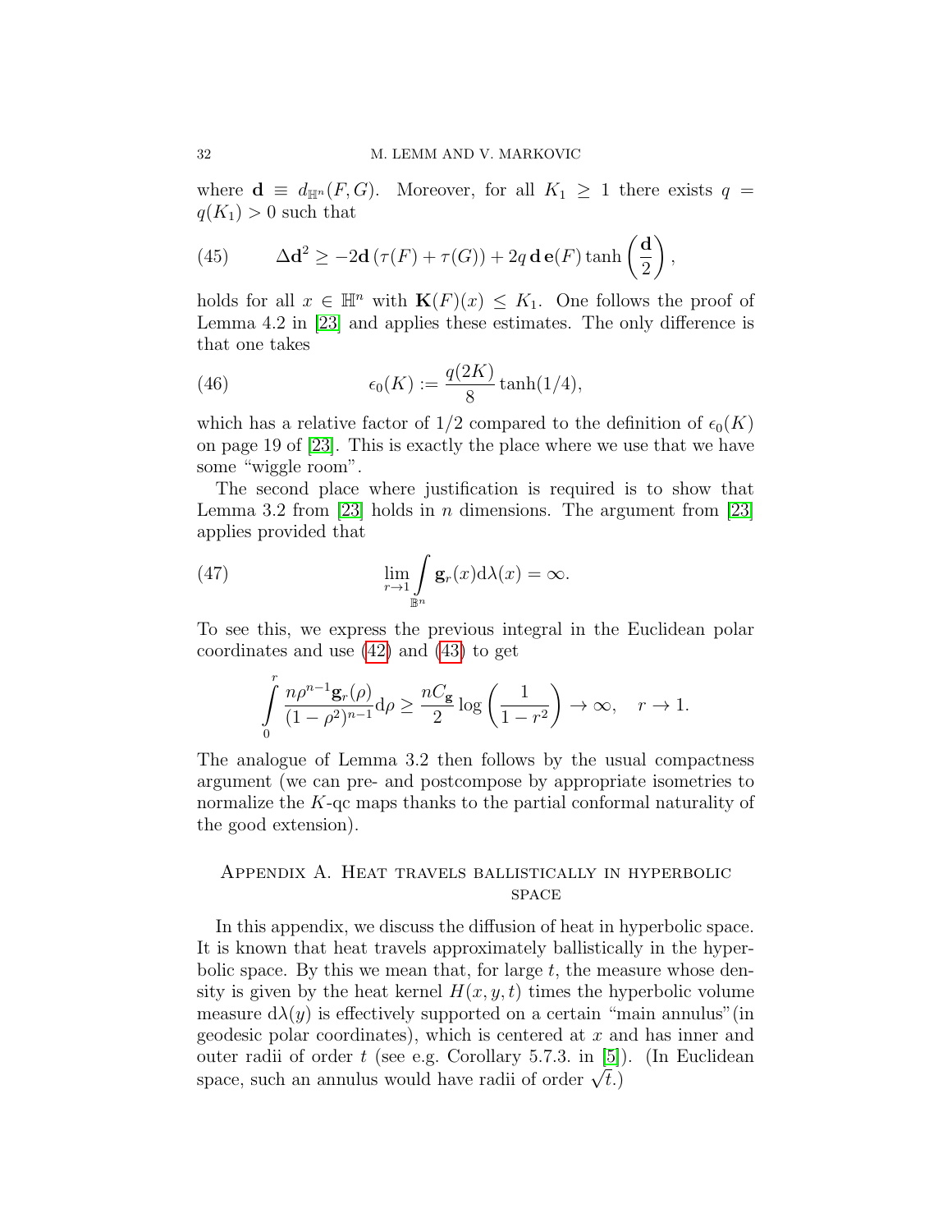where $\mathbf{d} \equiv d_{\mathbb{H}^n}(F, G)$. Moreover, for all $K_1 \geq 1$ there exists $q = q(K_1) > 0$ such that

$$\Delta \mathbf{d}^2 \geq -2\mathbf{d}\,(\tau(F) + \tau(G)) + 2q\,\mathbf{d}\,\mathbf{e}(F)\tanh\left(\frac{\mathbf{d}}{2}\right), \tag{45}$$

holds for all $x \in \mathbb{H}^n$ with $\mathbf{K}(F)(x) \leq K_1$. One follows the proof of Lemma 4.2 in [23] and applies these estimates. The only difference is that one takes

$$\epsilon_0(K) := \frac{q(2K)}{8}\tanh(1/4), \tag{46}$$

which has a relative factor of $1/2$ compared to the definition of $\epsilon_0(K)$ on page 19 of [23]. This is exactly the place where we use that we have some "wiggle room".

The second place where justification is required is to show that Lemma 3.2 from [23] holds in $n$ dimensions. The argument from [23] applies provided that

$$\lim_{r\to 1} \int_{\mathbb{B}^n} \mathbf{g}_r(x)\mathrm{d}\lambda(x) = \infty. \tag{47}$$

To see this, we express the previous integral in the Euclidean polar coordinates and use (42) and (43) to get

$$\int_0^r \frac{n\rho^{n-1}\mathbf{g}_r(\rho)}{(1-\rho^2)^{n-1}}\mathrm{d}\rho \geq \frac{nC_{\mathbf{g}}}{2}\log\left(\frac{1}{1-r^2}\right) \to \infty, \quad r \to 1.$$

The analogue of Lemma 3.2 then follows by the usual compactness argument (we can pre- and postcompose by appropriate isometries to normalize the $K$-qc maps thanks to the partial conformal naturality of the good extension).

## Appendix A. Heat travels ballistically in hyperbolic space

In this appendix, we discuss the diffusion of heat in hyperbolic space. It is known that heat travels approximately ballistically in the hyperbolic space. By this we mean that, for large $t$, the measure whose density is given by the heat kernel $H(x, y, t)$ times the hyperbolic volume measure $\mathrm{d}\lambda(y)$ is effectively supported on a certain "main annulus"(in geodesic polar coordinates), which is centered at $x$ and has inner and outer radii of order $t$ (see e.g. Corollary 5.7.3. in [5]). (In Euclidean space, such an annulus would have radii of order $\sqrt{t}$.)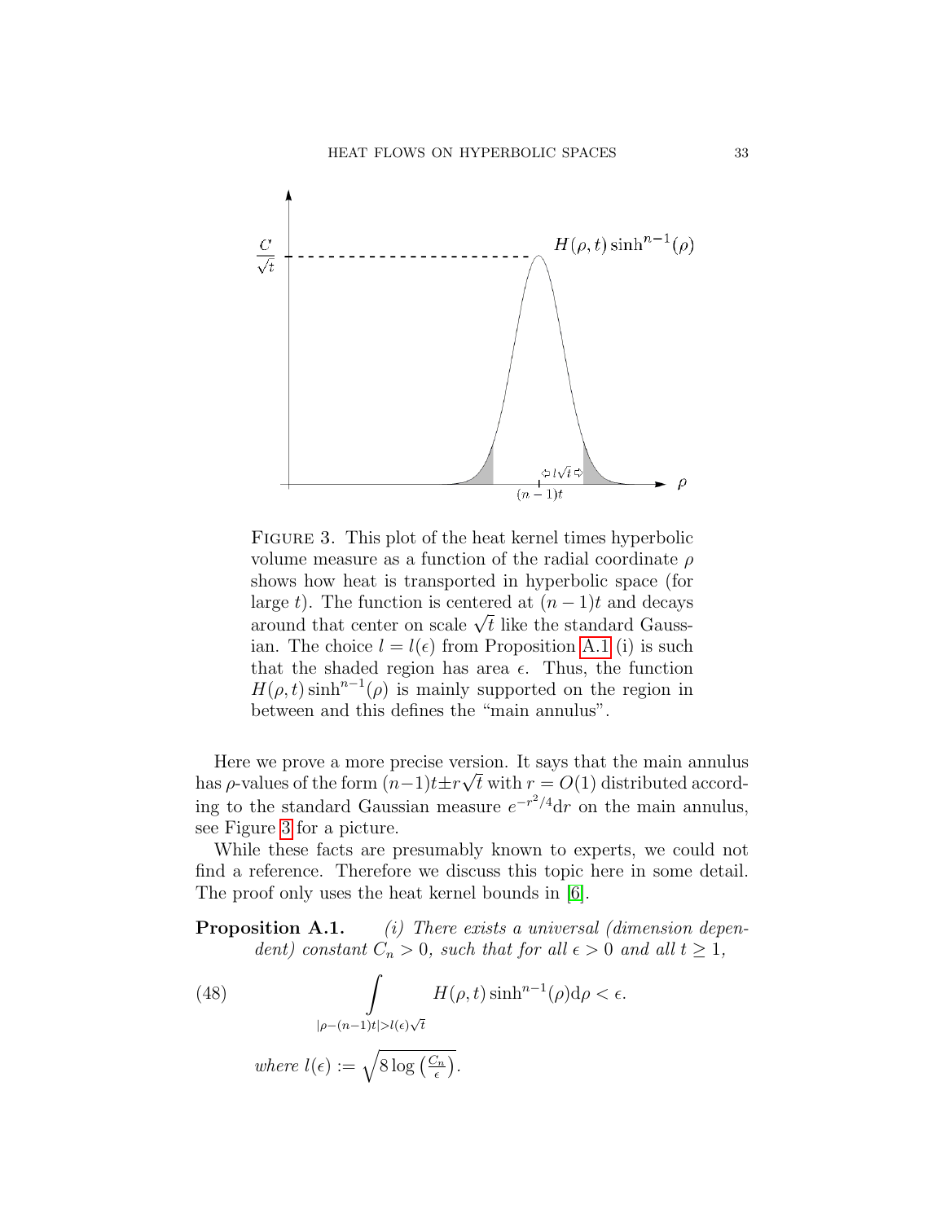FIGURE 3. This plot of the heat kernel times hyperbolic volume measure as a function of the radial coordinate $\rho$ shows how heat is transported in hyperbolic space (for large $t$). The function is centered at $(n-1)t$ and decays around that center on scale $\sqrt{t}$ like the standard Gaussian. The choice $l = l(\epsilon)$ from Proposition A.1 (i) is such that the shaded region has area $\epsilon$. Thus, the function $H(\rho,t)\sinh^{n-1}(\rho)$ is mainly supported on the region in between and this defines the "main annulus".

Here we prove a more precise version. It says that the main annulus has $\rho$-values of the form $(n-1)t \pm r\sqrt{t}$ with $r = O(1)$ distributed according to the standard Gaussian measure $e^{-r^2/4}\mathrm{d}r$ on the main annulus, see Figure 3 for a picture.

While these facts are presumably known to experts, we could not find a reference. Therefore we discuss this topic here in some detail. The proof only uses the heat kernel bounds in [6].

**Proposition A.1.** *(i) There exists a universal (dimension dependent) constant $C_n > 0$, such that for all $\epsilon > 0$ and all $t \geq 1$,*

$$\int_{|\rho-(n-1)t|>l(\epsilon)\sqrt{t}} H(\rho,t)\sinh^{n-1}(\rho)\mathrm{d}\rho < \epsilon. \tag{48}$$

*where* $l(\epsilon) := \sqrt{8\log\left(\frac{C_n}{\epsilon}\right)}$.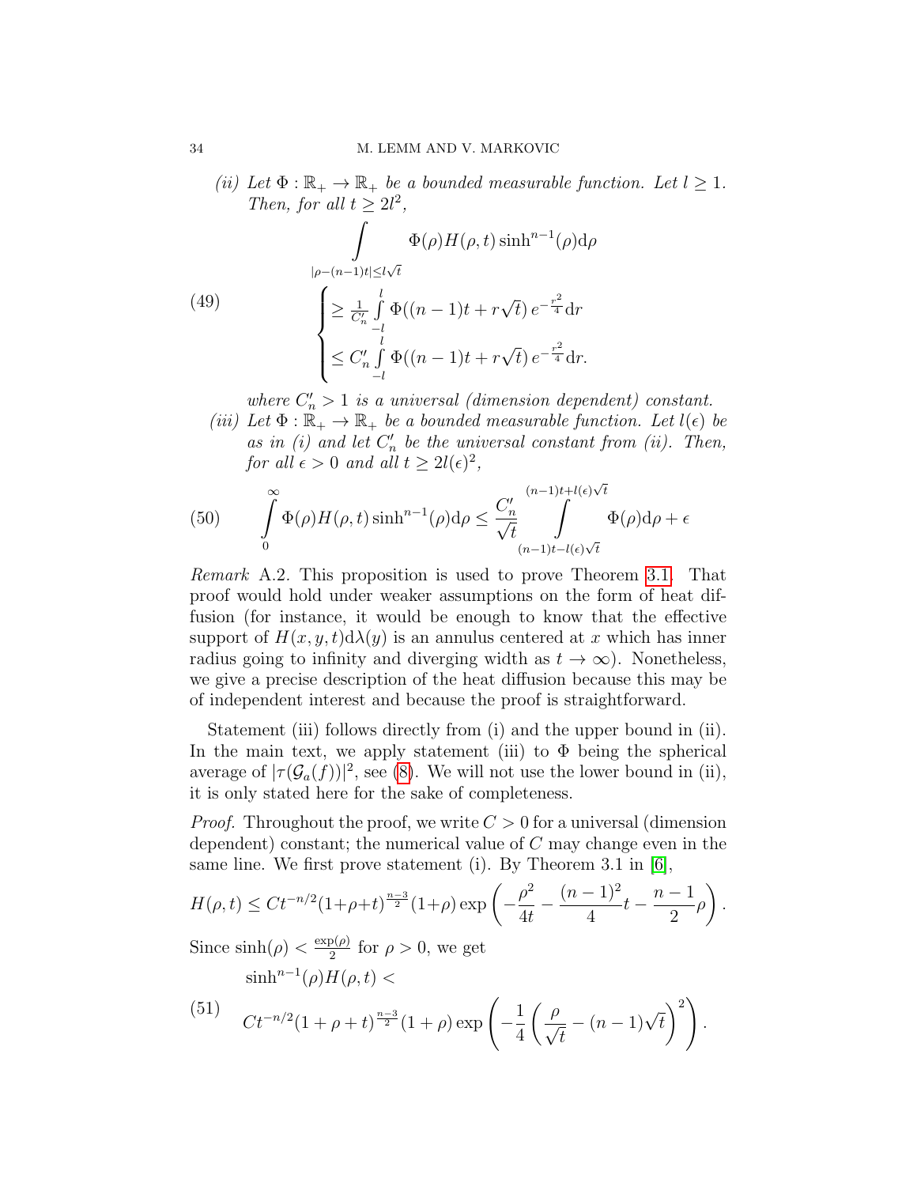*(ii) Let $\Phi : \mathbb{R}_+ \to \mathbb{R}_+$ be a bounded measurable function. Let $l \geq 1$. Then, for all $t \geq 2l^2$,*

$$
\int\limits_{|\rho-(n-1)t|\leq l\sqrt{t}} \Phi(\rho) H(\rho,t) \sinh^{n-1}(\rho) \mathrm{d}\rho
$$

$$
\begin{cases} \geq \frac{1}{C_n'} \int\limits_{-l}^{l} \Phi((n-1)t + r\sqrt{t})\, e^{-\frac{r^2}{4}} \mathrm{d}r \\ \leq C_n' \int\limits_{-l}^{l} \Phi((n-1)t + r\sqrt{t})\, e^{-\frac{r^2}{4}} \mathrm{d}r. \end{cases} \tag{49}
$$

*where $C_n' > 1$ is a universal (dimension dependent) constant.*

*(iii) Let $\Phi : \mathbb{R}_+ \to \mathbb{R}_+$ be a bounded measurable function. Let $l(\epsilon)$ be as in (i) and let $C_n'$ be the universal constant from (ii). Then, for all $\epsilon > 0$ and all $t \geq 2l(\epsilon)^2$,*

$$
\int\limits_0^\infty \Phi(\rho) H(\rho,t) \sinh^{n-1}(\rho) \mathrm{d}\rho \leq \frac{C_n'}{\sqrt{t}} \int\limits_{(n-1)t - l(\epsilon)\sqrt{t}}^{(n-1)t + l(\epsilon)\sqrt{t}} \Phi(\rho) \mathrm{d}\rho + \epsilon \tag{50}
$$

*Remark* A.2. This proposition is used to prove Theorem 3.1. That proof would hold under weaker assumptions on the form of heat diffusion (for instance, it would be enough to know that the effective support of $H(x,y,t)\mathrm{d}\lambda(y)$ is an annulus centered at $x$ which has inner radius going to infinity and diverging width as $t \to \infty$). Nonetheless, we give a precise description of the heat diffusion because this may be of independent interest and because the proof is straightforward.

Statement (iii) follows directly from (i) and the upper bound in (ii). In the main text, we apply statement (iii) to $\Phi$ being the spherical average of $|\tau(\mathcal{G}_a(f))|^2$, see (8). We will not use the lower bound in (ii), it is only stated here for the sake of completeness.

*Proof.* Throughout the proof, we write $C > 0$ for a universal (dimension dependent) constant; the numerical value of $C$ may change even in the same line. We first prove statement (i). By Theorem 3.1 in [6],

$$
H(\rho,t) \leq C t^{-n/2} (1+\rho+t)^{\frac{n-3}{2}} (1+\rho) \exp\left( -\frac{\rho^2}{4t} - \frac{(n-1)^2}{4} t - \frac{n-1}{2}\rho \right).
$$

Since $\sinh(\rho) < \frac{\exp(\rho)}{2}$ for $\rho > 0$, we get

$$
\sinh^{n-1}(\rho) H(\rho,t) < C t^{-n/2} (1+\rho+t)^{\frac{n-3}{2}} (1+\rho) \exp\left( -\frac{1}{4} \left( \frac{\rho}{\sqrt{t}} - (n-1)\sqrt{t} \right)^2 \right). \tag{51}
$$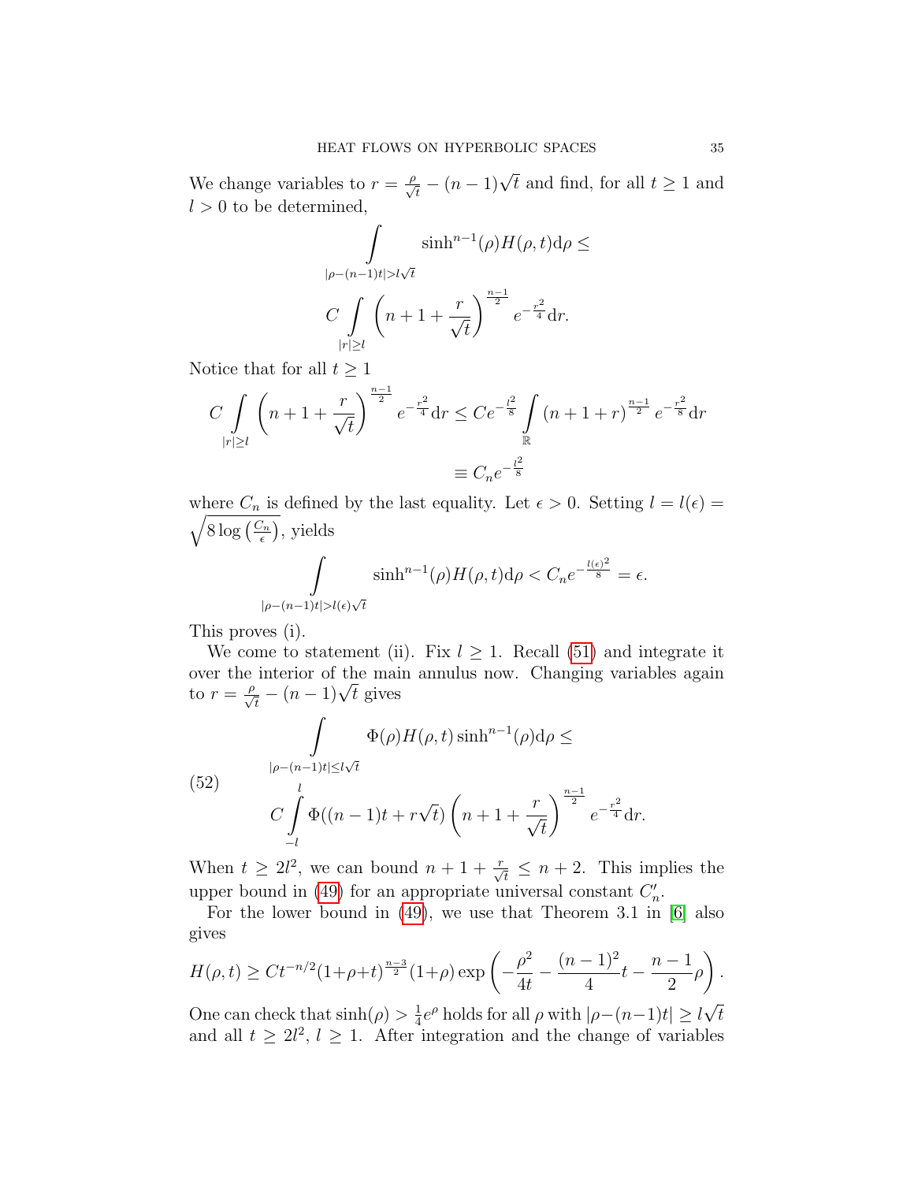We change variables to $r = \frac{\rho}{\sqrt{t}} - (n-1)\sqrt{t}$ and find, for all $t \geq 1$ and $l > 0$ to be determined,

$$\int\limits_{|\rho-(n-1)t|>l\sqrt{t}} \sinh^{n-1}(\rho) H(\rho,t) \mathrm{d}\rho \leq$$

$$C \int\limits_{|r|\geq l} \left(n+1+\frac{r}{\sqrt{t}}\right)^{\frac{n-1}{2}} e^{-\frac{r^2}{4}} \mathrm{d}r.$$

Notice that for all $t \geq 1$

$$C \int\limits_{|r|\geq l} \left(n+1+\frac{r}{\sqrt{t}}\right)^{\frac{n-1}{2}} e^{-\frac{r^2}{4}} \mathrm{d}r \leq C e^{-\frac{l^2}{8}} \int\limits_{\mathbb{R}} (n+1+r)^{\frac{n-1}{2}} e^{-\frac{r^2}{8}} \mathrm{d}r$$

$$\equiv C_n e^{-\frac{l^2}{8}}$$

where $C_n$ is defined by the last equality. Let $\epsilon > 0$. Setting $l = l(\epsilon) = \sqrt{8\log\left(\frac{C_n}{\epsilon}\right)}$, yields

$$\int\limits_{|\rho-(n-1)t|>l(\epsilon)\sqrt{t}} \sinh^{n-1}(\rho) H(\rho,t) \mathrm{d}\rho < C_n e^{-\frac{l(\epsilon)^2}{8}} = \epsilon.$$

This proves (i).

We come to statement (ii). Fix $l \geq 1$. Recall (51) and integrate it over the interior of the main annulus now. Changing variables again to $r = \frac{\rho}{\sqrt{t}} - (n-1)\sqrt{t}$ gives

$$\int\limits_{|\rho-(n-1)t|\leq l\sqrt{t}} \Phi(\rho) H(\rho,t) \sinh^{n-1}(\rho) \mathrm{d}\rho \leq$$

$$C \int\limits_{-l}^{l} \Phi((n-1)t + r\sqrt{t}) \left(n+1+\frac{r}{\sqrt{t}}\right)^{\frac{n-1}{2}} e^{-\frac{r^2}{4}} \mathrm{d}r. \tag{52}$$

When $t \geq 2l^2$, we can bound $n+1+\frac{r}{\sqrt{t}} \leq n+2$. This implies the upper bound in (49) for an appropriate universal constant $C_n'$.

For the lower bound in (49), we use that Theorem 3.1 in [6] also gives

$$H(\rho,t) \geq C t^{-n/2} (1+\rho+t)^{\frac{n-3}{2}} (1+\rho) \exp\left(-\frac{\rho^2}{4t} - \frac{(n-1)^2}{4} t - \frac{n-1}{2}\rho\right).$$

One can check that $\sinh(\rho) > \frac{1}{4}e^{\rho}$ holds for all $\rho$ with $|\rho-(n-1)t| \geq l\sqrt{t}$ and all $t \geq 2l^2$, $l \geq 1$. After integration and the change of variables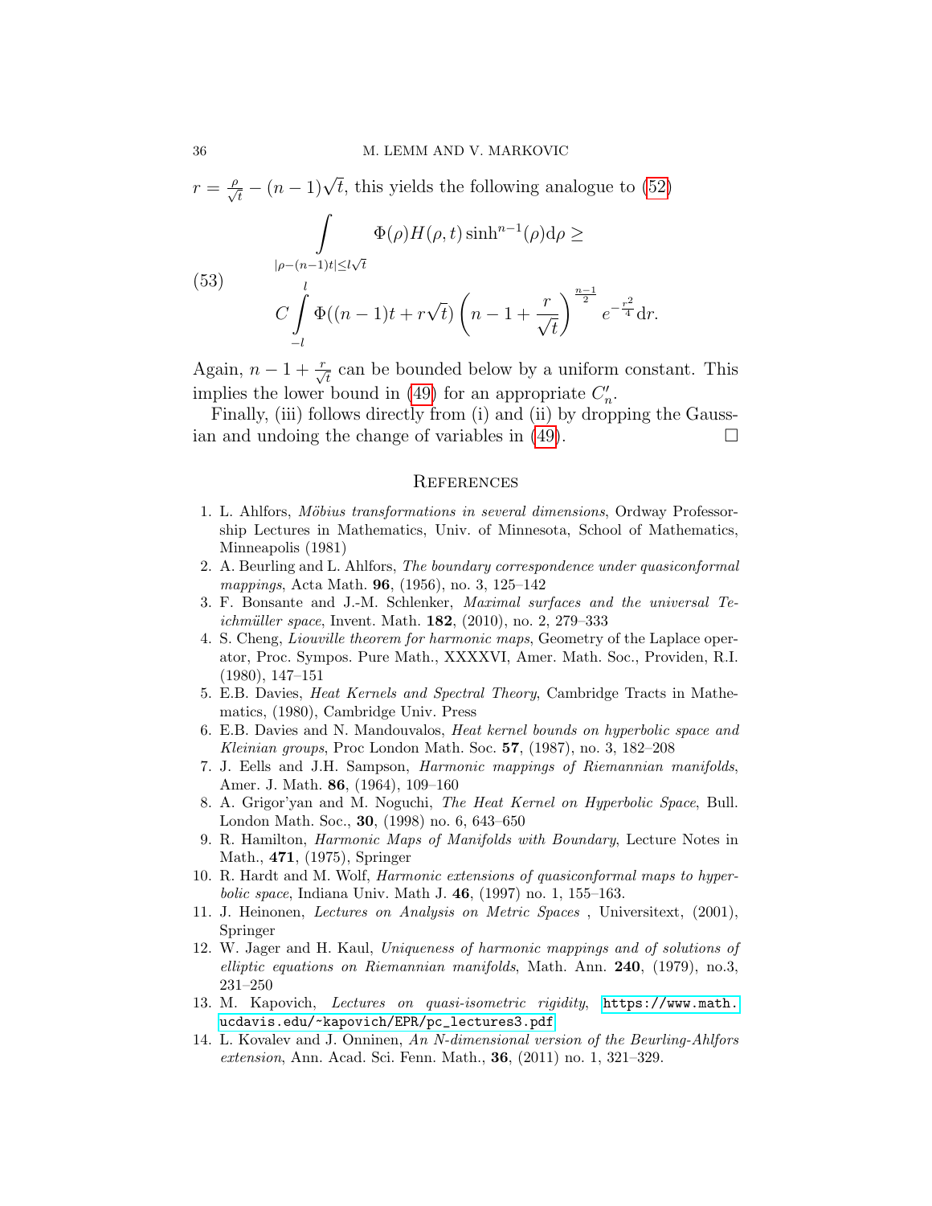$r = \frac{\rho}{\sqrt{t}} - (n-1)\sqrt{t}$, this yields the following analogue to (52)

$$\int_{|\rho-(n-1)t|\leq l\sqrt{t}} \Phi(\rho)H(\rho,t)\sinh^{n-1}(\rho)\mathrm{d}\rho \geq C\int_{-l}^{l} \Phi((n-1)t + r\sqrt{t})\left(n-1+\frac{r}{\sqrt{t}}\right)^{\frac{n-1}{2}} e^{-\frac{r^2}{4}}\mathrm{d}r. \tag{53}$$

Again, $n-1+\frac{r}{\sqrt{t}}$ can be bounded below by a uniform constant. This implies the lower bound in (49) for an appropriate $C_n'$.

Finally, (iii) follows directly from (i) and (ii) by dropping the Gaussian and undoing the change of variables in (49). □

## References

1. L. Ahlfors, *Möbius transformations in several dimensions*, Ordway Professorship Lectures in Mathematics, Univ. of Minnesota, School of Mathematics, Minneapolis (1981)
2. A. Beurling and L. Ahlfors, *The boundary correspondence under quasiconformal mappings*, Acta Math. **96**, (1956), no. 3, 125–142
3. F. Bonsante and J.-M. Schlenker, *Maximal surfaces and the universal Teichmüller space*, Invent. Math. **182**, (2010), no. 2, 279–333
4. S. Cheng, *Liouville theorem for harmonic maps*, Geometry of the Laplace operator, Proc. Sympos. Pure Math., XXXXVI, Amer. Math. Soc., Providen, R.I. (1980), 147–151
5. E.B. Davies, *Heat Kernels and Spectral Theory*, Cambridge Tracts in Mathematics, (1980), Cambridge Univ. Press
6. E.B. Davies and N. Mandouvalos, *Heat kernel bounds on hyperbolic space and Kleinian groups*, Proc London Math. Soc. **57**, (1987), no. 3, 182–208
7. J. Eells and J.H. Sampson, *Harmonic mappings of Riemannian manifolds*, Amer. J. Math. **86**, (1964), 109–160
8. A. Grigor'yan and M. Noguchi, *The Heat Kernel on Hyperbolic Space*, Bull. London Math. Soc., **30**, (1998) no. 6, 643–650
9. R. Hamilton, *Harmonic Maps of Manifolds with Boundary*, Lecture Notes in Math., **471**, (1975), Springer
10. R. Hardt and M. Wolf, *Harmonic extensions of quasiconformal maps to hyperbolic space*, Indiana Univ. Math J. **46**, (1997) no. 1, 155–163.
11. J. Heinonen, *Lectures on Analysis on Metric Spaces* , Universitext, (2001), Springer
12. W. Jager and H. Kaul, *Uniqueness of harmonic mappings and of solutions of elliptic equations on Riemannian manifolds*, Math. Ann. **240**, (1979), no.3, 231–250
13. M. Kapovich, *Lectures on quasi-isometric rigidity*, https://www.math.ucdavis.edu/~kapovich/EPR/pc_lectures3.pdf
14. L. Kovalev and J. Onninen, *An N-dimensional version of the Beurling-Ahlfors extension*, Ann. Acad. Sci. Fenn. Math., **36**, (2011) no. 1, 321–329.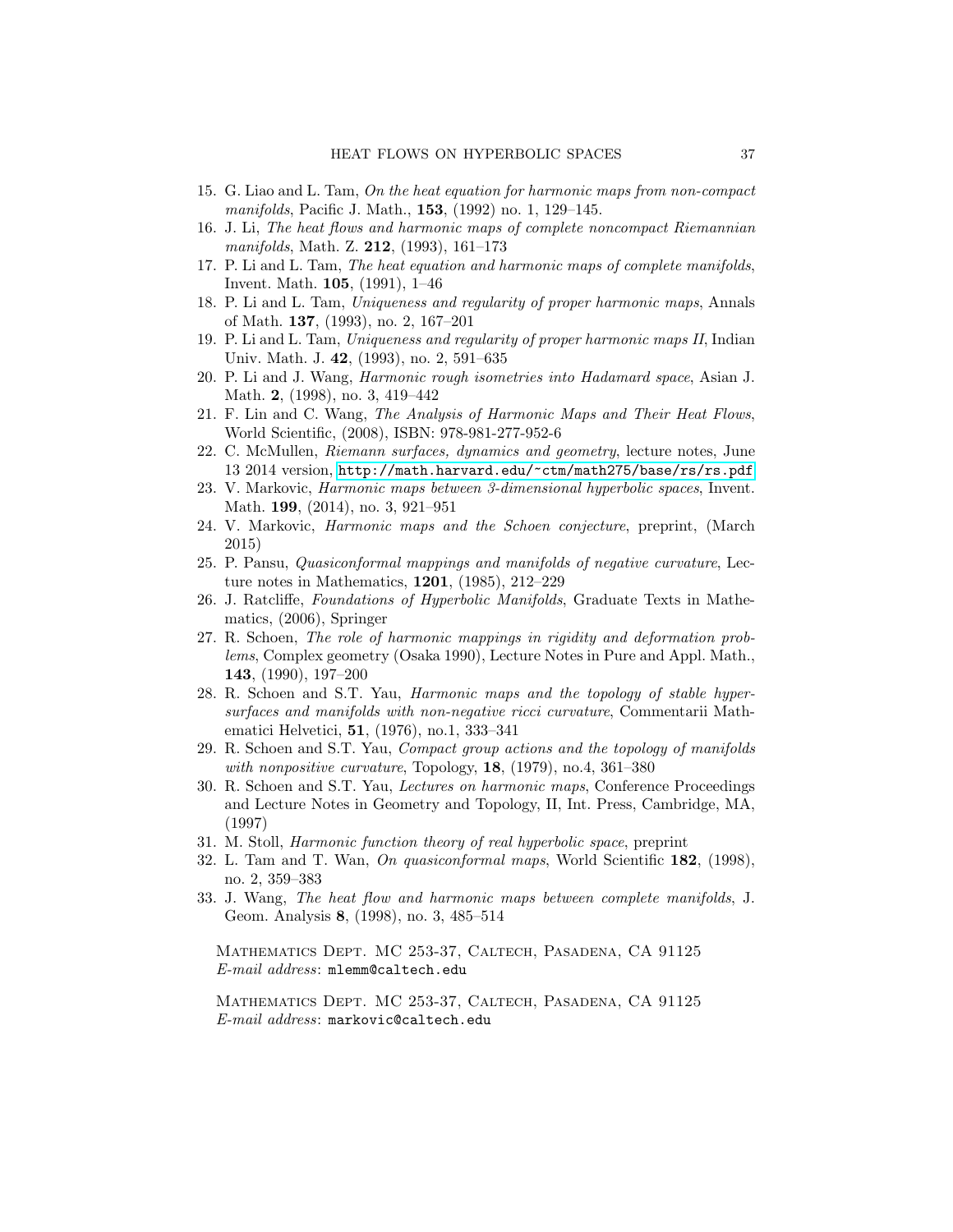15. G. Liao and L. Tam, *On the heat equation for harmonic maps from non-compact manifolds*, Pacific J. Math., **153**, (1992) no. 1, 129–145.
16. J. Li, *The heat flows and harmonic maps of complete noncompact Riemannian manifolds*, Math. Z. **212**, (1993), 161–173
17. P. Li and L. Tam, *The heat equation and harmonic maps of complete manifolds*, Invent. Math. **105**, (1991), 1–46
18. P. Li and L. Tam, *Uniqueness and regularity of proper harmonic maps*, Annals of Math. **137**, (1993), no. 2, 167–201
19. P. Li and L. Tam, *Uniqueness and regularity of proper harmonic maps II*, Indian Univ. Math. J. **42**, (1993), no. 2, 591–635
20. P. Li and J. Wang, *Harmonic rough isometries into Hadamard space*, Asian J. Math. **2**, (1998), no. 3, 419–442
21. F. Lin and C. Wang, *The Analysis of Harmonic Maps and Their Heat Flows*, World Scientific, (2008), ISBN: 978-981-277-952-6
22. C. McMullen, *Riemann surfaces, dynamics and geometry*, lecture notes, June 13 2014 version, `http://math.harvard.edu/~ctm/math275/base/rs/rs.pdf`
23. V. Markovic, *Harmonic maps between 3-dimensional hyperbolic spaces*, Invent. Math. **199**, (2014), no. 3, 921–951
24. V. Markovic, *Harmonic maps and the Schoen conjecture*, preprint, (March 2015)
25. P. Pansu, *Quasiconformal mappings and manifolds of negative curvature*, Lecture notes in Mathematics, **1201**, (1985), 212–229
26. J. Ratcliffe, *Foundations of Hyperbolic Manifolds*, Graduate Texts in Mathematics, (2006), Springer
27. R. Schoen, *The role of harmonic mappings in rigidity and deformation problems*, Complex geometry (Osaka 1990), Lecture Notes in Pure and Appl. Math., **143**, (1990), 197–200
28. R. Schoen and S.T. Yau, *Harmonic maps and the topology of stable hypersurfaces and manifolds with non-negative ricci curvature*, Commentarii Mathematici Helvetici, **51**, (1976), no.1, 333–341
29. R. Schoen and S.T. Yau, *Compact group actions and the topology of manifolds with nonpositive curvature*, Topology, **18**, (1979), no.4, 361–380
30. R. Schoen and S.T. Yau, *Lectures on harmonic maps*, Conference Proceedings and Lecture Notes in Geometry and Topology, II, Int. Press, Cambridge, MA, (1997)
31. M. Stoll, *Harmonic function theory of real hyperbolic space*, preprint
32. L. Tam and T. Wan, *On quasiconformal maps*, World Scientific **182**, (1998), no. 2, 359–383
33. J. Wang, *The heat flow and harmonic maps between complete manifolds*, J. Geom. Analysis **8**, (1998), no. 3, 485–514

Mathematics Dept. MC 253-37, Caltech, Pasadena, CA 91125
*E-mail address*: `mlemm@caltech.edu`

Mathematics Dept. MC 253-37, Caltech, Pasadena, CA 91125
*E-mail address*: `markovic@caltech.edu`